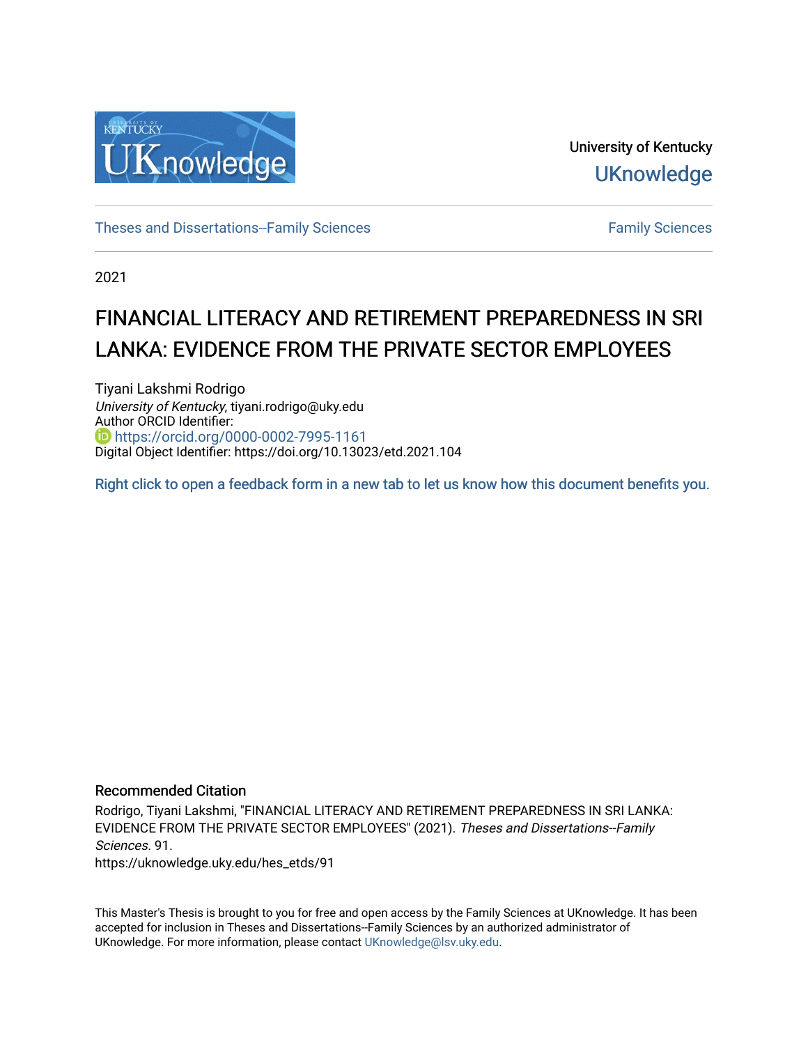University of Kentucky

UKnowledge

Theses and Dissertations--Family Sciences

Family Sciences

2021

# FINANCIAL LITERACY AND RETIREMENT PREPAREDNESS IN SRI LANKA: EVIDENCE FROM THE PRIVATE SECTOR EMPLOYEES

Tiyani Lakshmi Rodrigo
*University of Kentucky*, tiyani.rodrigo@uky.edu
Author ORCID Identifier:
https://orcid.org/0000-0002-7995-1161
Digital Object Identifier: https://doi.org/10.13023/etd.2021.104

Right click to open a feedback form in a new tab to let us know how this document benefits you.

## Recommended Citation

Rodrigo, Tiyani Lakshmi, "FINANCIAL LITERACY AND RETIREMENT PREPAREDNESS IN SRI LANKA: EVIDENCE FROM THE PRIVATE SECTOR EMPLOYEES" (2021). *Theses and Dissertations--Family Sciences*. 91.
https://uknowledge.uky.edu/hes_etds/91

This Master's Thesis is brought to you for free and open access by the Family Sciences at UKnowledge. It has been accepted for inclusion in Theses and Dissertations--Family Sciences by an authorized administrator of UKnowledge. For more information, please contact UKnowledge@lsv.uky.edu.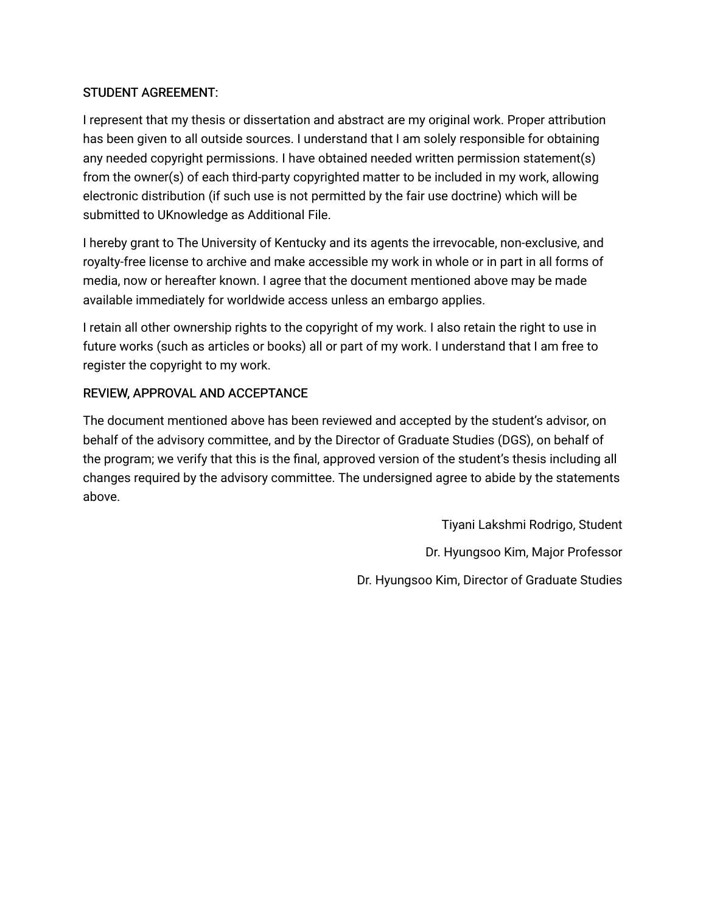STUDENT AGREEMENT:

I represent that my thesis or dissertation and abstract are my original work. Proper attribution has been given to all outside sources. I understand that I am solely responsible for obtaining any needed copyright permissions. I have obtained needed written permission statement(s) from the owner(s) of each third-party copyrighted matter to be included in my work, allowing electronic distribution (if such use is not permitted by the fair use doctrine) which will be submitted to UKnowledge as Additional File.

I hereby grant to The University of Kentucky and its agents the irrevocable, non-exclusive, and royalty-free license to archive and make accessible my work in whole or in part in all forms of media, now or hereafter known. I agree that the document mentioned above may be made available immediately for worldwide access unless an embargo applies.

I retain all other ownership rights to the copyright of my work. I also retain the right to use in future works (such as articles or books) all or part of my work. I understand that I am free to register the copyright to my work.

REVIEW, APPROVAL AND ACCEPTANCE

The document mentioned above has been reviewed and accepted by the student's advisor, on behalf of the advisory committee, and by the Director of Graduate Studies (DGS), on behalf of the program; we verify that this is the final, approved version of the student's thesis including all changes required by the advisory committee. The undersigned agree to abide by the statements above.

Tiyani Lakshmi Rodrigo, Student

Dr. Hyungsoo Kim, Major Professor

Dr. Hyungsoo Kim, Director of Graduate Studies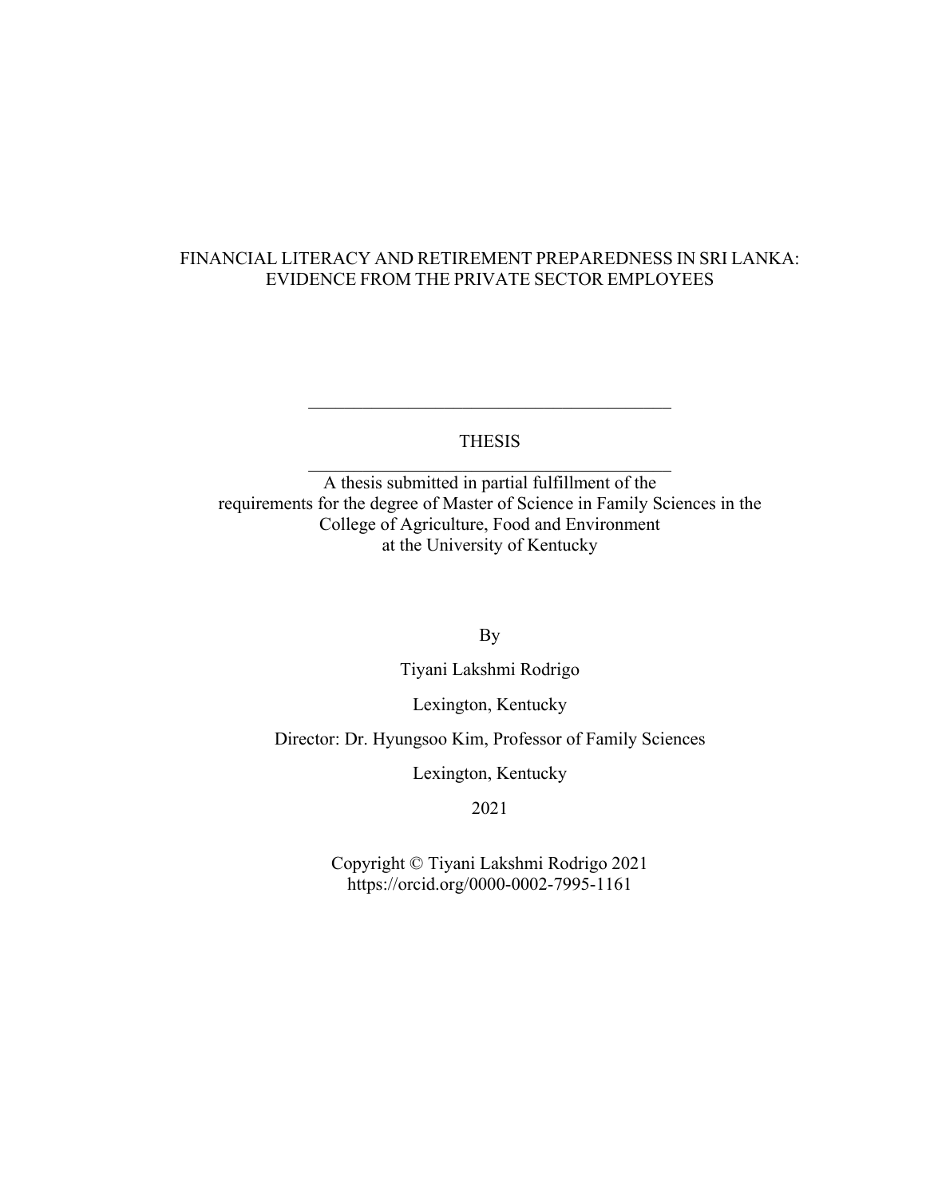# FINANCIAL LITERACY AND RETIREMENT PREPAREDNESS IN SRI LANKA: EVIDENCE FROM THE PRIVATE SECTOR EMPLOYEES

---

THESIS

---

A thesis submitted in partial fulfillment of the requirements for the degree of Master of Science in Family Sciences in the College of Agriculture, Food and Environment at the University of Kentucky

By

Tiyani Lakshmi Rodrigo

Lexington, Kentucky

Director: Dr. Hyungsoo Kim, Professor of Family Sciences

Lexington, Kentucky

2021

Copyright © Tiyani Lakshmi Rodrigo 2021
https://orcid.org/0000-0002-7995-1161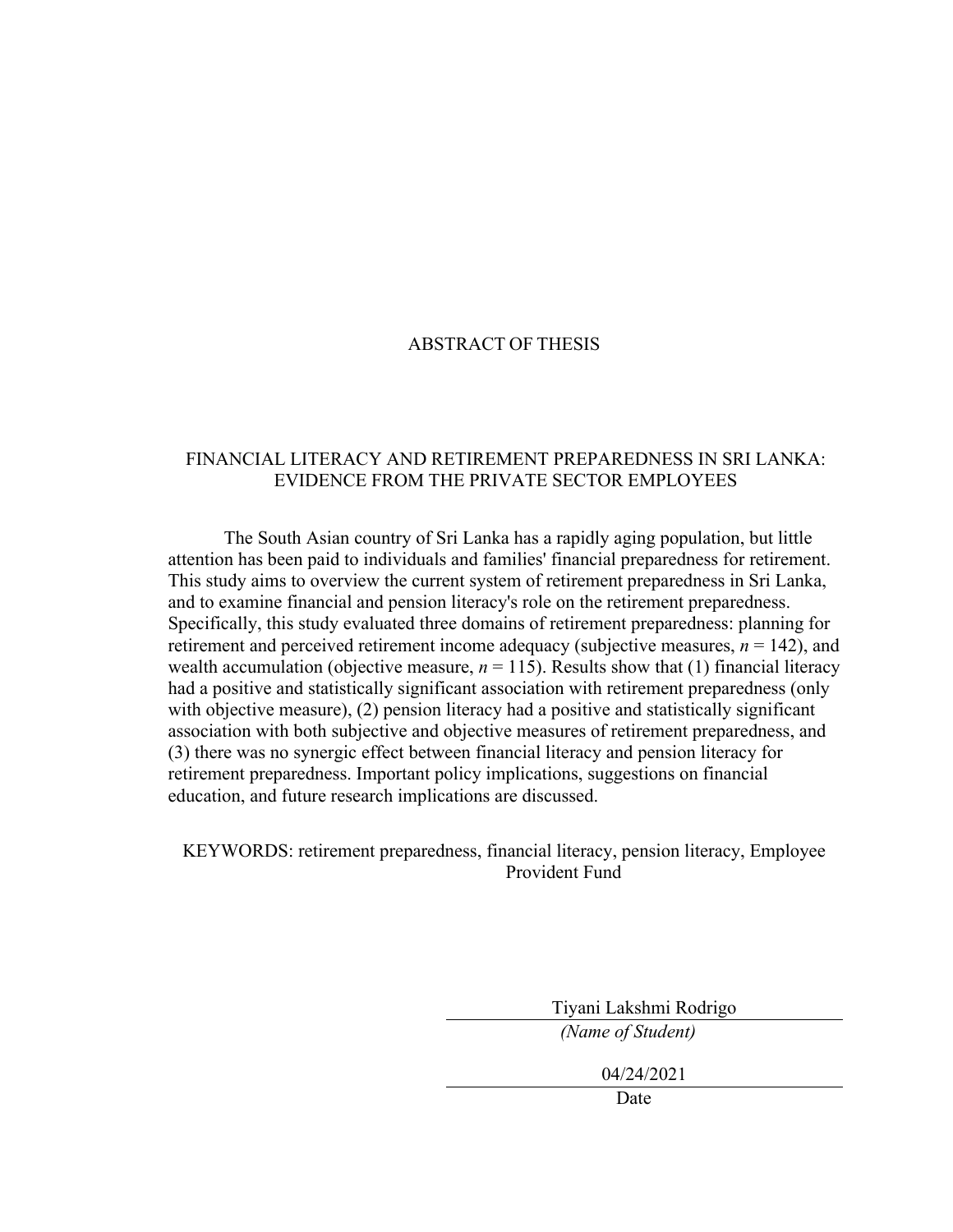# ABSTRACT OF THESIS

## FINANCIAL LITERACY AND RETIREMENT PREPAREDNESS IN SRI LANKA: EVIDENCE FROM THE PRIVATE SECTOR EMPLOYEES

The South Asian country of Sri Lanka has a rapidly aging population, but little attention has been paid to individuals and families' financial preparedness for retirement. This study aims to overview the current system of retirement preparedness in Sri Lanka, and to examine financial and pension literacy's role on the retirement preparedness. Specifically, this study evaluated three domains of retirement preparedness: planning for retirement and perceived retirement income adequacy (subjective measures, $n = 142$), and wealth accumulation (objective measure, $n = 115$). Results show that (1) financial literacy had a positive and statistically significant association with retirement preparedness (only with objective measure), (2) pension literacy had a positive and statistically significant association with both subjective and objective measures of retirement preparedness, and (3) there was no synergic effect between financial literacy and pension literacy for retirement preparedness. Important policy implications, suggestions on financial education, and future research implications are discussed.

KEYWORDS: retirement preparedness, financial literacy, pension literacy, Employee Provident Fund

Tiyani Lakshmi Rodrigo
*(Name of Student)*

04/24/2021
Date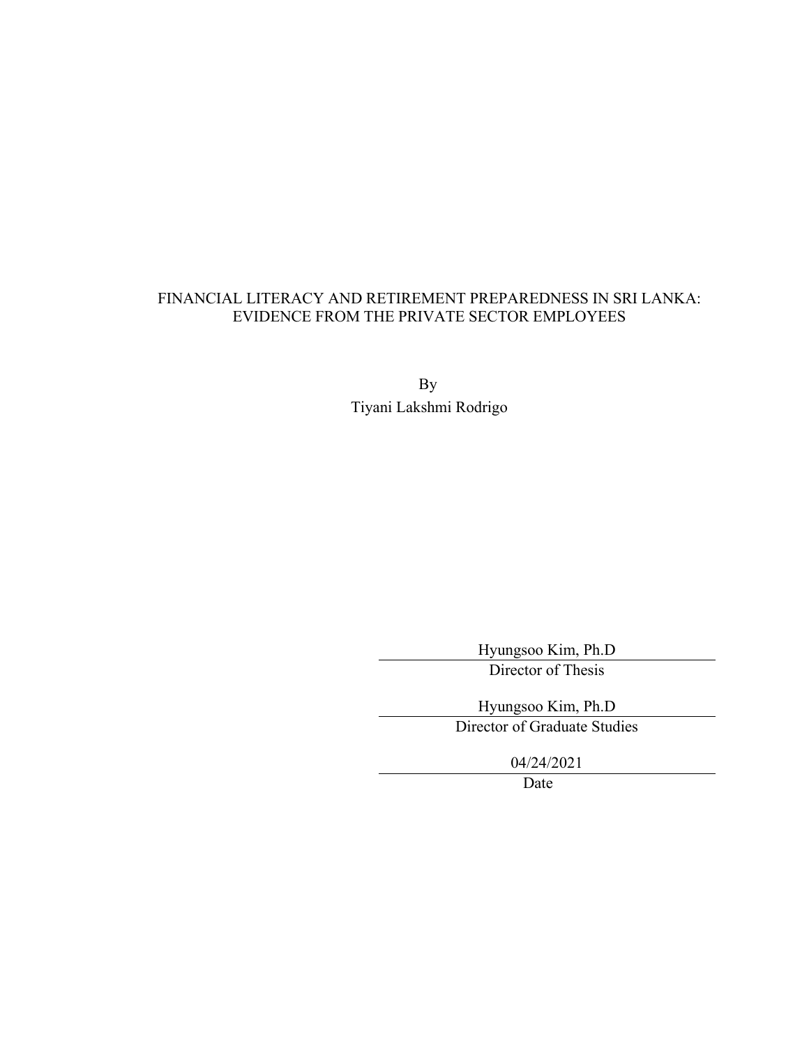FINANCIAL LITERACY AND RETIREMENT PREPAREDNESS IN SRI LANKA: EVIDENCE FROM THE PRIVATE SECTOR EMPLOYEES

By
Tiyani Lakshmi Rodrigo

Hyungsoo Kim, Ph.D
Director of Thesis

Hyungsoo Kim, Ph.D
Director of Graduate Studies

04/24/2021
Date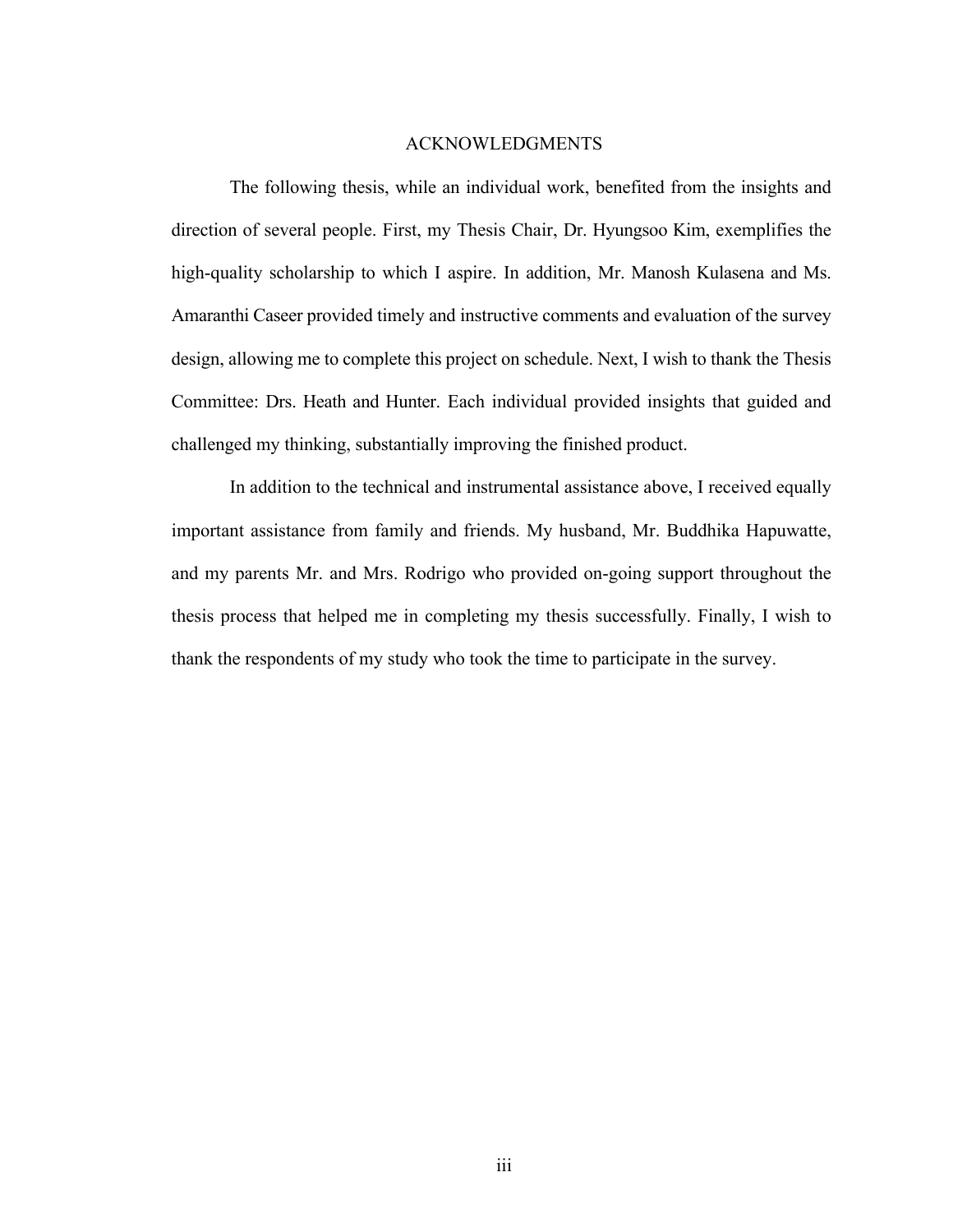# ACKNOWLEDGMENTS

The following thesis, while an individual work, benefited from the insights and direction of several people. First, my Thesis Chair, Dr. Hyungsoo Kim, exemplifies the high-quality scholarship to which I aspire. In addition, Mr. Manosh Kulasena and Ms. Amaranthi Caseer provided timely and instructive comments and evaluation of the survey design, allowing me to complete this project on schedule. Next, I wish to thank the Thesis Committee: Drs. Heath and Hunter. Each individual provided insights that guided and challenged my thinking, substantially improving the finished product.

In addition to the technical and instrumental assistance above, I received equally important assistance from family and friends. My husband, Mr. Buddhika Hapuwatte, and my parents Mr. and Mrs. Rodrigo who provided on-going support throughout the thesis process that helped me in completing my thesis successfully. Finally, I wish to thank the respondents of my study who took the time to participate in the survey.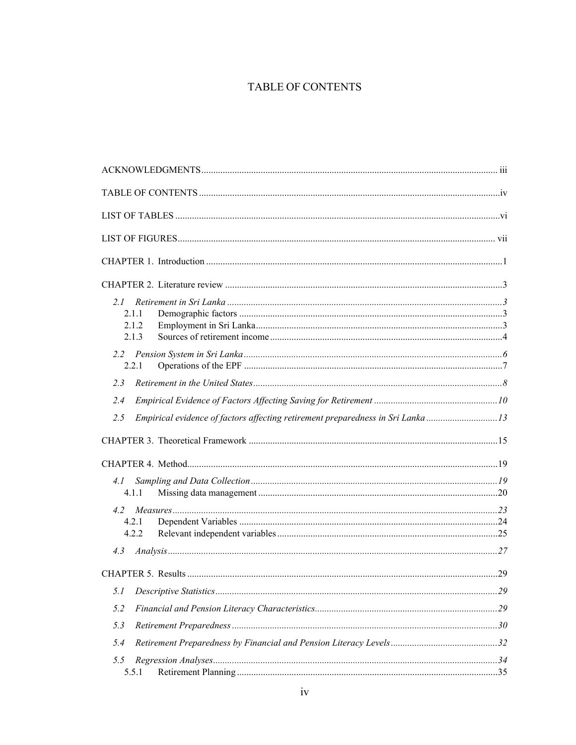# TABLE OF CONTENTS

ACKNOWLEDGMENTS .......... iii

TABLE OF CONTENTS .......... iv

LIST OF TABLES .......... vi

LIST OF FIGURES .......... vii

CHAPTER 1. Introduction .......... 1

CHAPTER 2. Literature review .......... 3

- *2.1 Retirement in Sri Lanka* .......... *3*
  - 2.1.1 Demographic factors .......... 3
  - 2.1.2 Employment in Sri Lanka .......... 3
  - 2.1.3 Sources of retirement income .......... 4
- *2.2 Pension System in Sri Lanka* .......... *6*
  - 2.2.1 Operations of the EPF .......... 7
- *2.3 Retirement in the United States* .......... *8*
- *2.4 Empirical Evidence of Factors Affecting Saving for Retirement* .......... *10*
- *2.5 Empirical evidence of factors affecting retirement preparedness in Sri Lanka* .......... *13*

CHAPTER 3. Theoretical Framework .......... 15

CHAPTER 4. Method .......... 19

- *4.1 Sampling and Data Collection* .......... *19*
  - 4.1.1 Missing data management .......... 20
- *4.2 Measures* .......... *23*
  - 4.2.1 Dependent Variables .......... 24
  - 4.2.2 Relevant independent variables .......... 25
- *4.3 Analysis* .......... *27*

CHAPTER 5. Results .......... 29

- *5.1 Descriptive Statistics* .......... *29*
- *5.2 Financial and Pension Literacy Characteristics* .......... *29*
- *5.3 Retirement Preparedness* .......... *30*
- *5.4 Retirement Preparedness by Financial and Pension Literacy Levels* .......... *32*
- *5.5 Regression Analyses* .......... *34*
  - 5.5.1 Retirement Planning .......... 35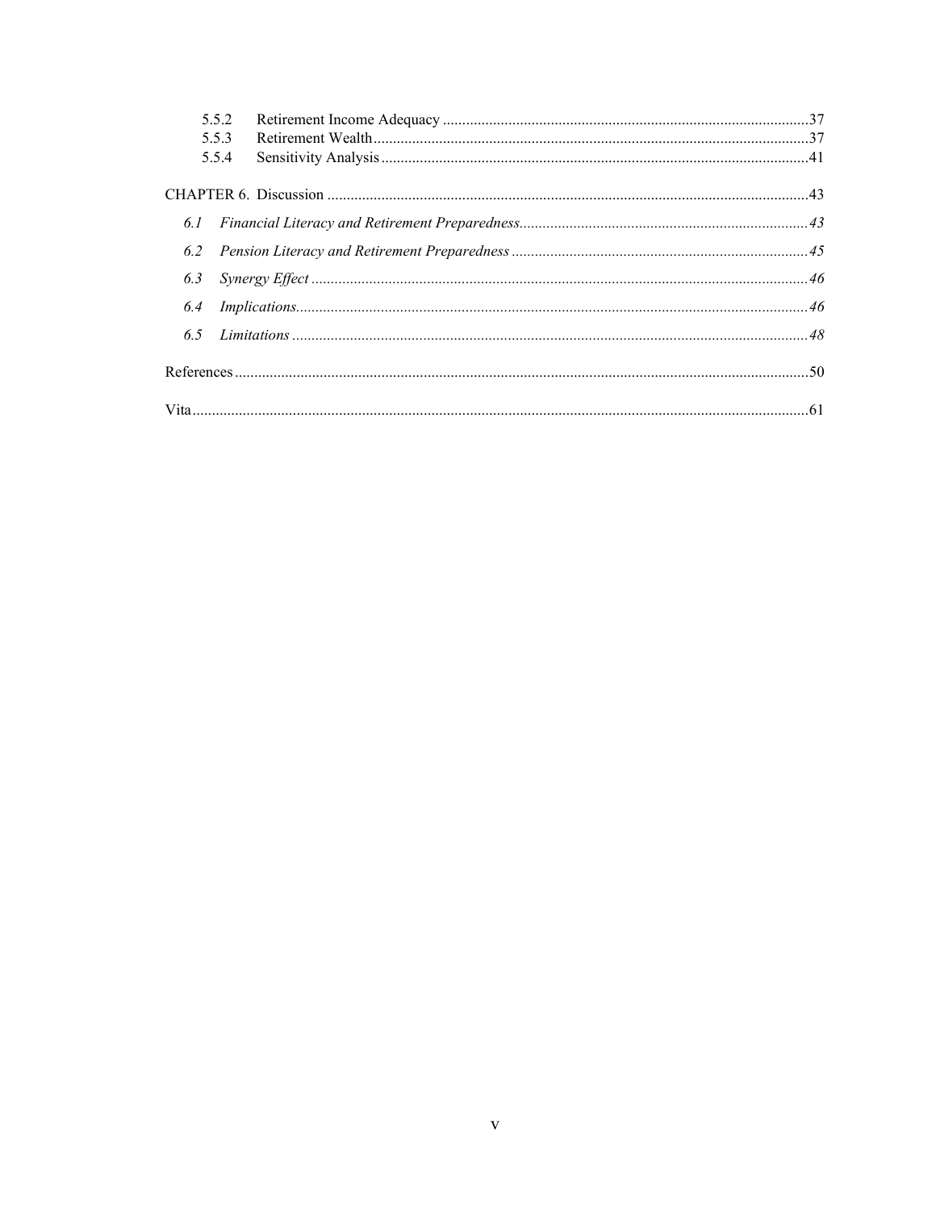5.5.2 Retirement Income Adequacy ....................................................................................................37
5.5.3 Retirement Wealth.......................................................................................................................37
5.5.4 Sensitivity Analysis ....................................................................................................................41

CHAPTER 6. Discussion .....................................................................................................................43

*6.1 Financial Literacy and Retirement Preparedness.........................................................................43*

*6.2 Pension Literacy and Retirement Preparedness ..........................................................................45*

*6.3 Synergy Effect ..............................................................................................................................46*

*6.4 Implications..................................................................................................................................46*

*6.5 Limitations ...................................................................................................................................48*

References ..............................................................................................................................................50

Vita .........................................................................................................................................................61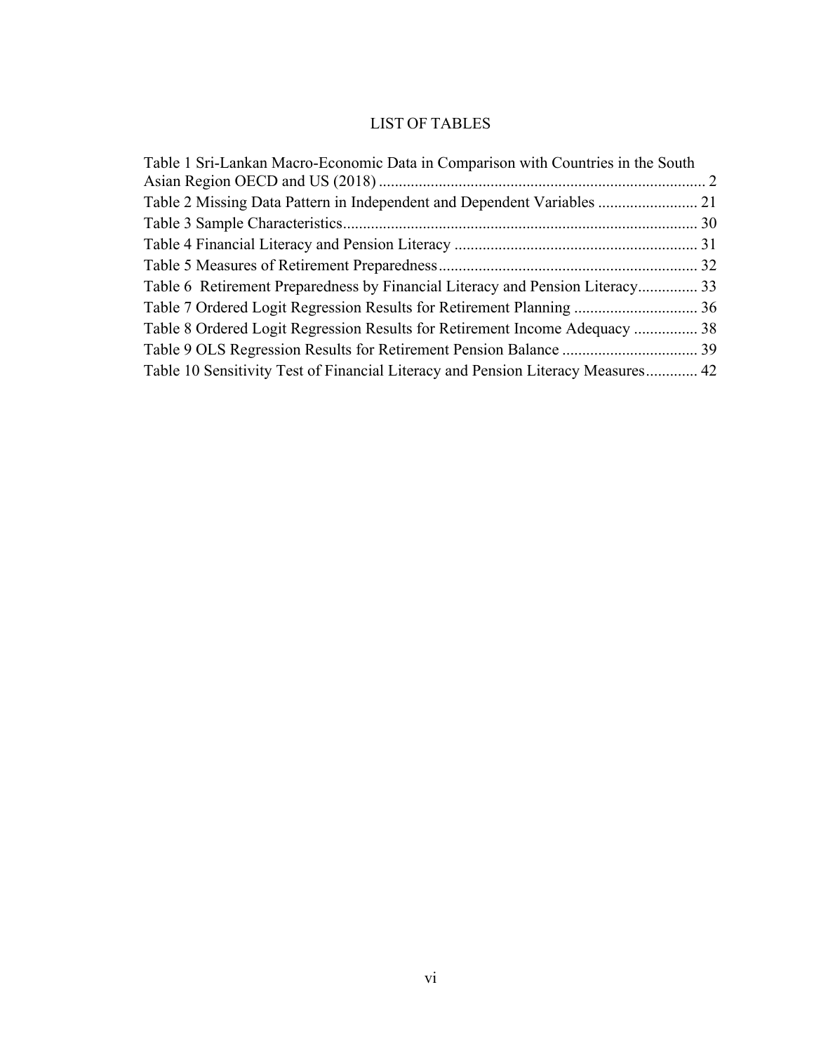# LIST OF TABLES

Table 1 Sri-Lankan Macro-Economic Data in Comparison with Countries in the South Asian Region OECD and US (2018) .......... 2

Table 2 Missing Data Pattern in Independent and Dependent Variables .......... 21

Table 3 Sample Characteristics .......... 30

Table 4 Financial Literacy and Pension Literacy .......... 31

Table 5 Measures of Retirement Preparedness .......... 32

Table 6 Retirement Preparedness by Financial Literacy and Pension Literacy .......... 33

Table 7 Ordered Logit Regression Results for Retirement Planning .......... 36

Table 8 Ordered Logit Regression Results for Retirement Income Adequacy .......... 38

Table 9 OLS Regression Results for Retirement Pension Balance .......... 39

Table 10 Sensitivity Test of Financial Literacy and Pension Literacy Measures .......... 42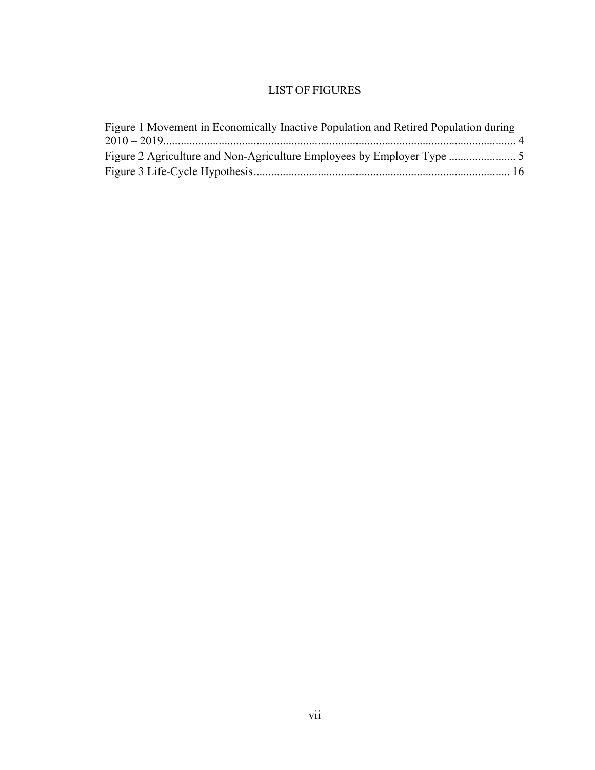# LIST OF FIGURES

Figure 1 Movement in Economically Inactive Population and Retired Population during 2010 – 2019........................................................................................................................ 4

Figure 2 Agriculture and Non-Agriculture Employees by Employer Type ....................... 5

Figure 3 Life-Cycle Hypothesis........................................................................................ 16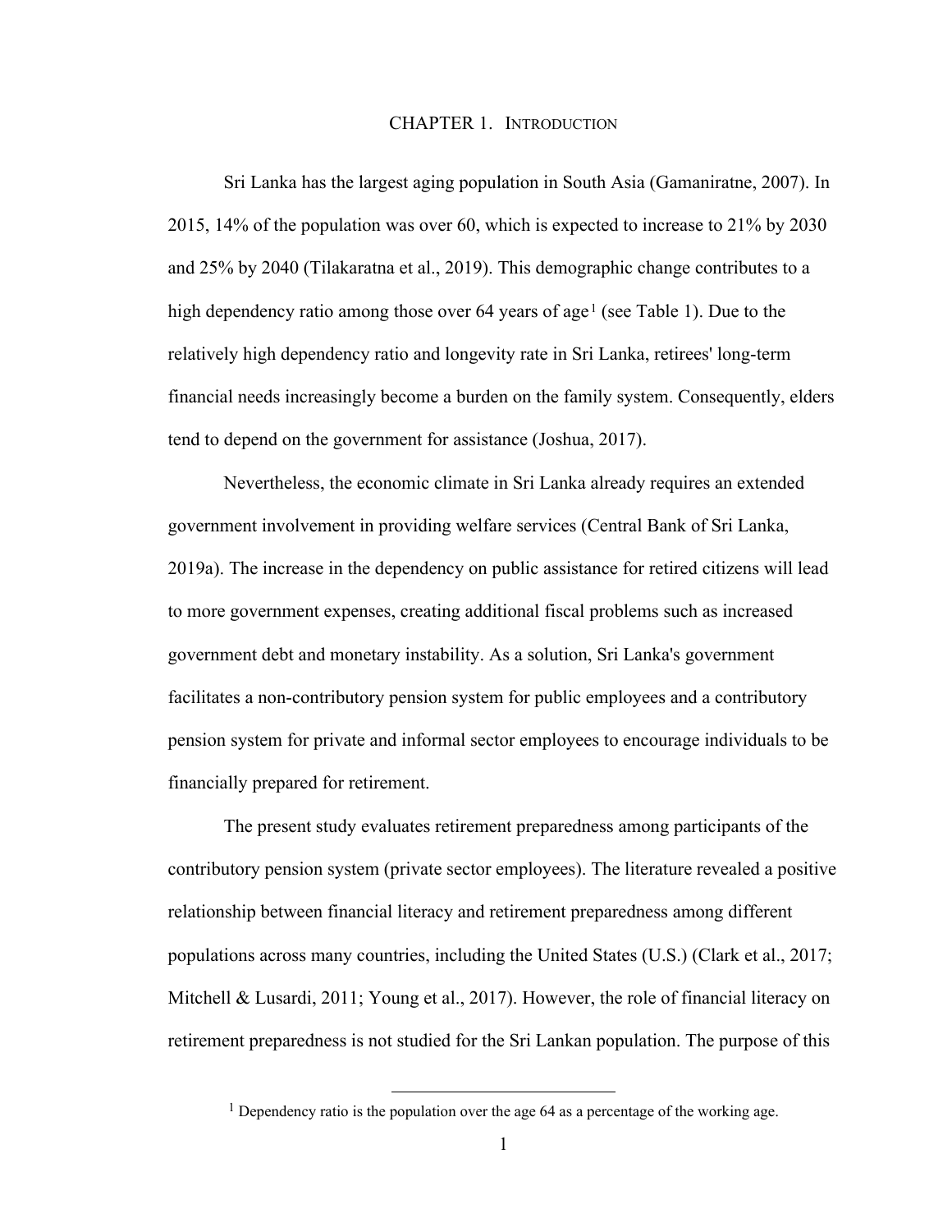# CHAPTER 1. INTRODUCTION

Sri Lanka has the largest aging population in South Asia (Gamaniratne, 2007). In 2015, 14% of the population was over 60, which is expected to increase to 21% by 2030 and 25% by 2040 (Tilakaratna et al., 2019). This demographic change contributes to a high dependency ratio among those over 64 years of age[1] (see Table 1). Due to the relatively high dependency ratio and longevity rate in Sri Lanka, retirees' long-term financial needs increasingly become a burden on the family system. Consequently, elders tend to depend on the government for assistance (Joshua, 2017).

Nevertheless, the economic climate in Sri Lanka already requires an extended government involvement in providing welfare services (Central Bank of Sri Lanka, 2019a). The increase in the dependency on public assistance for retired citizens will lead to more government expenses, creating additional fiscal problems such as increased government debt and monetary instability. As a solution, Sri Lanka's government facilitates a non-contributory pension system for public employees and a contributory pension system for private and informal sector employees to encourage individuals to be financially prepared for retirement.

The present study evaluates retirement preparedness among participants of the contributory pension system (private sector employees). The literature revealed a positive relationship between financial literacy and retirement preparedness among different populations across many countries, including the United States (U.S.) (Clark et al., 2017; Mitchell & Lusardi, 2011; Young et al., 2017). However, the role of financial literacy on retirement preparedness is not studied for the Sri Lankan population. The purpose of this

[1] Dependency ratio is the population over the age 64 as a percentage of the working age.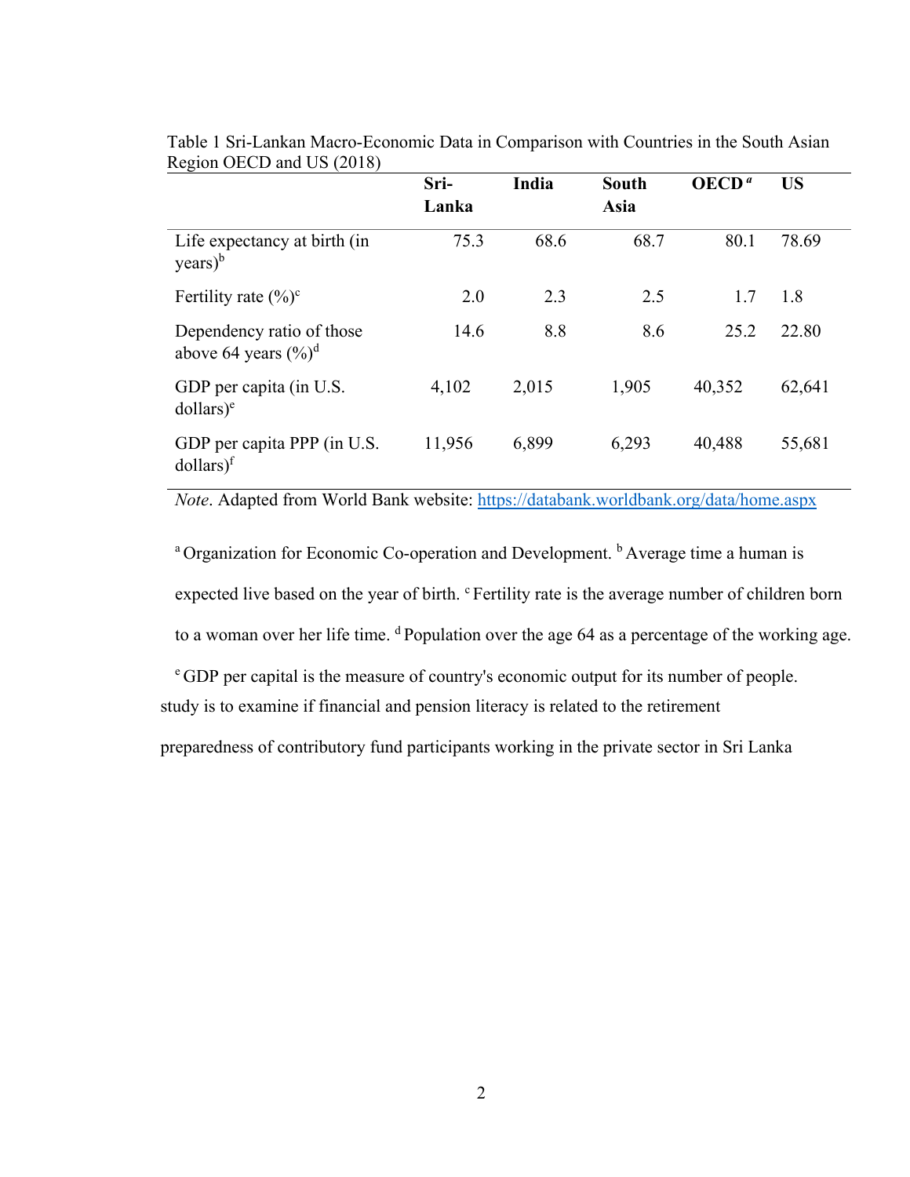Table 1 Sri-Lankan Macro-Economic Data in Comparison with Countries in the South Asian Region OECD and US (2018)

| | Sri-Lanka | India | South Asia | OECD [a] | US |
|---|---|---|---|---|---|
| Life expectancy at birth (in years)[b] | 75.3 | 68.6 | 68.7 | 80.1 | 78.69 |
| Fertility rate (%)[c] | 2.0 | 2.3 | 2.5 | 1.7 | 1.8 |
| Dependency ratio of those above 64 years (%)[d] | 14.6 | 8.8 | 8.6 | 25.2 | 22.80 |
| GDP per capita (in U.S. dollars)[e] | 4,102 | 2,015 | 1,905 | 40,352 | 62,641 |
| GDP per capita PPP (in U.S. dollars)[f] | 11,956 | 6,899 | 6,293 | 40,488 | 55,681 |

*Note*. Adapted from World Bank website: https://databank.worldbank.org/data/home.aspx

[a] Organization for Economic Co-operation and Development. [b] Average time a human is expected live based on the year of birth. [c] Fertility rate is the average number of children born to a woman over her life time. [d] Population over the age 64 as a percentage of the working age. [e] GDP per capital is the measure of country's economic output for its number of people.

study is to examine if financial and pension literacy is related to the retirement preparedness of contributory fund participants working in the private sector in Sri Lanka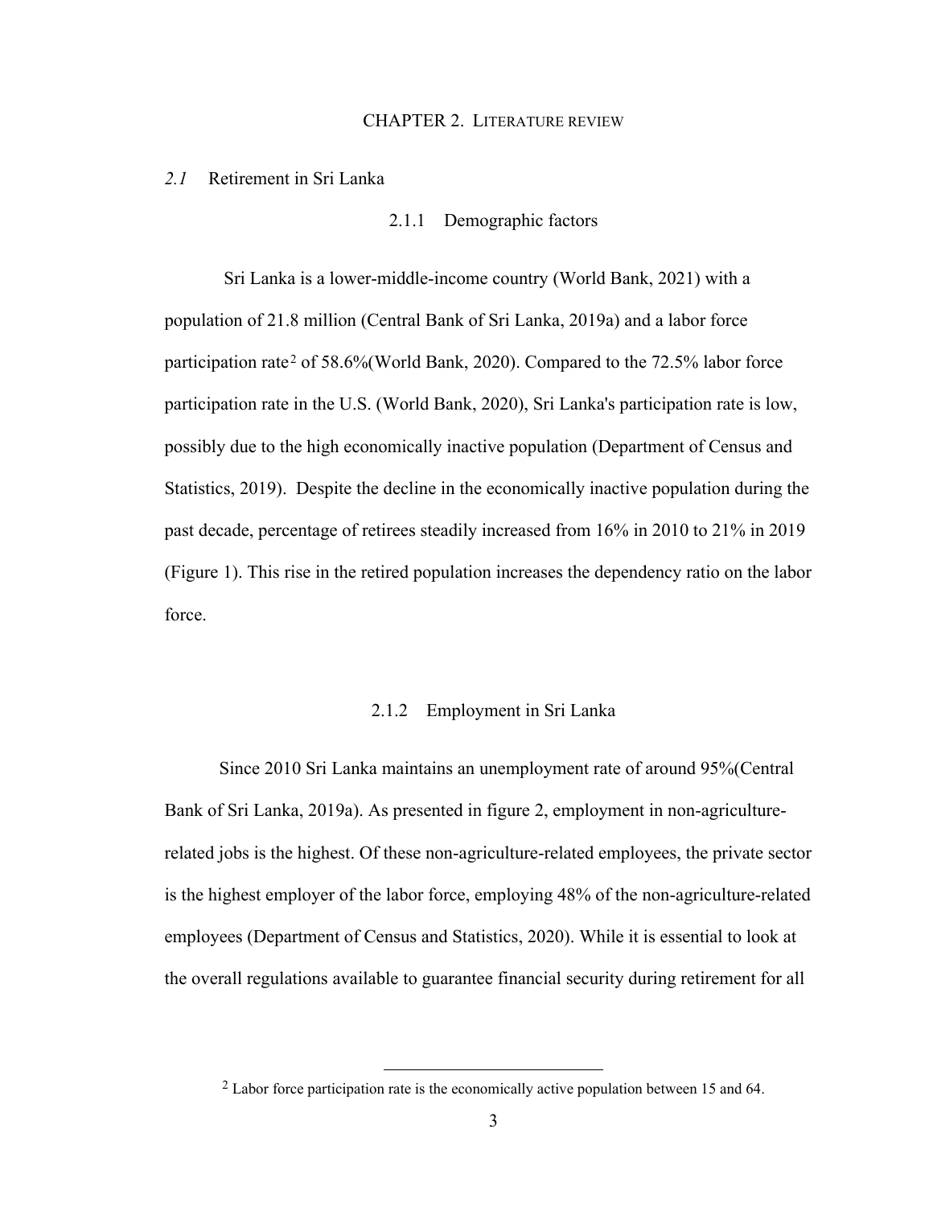# CHAPTER 2. LITERATURE REVIEW

## *2.1* Retirement in Sri Lanka

### 2.1.1 Demographic factors

Sri Lanka is a lower-middle-income country (World Bank, 2021) with a population of 21.8 million (Central Bank of Sri Lanka, 2019a) and a labor force participation rate[2] of 58.6%(World Bank, 2020). Compared to the 72.5% labor force participation rate in the U.S. (World Bank, 2020), Sri Lanka's participation rate is low, possibly due to the high economically inactive population (Department of Census and Statistics, 2019). Despite the decline in the economically inactive population during the past decade, percentage of retirees steadily increased from 16% in 2010 to 21% in 2019 (Figure 1). This rise in the retired population increases the dependency ratio on the labor force.

### 2.1.2 Employment in Sri Lanka

Since 2010 Sri Lanka maintains an unemployment rate of around 95%(Central Bank of Sri Lanka, 2019a). As presented in figure 2, employment in non-agriculture-related jobs is the highest. Of these non-agriculture-related employees, the private sector is the highest employer of the labor force, employing 48% of the non-agriculture-related employees (Department of Census and Statistics, 2020). While it is essential to look at the overall regulations available to guarantee financial security during retirement for all

---

[2] Labor force participation rate is the economically active population between 15 and 64.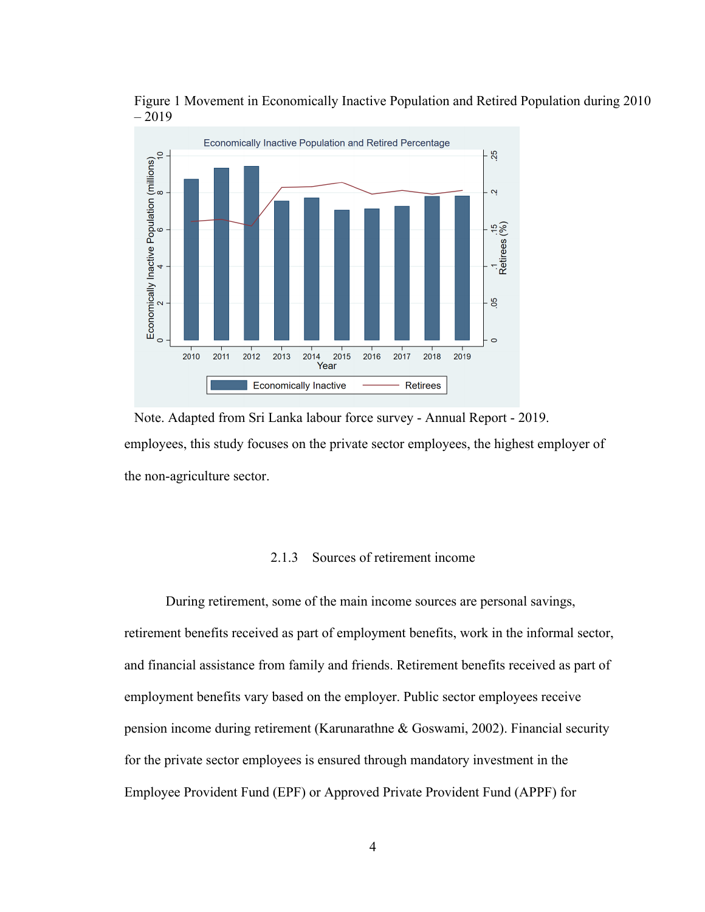Figure 1 Movement in Economically Inactive Population and Retired Population during 2010 – 2019

Note. Adapted from Sri Lanka labour force survey - Annual Report - 2019.

employees, this study focuses on the private sector employees, the highest employer of the non-agriculture sector.

### 2.1.3 Sources of retirement income

During retirement, some of the main income sources are personal savings, retirement benefits received as part of employment benefits, work in the informal sector, and financial assistance from family and friends. Retirement benefits received as part of employment benefits vary based on the employer. Public sector employees receive pension income during retirement (Karunarathne & Goswami, 2002). Financial security for the private sector employees is ensured through mandatory investment in the Employee Provident Fund (EPF) or Approved Private Provident Fund (APPF) for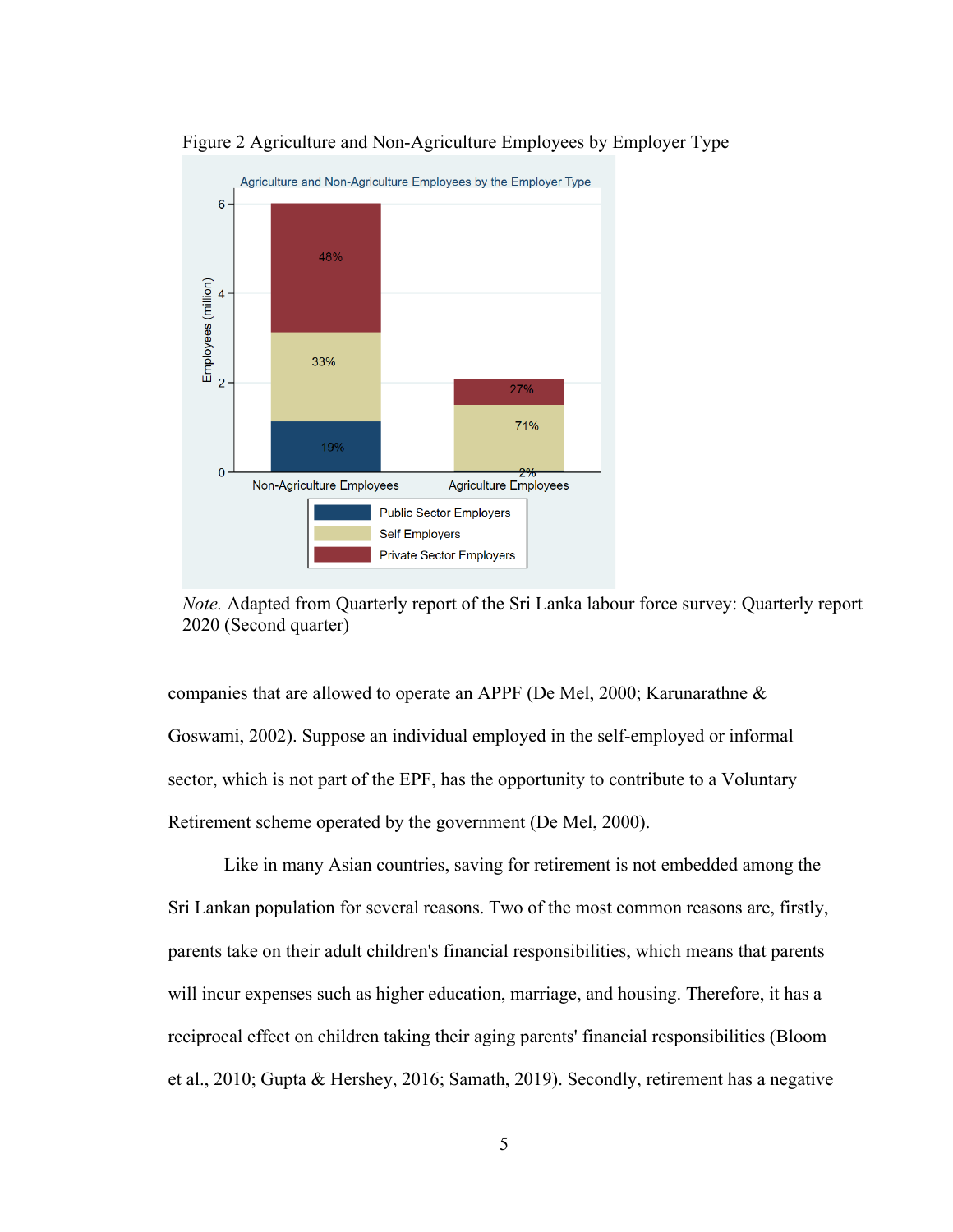Figure 2 Agriculture and Non-Agriculture Employees by Employer Type

*Note.* Adapted from Quarterly report of the Sri Lanka labour force survey: Quarterly report 2020 (Second quarter)

companies that are allowed to operate an APPF (De Mel, 2000; Karunarathne & Goswami, 2002). Suppose an individual employed in the self-employed or informal sector, which is not part of the EPF, has the opportunity to contribute to a Voluntary Retirement scheme operated by the government (De Mel, 2000).

Like in many Asian countries, saving for retirement is not embedded among the Sri Lankan population for several reasons. Two of the most common reasons are, firstly, parents take on their adult children's financial responsibilities, which means that parents will incur expenses such as higher education, marriage, and housing. Therefore, it has a reciprocal effect on children taking their aging parents' financial responsibilities (Bloom et al., 2010; Gupta & Hershey, 2016; Samath, 2019). Secondly, retirement has a negative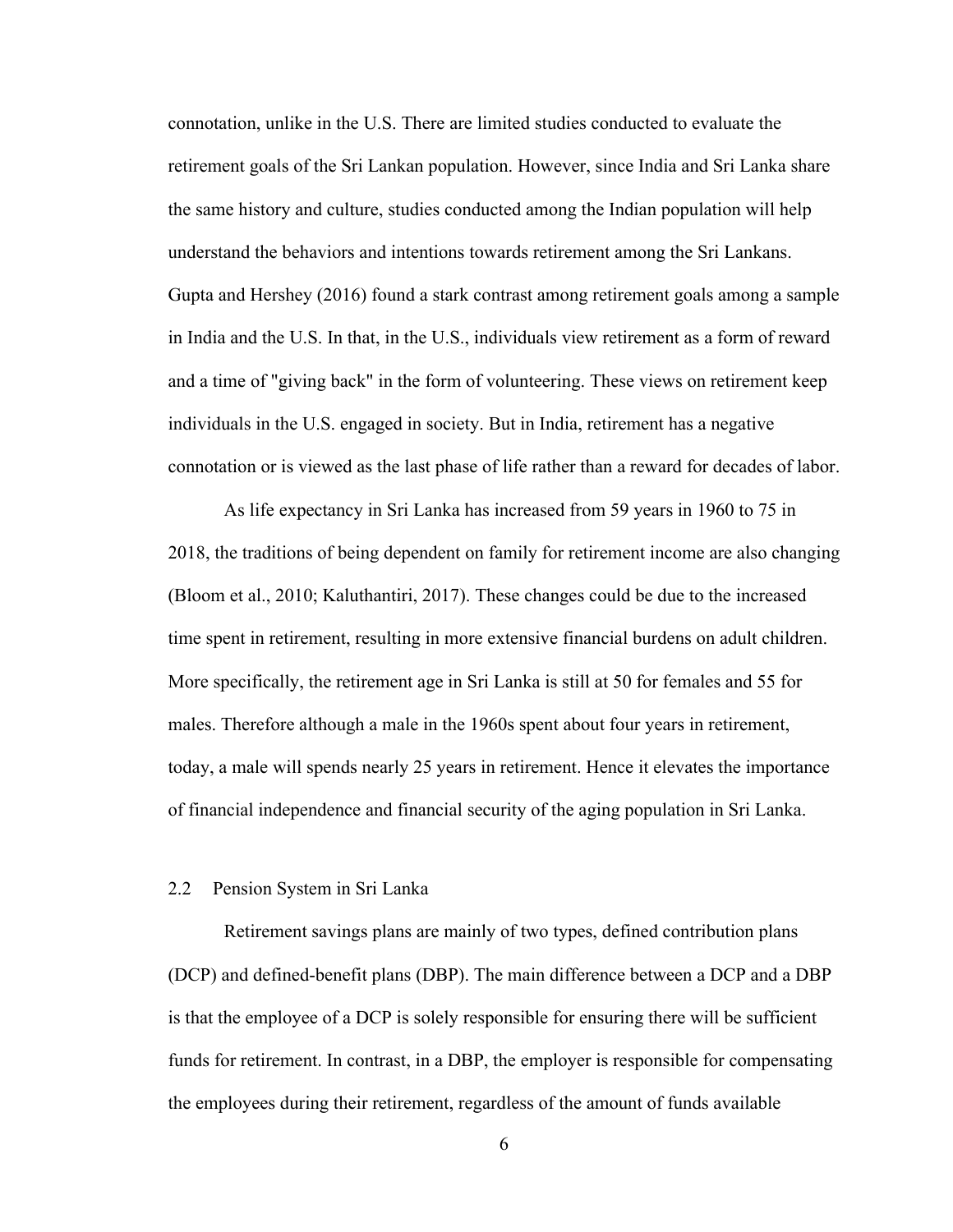connotation, unlike in the U.S. There are limited studies conducted to evaluate the retirement goals of the Sri Lankan population. However, since India and Sri Lanka share the same history and culture, studies conducted among the Indian population will help understand the behaviors and intentions towards retirement among the Sri Lankans. Gupta and Hershey (2016) found a stark contrast among retirement goals among a sample in India and the U.S. In that, in the U.S., individuals view retirement as a form of reward and a time of "giving back" in the form of volunteering. These views on retirement keep individuals in the U.S. engaged in society. But in India, retirement has a negative connotation or is viewed as the last phase of life rather than a reward for decades of labor.

As life expectancy in Sri Lanka has increased from 59 years in 1960 to 75 in 2018, the traditions of being dependent on family for retirement income are also changing (Bloom et al., 2010; Kaluthantiri, 2017). These changes could be due to the increased time spent in retirement, resulting in more extensive financial burdens on adult children. More specifically, the retirement age in Sri Lanka is still at 50 for females and 55 for males. Therefore although a male in the 1960s spent about four years in retirement, today, a male will spends nearly 25 years in retirement. Hence it elevates the importance of financial independence and financial security of the aging population in Sri Lanka.

## 2.2 Pension System in Sri Lanka

Retirement savings plans are mainly of two types, defined contribution plans (DCP) and defined-benefit plans (DBP). The main difference between a DCP and a DBP is that the employee of a DCP is solely responsible for ensuring there will be sufficient funds for retirement. In contrast, in a DBP, the employer is responsible for compensating the employees during their retirement, regardless of the amount of funds available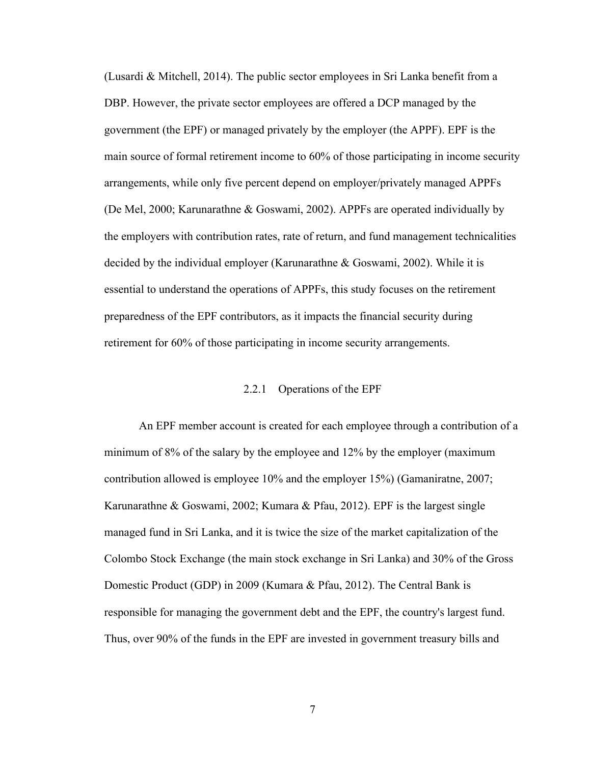(Lusardi & Mitchell, 2014). The public sector employees in Sri Lanka benefit from a DBP. However, the private sector employees are offered a DCP managed by the government (the EPF) or managed privately by the employer (the APPF). EPF is the main source of formal retirement income to 60% of those participating in income security arrangements, while only five percent depend on employer/privately managed APPFs (De Mel, 2000; Karunarathne & Goswami, 2002). APPFs are operated individually by the employers with contribution rates, rate of return, and fund management technicalities decided by the individual employer (Karunarathne & Goswami, 2002). While it is essential to understand the operations of APPFs, this study focuses on the retirement preparedness of the EPF contributors, as it impacts the financial security during retirement for 60% of those participating in income security arrangements.

### 2.2.1 Operations of the EPF

An EPF member account is created for each employee through a contribution of a minimum of 8% of the salary by the employee and 12% by the employer (maximum contribution allowed is employee 10% and the employer 15%) (Gamaniratne, 2007; Karunarathne & Goswami, 2002; Kumara & Pfau, 2012). EPF is the largest single managed fund in Sri Lanka, and it is twice the size of the market capitalization of the Colombo Stock Exchange (the main stock exchange in Sri Lanka) and 30% of the Gross Domestic Product (GDP) in 2009 (Kumara & Pfau, 2012). The Central Bank is responsible for managing the government debt and the EPF, the country's largest fund. Thus, over 90% of the funds in the EPF are invested in government treasury bills and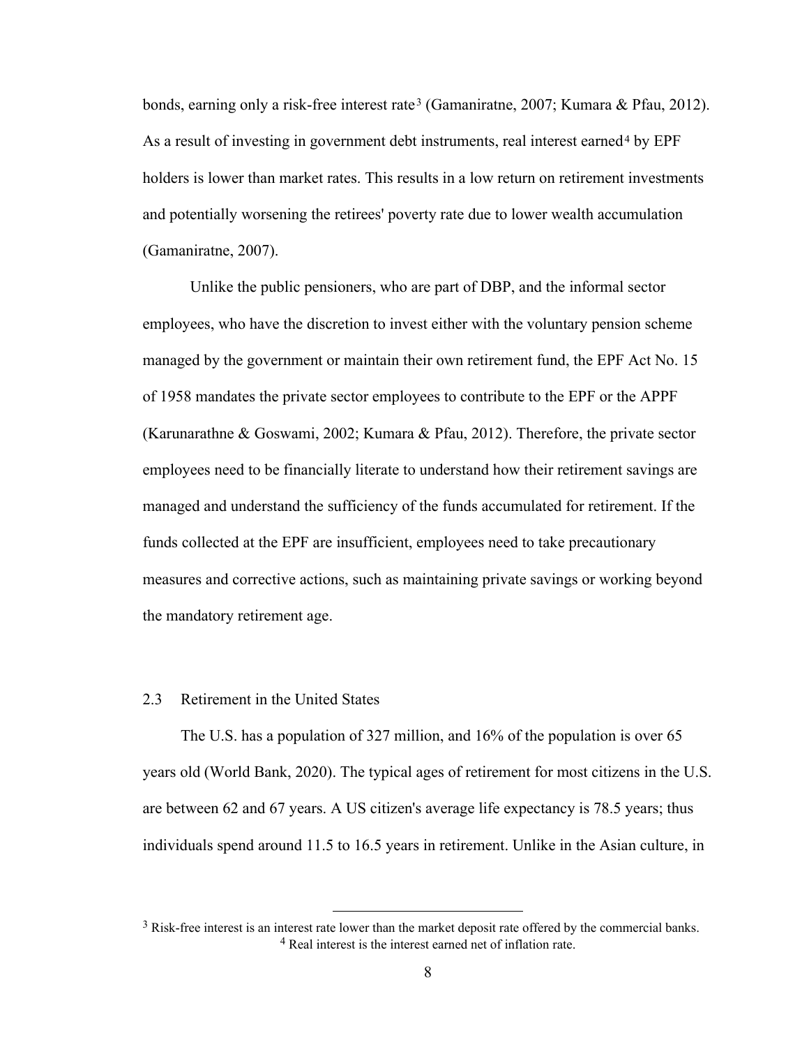bonds, earning only a risk-free interest rate[3] (Gamaniratne, 2007; Kumara & Pfau, 2012). As a result of investing in government debt instruments, real interest earned[4] by EPF holders is lower than market rates. This results in a low return on retirement investments and potentially worsening the retirees' poverty rate due to lower wealth accumulation (Gamaniratne, 2007).

Unlike the public pensioners, who are part of DBP, and the informal sector employees, who have the discretion to invest either with the voluntary pension scheme managed by the government or maintain their own retirement fund, the EPF Act No. 15 of 1958 mandates the private sector employees to contribute to the EPF or the APPF (Karunarathne & Goswami, 2002; Kumara & Pfau, 2012). Therefore, the private sector employees need to be financially literate to understand how their retirement savings are managed and understand the sufficiency of the funds accumulated for retirement. If the funds collected at the EPF are insufficient, employees need to take precautionary measures and corrective actions, such as maintaining private savings or working beyond the mandatory retirement age.

## 2.3 Retirement in the United States

The U.S. has a population of 327 million, and 16% of the population is over 65 years old (World Bank, 2020). The typical ages of retirement for most citizens in the U.S. are between 62 and 67 years. A US citizen's average life expectancy is 78.5 years; thus individuals spend around 11.5 to 16.5 years in retirement. Unlike in the Asian culture, in

---

[3] Risk-free interest is an interest rate lower than the market deposit rate offered by the commercial banks.

[4] Real interest is the interest earned net of inflation rate.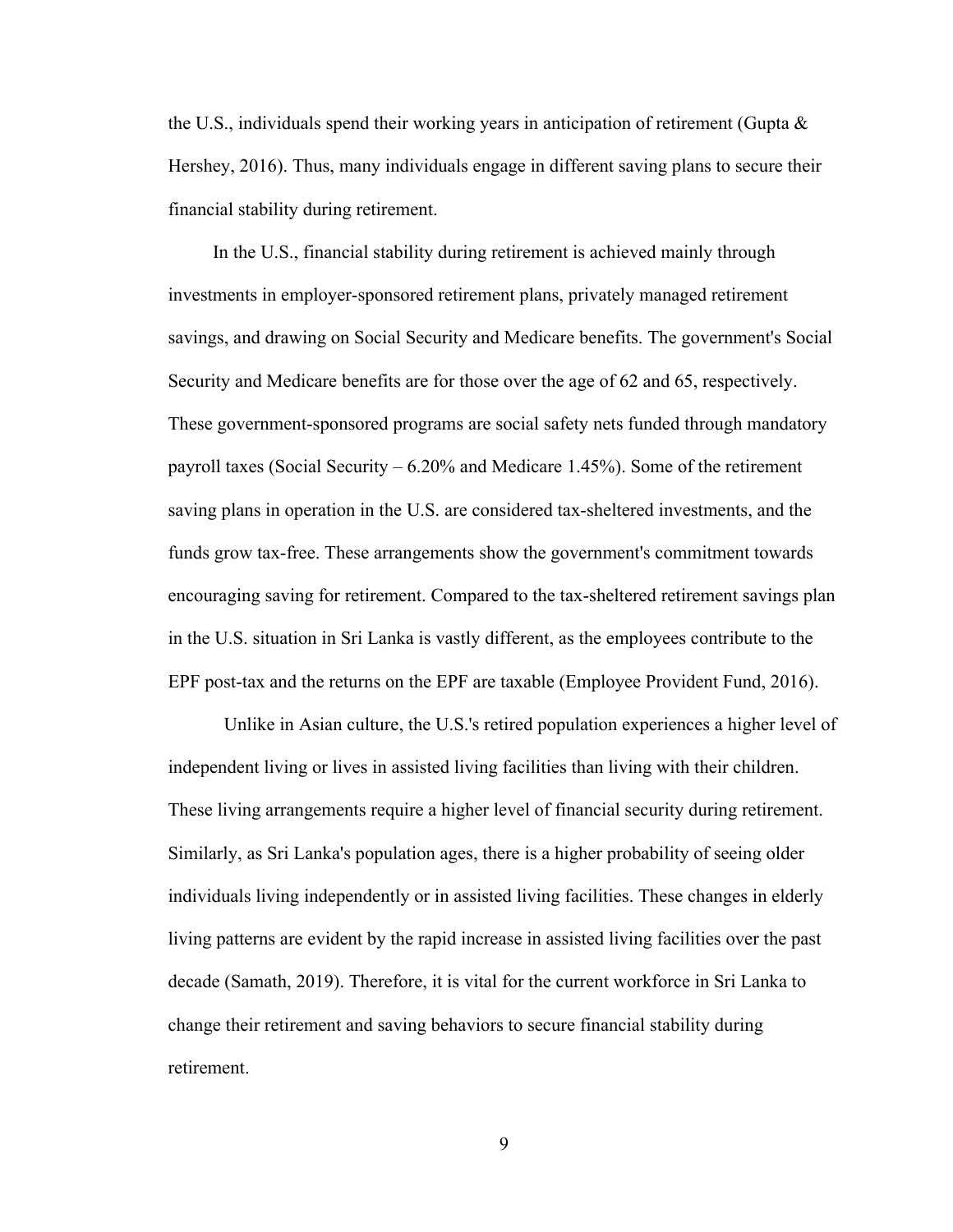the U.S., individuals spend their working years in anticipation of retirement (Gupta & Hershey, 2016). Thus, many individuals engage in different saving plans to secure their financial stability during retirement.

In the U.S., financial stability during retirement is achieved mainly through investments in employer-sponsored retirement plans, privately managed retirement savings, and drawing on Social Security and Medicare benefits. The government's Social Security and Medicare benefits are for those over the age of 62 and 65, respectively. These government-sponsored programs are social safety nets funded through mandatory payroll taxes (Social Security – 6.20% and Medicare 1.45%). Some of the retirement saving plans in operation in the U.S. are considered tax-sheltered investments, and the funds grow tax-free. These arrangements show the government's commitment towards encouraging saving for retirement. Compared to the tax-sheltered retirement savings plan in the U.S. situation in Sri Lanka is vastly different, as the employees contribute to the EPF post-tax and the returns on the EPF are taxable (Employee Provident Fund, 2016).

Unlike in Asian culture, the U.S.'s retired population experiences a higher level of independent living or lives in assisted living facilities than living with their children. These living arrangements require a higher level of financial security during retirement. Similarly, as Sri Lanka's population ages, there is a higher probability of seeing older individuals living independently or in assisted living facilities. These changes in elderly living patterns are evident by the rapid increase in assisted living facilities over the past decade (Samath, 2019). Therefore, it is vital for the current workforce in Sri Lanka to change their retirement and saving behaviors to secure financial stability during retirement.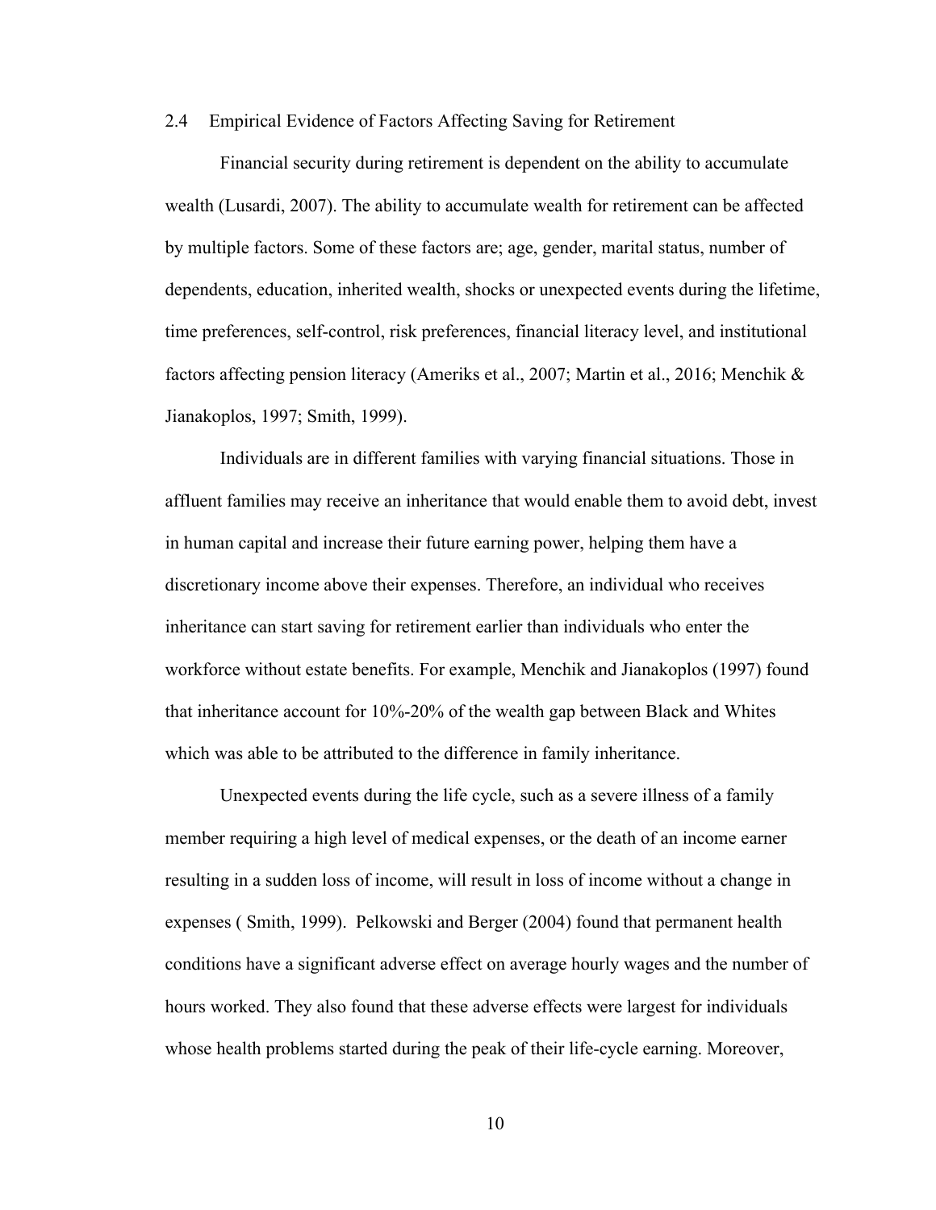## 2.4 Empirical Evidence of Factors Affecting Saving for Retirement

Financial security during retirement is dependent on the ability to accumulate wealth (Lusardi, 2007). The ability to accumulate wealth for retirement can be affected by multiple factors. Some of these factors are; age, gender, marital status, number of dependents, education, inherited wealth, shocks or unexpected events during the lifetime, time preferences, self-control, risk preferences, financial literacy level, and institutional factors affecting pension literacy (Ameriks et al., 2007; Martin et al., 2016; Menchik & Jianakoplos, 1997; Smith, 1999).

Individuals are in different families with varying financial situations. Those in affluent families may receive an inheritance that would enable them to avoid debt, invest in human capital and increase their future earning power, helping them have a discretionary income above their expenses. Therefore, an individual who receives inheritance can start saving for retirement earlier than individuals who enter the workforce without estate benefits. For example, Menchik and Jianakoplos (1997) found that inheritance account for 10%-20% of the wealth gap between Black and Whites which was able to be attributed to the difference in family inheritance.

Unexpected events during the life cycle, such as a severe illness of a family member requiring a high level of medical expenses, or the death of an income earner resulting in a sudden loss of income, will result in loss of income without a change in expenses ( Smith, 1999). Pelkowski and Berger (2004) found that permanent health conditions have a significant adverse effect on average hourly wages and the number of hours worked. They also found that these adverse effects were largest for individuals whose health problems started during the peak of their life-cycle earning. Moreover,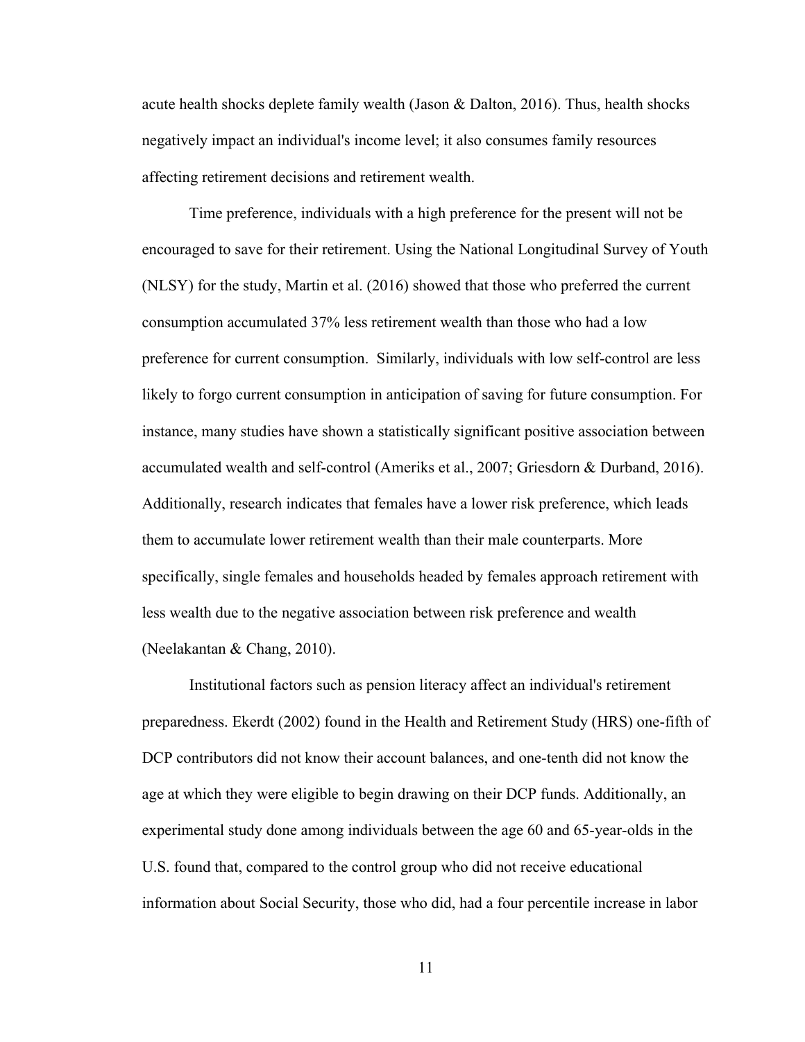acute health shocks deplete family wealth (Jason & Dalton, 2016). Thus, health shocks negatively impact an individual's income level; it also consumes family resources affecting retirement decisions and retirement wealth.

Time preference, individuals with a high preference for the present will not be encouraged to save for their retirement. Using the National Longitudinal Survey of Youth (NLSY) for the study, Martin et al. (2016) showed that those who preferred the current consumption accumulated 37% less retirement wealth than those who had a low preference for current consumption. Similarly, individuals with low self-control are less likely to forgo current consumption in anticipation of saving for future consumption. For instance, many studies have shown a statistically significant positive association between accumulated wealth and self-control (Ameriks et al., 2007; Griesdorn & Durband, 2016). Additionally, research indicates that females have a lower risk preference, which leads them to accumulate lower retirement wealth than their male counterparts. More specifically, single females and households headed by females approach retirement with less wealth due to the negative association between risk preference and wealth (Neelakantan & Chang, 2010).

Institutional factors such as pension literacy affect an individual's retirement preparedness. Ekerdt (2002) found in the Health and Retirement Study (HRS) one-fifth of DCP contributors did not know their account balances, and one-tenth did not know the age at which they were eligible to begin drawing on their DCP funds. Additionally, an experimental study done among individuals between the age 60 and 65-year-olds in the U.S. found that, compared to the control group who did not receive educational information about Social Security, those who did, had a four percentile increase in labor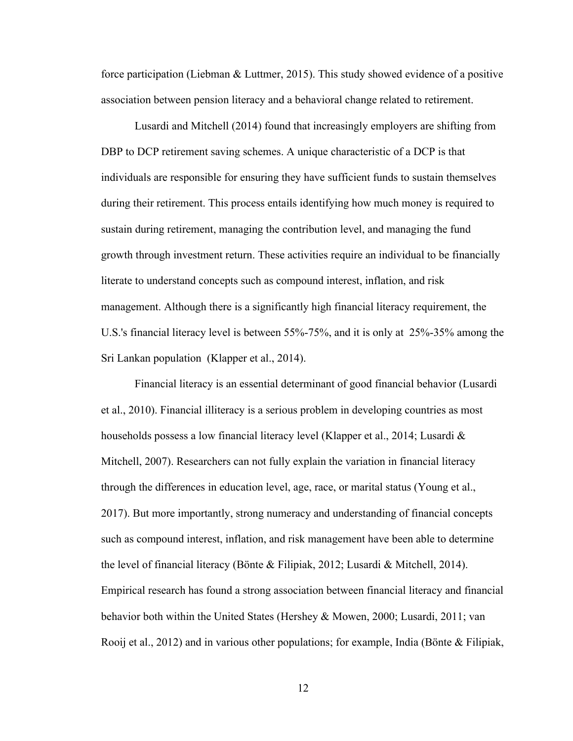force participation (Liebman & Luttmer, 2015). This study showed evidence of a positive association between pension literacy and a behavioral change related to retirement.

Lusardi and Mitchell (2014) found that increasingly employers are shifting from DBP to DCP retirement saving schemes. A unique characteristic of a DCP is that individuals are responsible for ensuring they have sufficient funds to sustain themselves during their retirement. This process entails identifying how much money is required to sustain during retirement, managing the contribution level, and managing the fund growth through investment return. These activities require an individual to be financially literate to understand concepts such as compound interest, inflation, and risk management. Although there is a significantly high financial literacy requirement, the U.S.'s financial literacy level is between 55%-75%, and it is only at 25%-35% among the Sri Lankan population (Klapper et al., 2014).

Financial literacy is an essential determinant of good financial behavior (Lusardi et al., 2010). Financial illiteracy is a serious problem in developing countries as most households possess a low financial literacy level (Klapper et al., 2014; Lusardi & Mitchell, 2007). Researchers can not fully explain the variation in financial literacy through the differences in education level, age, race, or marital status (Young et al., 2017). But more importantly, strong numeracy and understanding of financial concepts such as compound interest, inflation, and risk management have been able to determine the level of financial literacy (Bönte & Filipiak, 2012; Lusardi & Mitchell, 2014). Empirical research has found a strong association between financial literacy and financial behavior both within the United States (Hershey & Mowen, 2000; Lusardi, 2011; van Rooij et al., 2012) and in various other populations; for example, India (Bönte & Filipiak,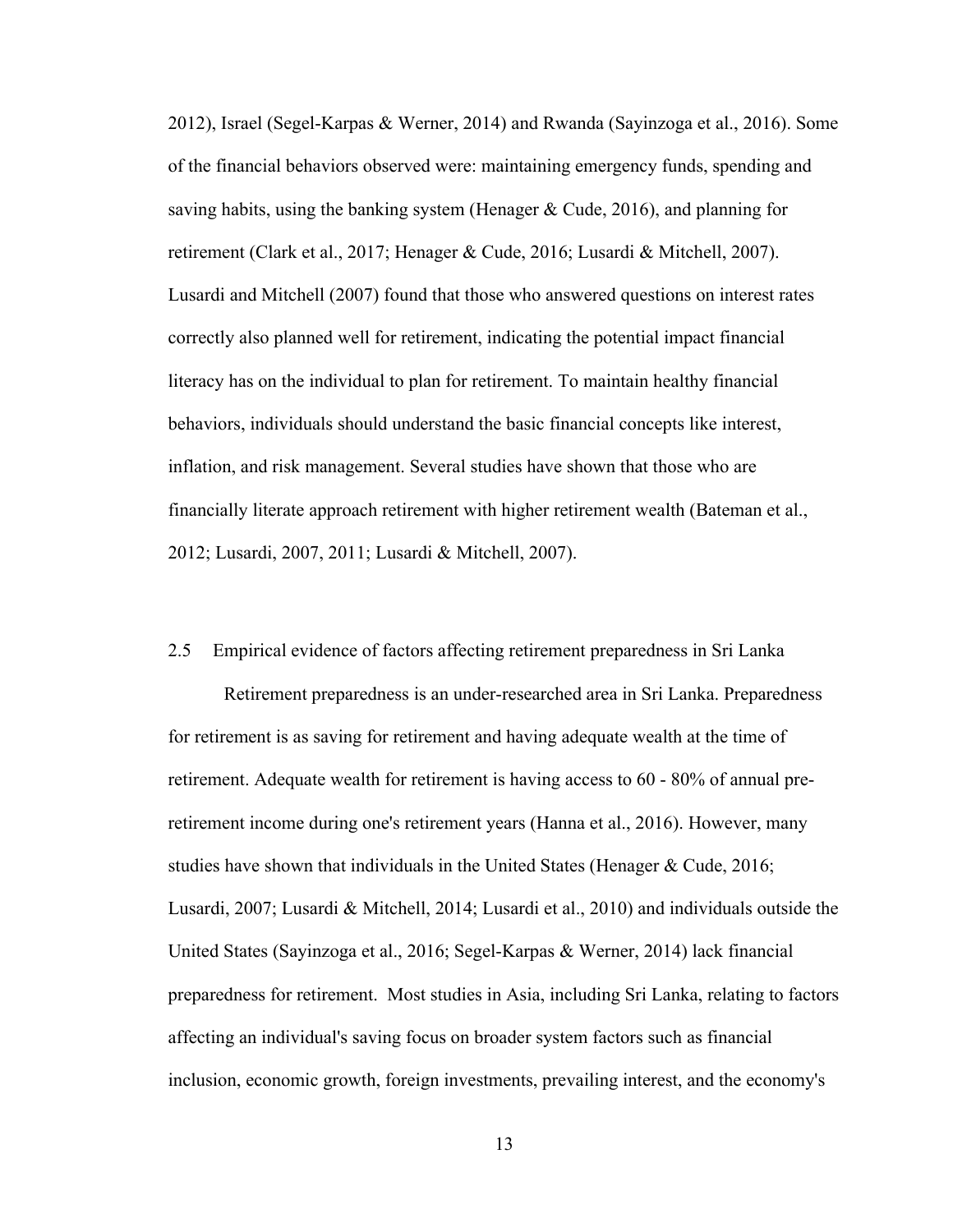2012), Israel (Segel-Karpas & Werner, 2014) and Rwanda (Sayinzoga et al., 2016). Some of the financial behaviors observed were: maintaining emergency funds, spending and saving habits, using the banking system (Henager & Cude, 2016), and planning for retirement (Clark et al., 2017; Henager & Cude, 2016; Lusardi & Mitchell, 2007). Lusardi and Mitchell (2007) found that those who answered questions on interest rates correctly also planned well for retirement, indicating the potential impact financial literacy has on the individual to plan for retirement. To maintain healthy financial behaviors, individuals should understand the basic financial concepts like interest, inflation, and risk management. Several studies have shown that those who are financially literate approach retirement with higher retirement wealth (Bateman et al., 2012; Lusardi, 2007, 2011; Lusardi & Mitchell, 2007).

## 2.5 Empirical evidence of factors affecting retirement preparedness in Sri Lanka

Retirement preparedness is an under-researched area in Sri Lanka. Preparedness for retirement is as saving for retirement and having adequate wealth at the time of retirement. Adequate wealth for retirement is having access to 60 - 80% of annual pre-retirement income during one's retirement years (Hanna et al., 2016). However, many studies have shown that individuals in the United States (Henager & Cude, 2016; Lusardi, 2007; Lusardi & Mitchell, 2014; Lusardi et al., 2010) and individuals outside the United States (Sayinzoga et al., 2016; Segel-Karpas & Werner, 2014) lack financial preparedness for retirement. Most studies in Asia, including Sri Lanka, relating to factors affecting an individual's saving focus on broader system factors such as financial inclusion, economic growth, foreign investments, prevailing interest, and the economy's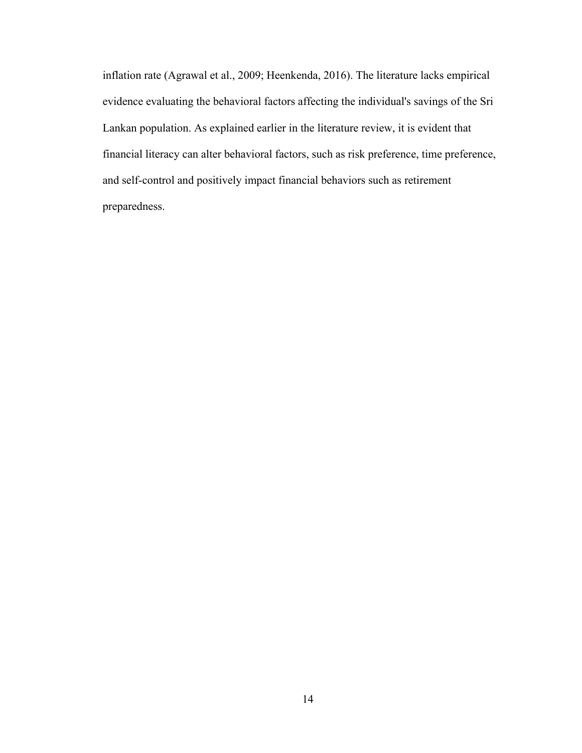inflation rate (Agrawal et al., 2009; Heenkenda, 2016). The literature lacks empirical evidence evaluating the behavioral factors affecting the individual's savings of the Sri Lankan population. As explained earlier in the literature review, it is evident that financial literacy can alter behavioral factors, such as risk preference, time preference, and self-control and positively impact financial behaviors such as retirement preparedness.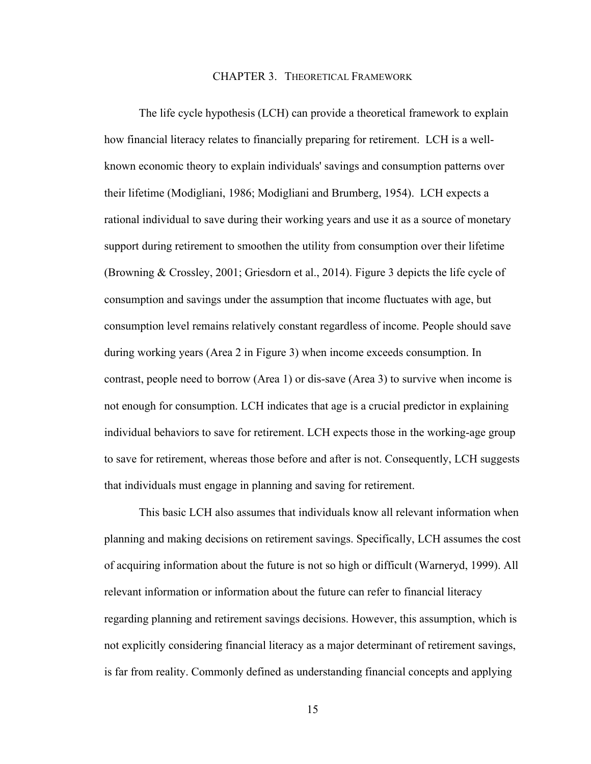# CHAPTER 3. THEORETICAL FRAMEWORK

The life cycle hypothesis (LCH) can provide a theoretical framework to explain how financial literacy relates to financially preparing for retirement. LCH is a well-known economic theory to explain individuals' savings and consumption patterns over their lifetime (Modigliani, 1986; Modigliani and Brumberg, 1954). LCH expects a rational individual to save during their working years and use it as a source of monetary support during retirement to smoothen the utility from consumption over their lifetime (Browning & Crossley, 2001; Griesdorn et al., 2014). Figure 3 depicts the life cycle of consumption and savings under the assumption that income fluctuates with age, but consumption level remains relatively constant regardless of income. People should save during working years (Area 2 in Figure 3) when income exceeds consumption. In contrast, people need to borrow (Area 1) or dis-save (Area 3) to survive when income is not enough for consumption. LCH indicates that age is a crucial predictor in explaining individual behaviors to save for retirement. LCH expects those in the working-age group to save for retirement, whereas those before and after is not. Consequently, LCH suggests that individuals must engage in planning and saving for retirement.

This basic LCH also assumes that individuals know all relevant information when planning and making decisions on retirement savings. Specifically, LCH assumes the cost of acquiring information about the future is not so high or difficult (Warneryd, 1999). All relevant information or information about the future can refer to financial literacy regarding planning and retirement savings decisions. However, this assumption, which is not explicitly considering financial literacy as a major determinant of retirement savings, is far from reality. Commonly defined as understanding financial concepts and applying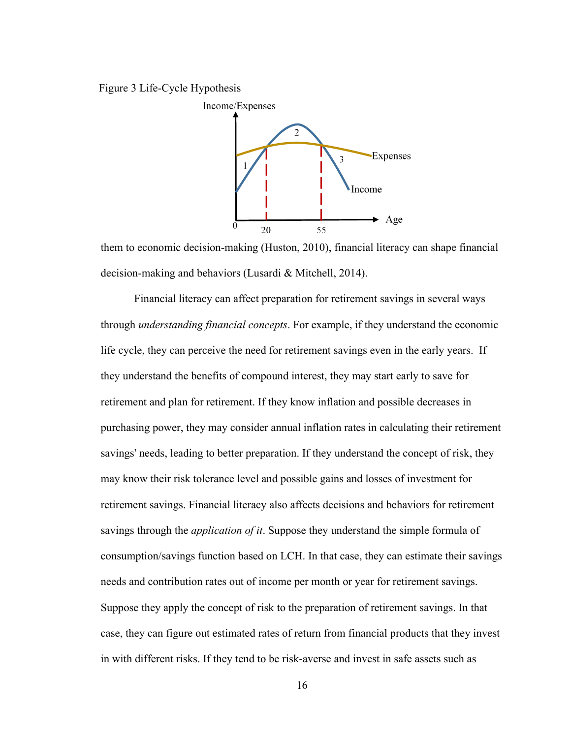Figure 3 Life-Cycle Hypothesis

them to economic decision-making (Huston, 2010), financial literacy can shape financial decision-making and behaviors (Lusardi & Mitchell, 2014).

Financial literacy can affect preparation for retirement savings in several ways through *understanding financial concepts*. For example, if they understand the economic life cycle, they can perceive the need for retirement savings even in the early years. If they understand the benefits of compound interest, they may start early to save for retirement and plan for retirement. If they know inflation and possible decreases in purchasing power, they may consider annual inflation rates in calculating their retirement savings' needs, leading to better preparation. If they understand the concept of risk, they may know their risk tolerance level and possible gains and losses of investment for retirement savings. Financial literacy also affects decisions and behaviors for retirement savings through the *application of it*. Suppose they understand the simple formula of consumption/savings function based on LCH. In that case, they can estimate their savings needs and contribution rates out of income per month or year for retirement savings. Suppose they apply the concept of risk to the preparation of retirement savings. In that case, they can figure out estimated rates of return from financial products that they invest in with different risks. If they tend to be risk-averse and invest in safe assets such as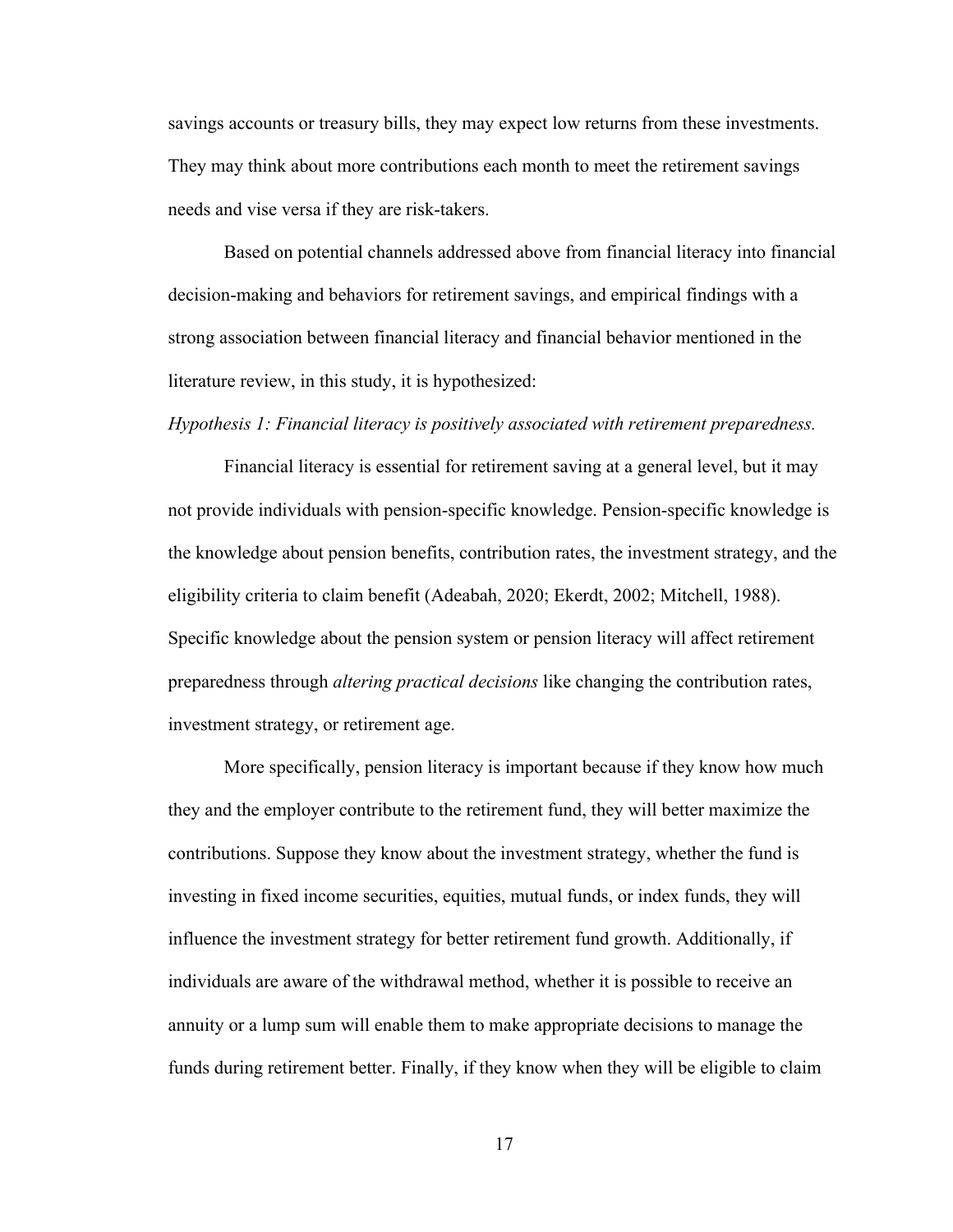savings accounts or treasury bills, they may expect low returns from these investments. They may think about more contributions each month to meet the retirement savings needs and vise versa if they are risk-takers.

Based on potential channels addressed above from financial literacy into financial decision-making and behaviors for retirement savings, and empirical findings with a strong association between financial literacy and financial behavior mentioned in the literature review, in this study, it is hypothesized:

*Hypothesis 1: Financial literacy is positively associated with retirement preparedness.*

Financial literacy is essential for retirement saving at a general level, but it may not provide individuals with pension-specific knowledge. Pension-specific knowledge is the knowledge about pension benefits, contribution rates, the investment strategy, and the eligibility criteria to claim benefit (Adeabah, 2020; Ekerdt, 2002; Mitchell, 1988). Specific knowledge about the pension system or pension literacy will affect retirement preparedness through *altering practical decisions* like changing the contribution rates, investment strategy, or retirement age.

More specifically, pension literacy is important because if they know how much they and the employer contribute to the retirement fund, they will better maximize the contributions. Suppose they know about the investment strategy, whether the fund is investing in fixed income securities, equities, mutual funds, or index funds, they will influence the investment strategy for better retirement fund growth. Additionally, if individuals are aware of the withdrawal method, whether it is possible to receive an annuity or a lump sum will enable them to make appropriate decisions to manage the funds during retirement better. Finally, if they know when they will be eligible to claim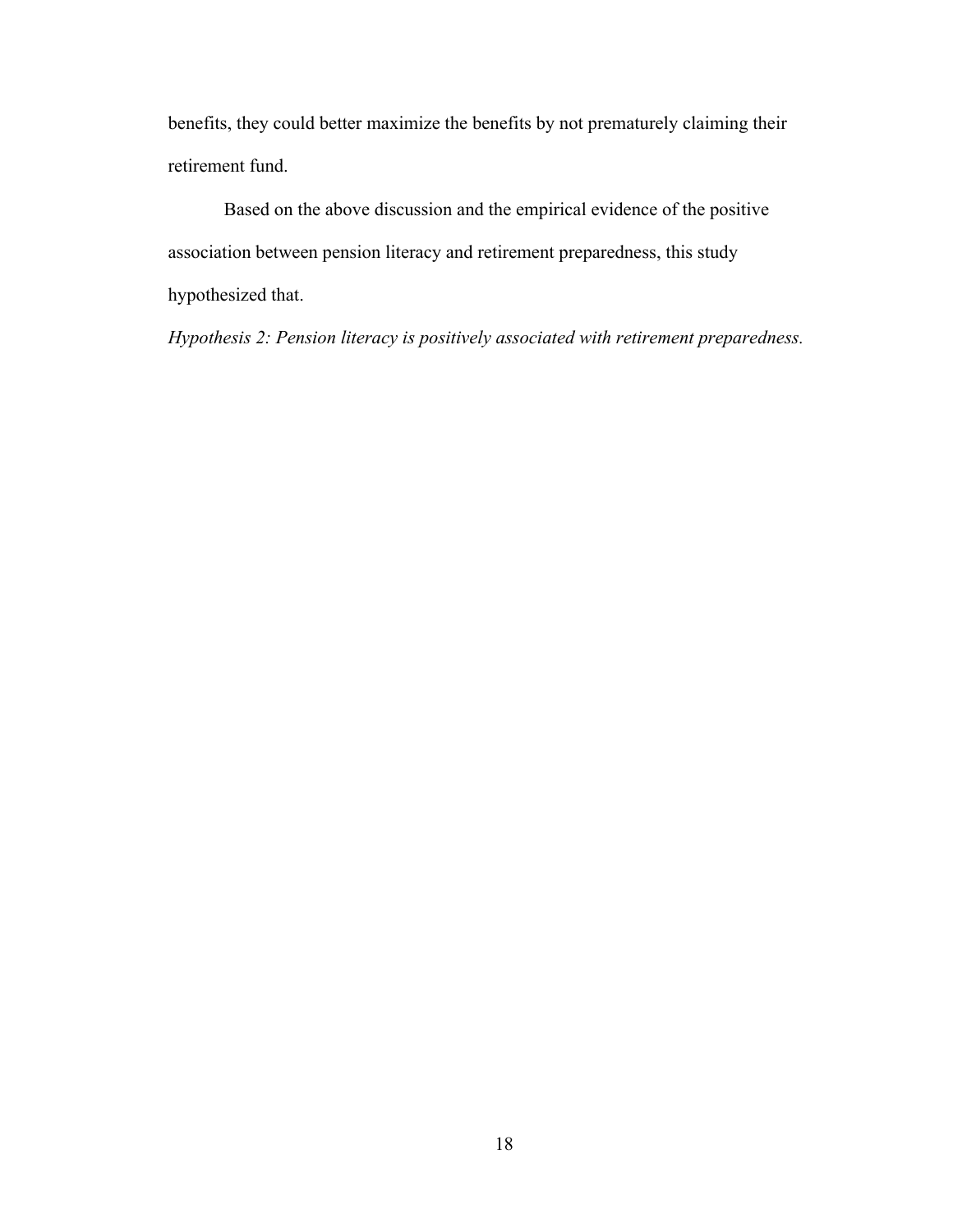benefits, they could better maximize the benefits by not prematurely claiming their retirement fund.

Based on the above discussion and the empirical evidence of the positive association between pension literacy and retirement preparedness, this study hypothesized that.

*Hypothesis 2: Pension literacy is positively associated with retirement preparedness.*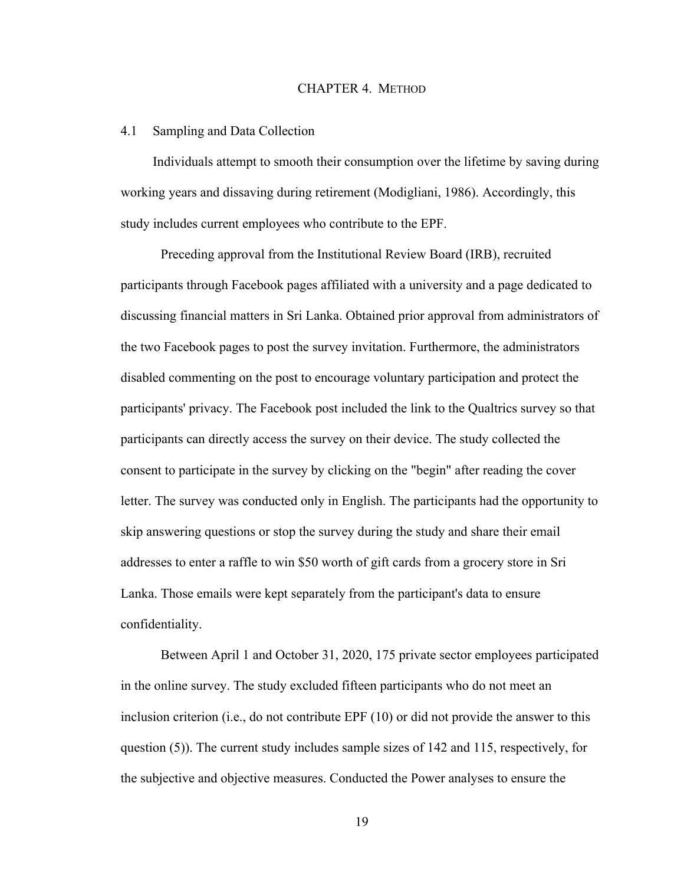# CHAPTER 4. METHOD

## 4.1 Sampling and Data Collection

Individuals attempt to smooth their consumption over the lifetime by saving during working years and dissaving during retirement (Modigliani, 1986). Accordingly, this study includes current employees who contribute to the EPF.

Preceding approval from the Institutional Review Board (IRB), recruited participants through Facebook pages affiliated with a university and a page dedicated to discussing financial matters in Sri Lanka. Obtained prior approval from administrators of the two Facebook pages to post the survey invitation. Furthermore, the administrators disabled commenting on the post to encourage voluntary participation and protect the participants' privacy. The Facebook post included the link to the Qualtrics survey so that participants can directly access the survey on their device. The study collected the consent to participate in the survey by clicking on the "begin" after reading the cover letter. The survey was conducted only in English. The participants had the opportunity to skip answering questions or stop the survey during the study and share their email addresses to enter a raffle to win $50 worth of gift cards from a grocery store in Sri Lanka. Those emails were kept separately from the participant's data to ensure confidentiality.

Between April 1 and October 31, 2020, 175 private sector employees participated in the online survey. The study excluded fifteen participants who do not meet an inclusion criterion (i.e., do not contribute EPF (10) or did not provide the answer to this question (5)). The current study includes sample sizes of 142 and 115, respectively, for the subjective and objective measures. Conducted the Power analyses to ensure the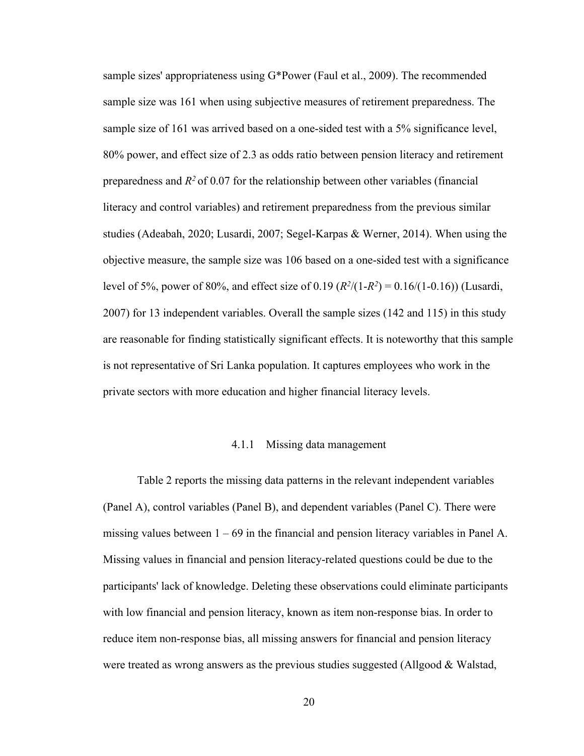sample sizes' appropriateness using G*Power (Faul et al., 2009). The recommended sample size was 161 when using subjective measures of retirement preparedness. The sample size of 161 was arrived based on a one-sided test with a 5% significance level, 80% power, and effect size of 2.3 as odds ratio between pension literacy and retirement preparedness and $R^2$ of 0.07 for the relationship between other variables (financial literacy and control variables) and retirement preparedness from the previous similar studies (Adeabah, 2020; Lusardi, 2007; Segel-Karpas & Werner, 2014). When using the objective measure, the sample size was 106 based on a one-sided test with a significance level of 5%, power of 80%, and effect size of 0.19 ($R^2/(1-R^2) = 0.16/(1-0.16)$) (Lusardi, 2007) for 13 independent variables. Overall the sample sizes (142 and 115) in this study are reasonable for finding statistically significant effects. It is noteworthy that this sample is not representative of Sri Lanka population. It captures employees who work in the private sectors with more education and higher financial literacy levels.

### 4.1.1 Missing data management

Table 2 reports the missing data patterns in the relevant independent variables (Panel A), control variables (Panel B), and dependent variables (Panel C). There were missing values between 1 – 69 in the financial and pension literacy variables in Panel A. Missing values in financial and pension literacy-related questions could be due to the participants' lack of knowledge. Deleting these observations could eliminate participants with low financial and pension literacy, known as item non-response bias. In order to reduce item non-response bias, all missing answers for financial and pension literacy were treated as wrong answers as the previous studies suggested (Allgood & Walstad,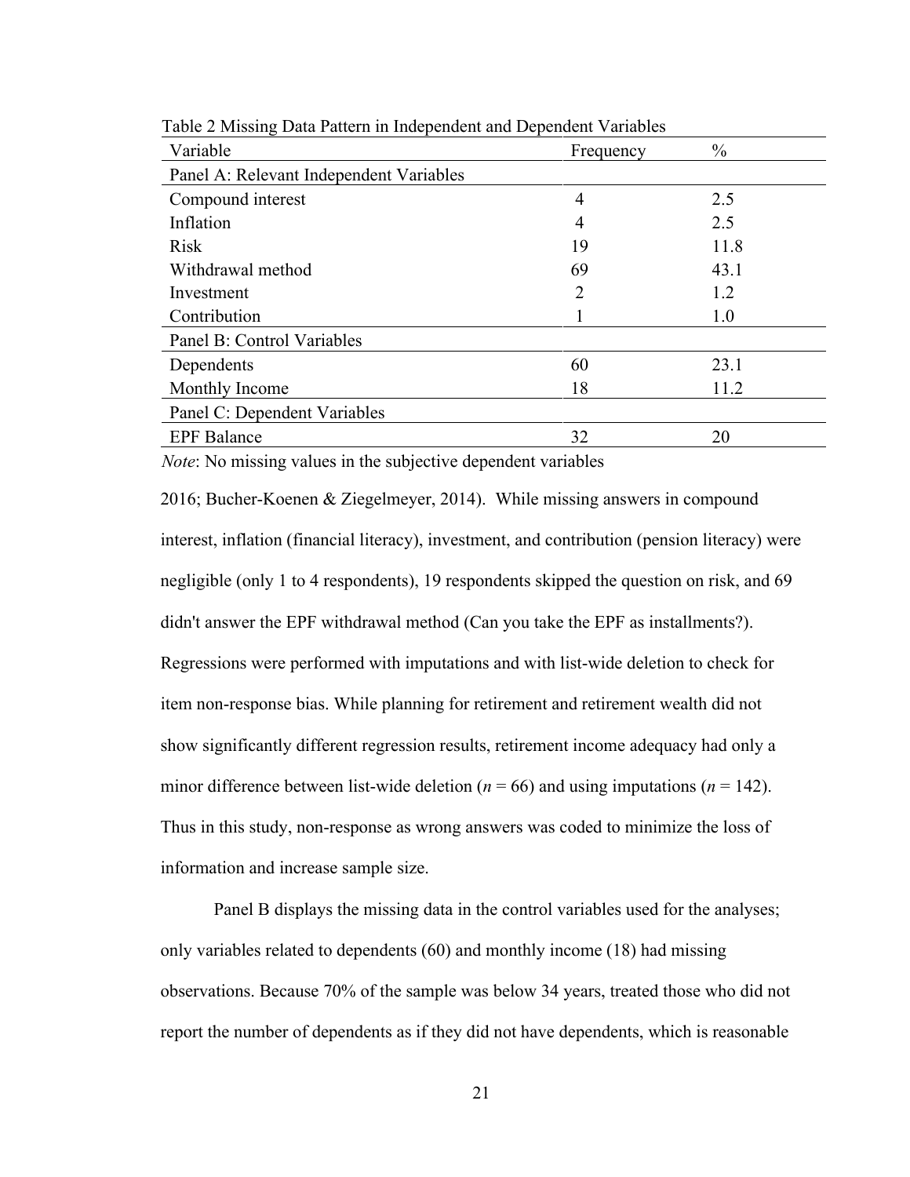Table 2 Missing Data Pattern in Independent and Dependent Variables

| Variable | Frequency | % |
|---|---|---|
| Panel A: Relevant Independent Variables | | |
| Compound interest | 4 | 2.5 |
| Inflation | 4 | 2.5 |
| Risk | 19 | 11.8 |
| Withdrawal method | 69 | 43.1 |
| Investment | 2 | 1.2 |
| Contribution | 1 | 1.0 |
| Panel B: Control Variables | | |
| Dependents | 60 | 23.1 |
| Monthly Income | 18 | 11.2 |
| Panel C: Dependent Variables | | |
| EPF Balance | 32 | 20 |

*Note*: No missing values in the subjective dependent variables

2016; Bucher-Koenen & Ziegelmeyer, 2014). While missing answers in compound interest, inflation (financial literacy), investment, and contribution (pension literacy) were negligible (only 1 to 4 respondents), 19 respondents skipped the question on risk, and 69 didn't answer the EPF withdrawal method (Can you take the EPF as installments?). Regressions were performed with imputations and with list-wide deletion to check for item non-response bias. While planning for retirement and retirement wealth did not show significantly different regression results, retirement income adequacy had only a minor difference between list-wide deletion ($n$ = 66) and using imputations ($n$ = 142). Thus in this study, non-response as wrong answers was coded to minimize the loss of information and increase sample size.

Panel B displays the missing data in the control variables used for the analyses; only variables related to dependents (60) and monthly income (18) had missing observations. Because 70% of the sample was below 34 years, treated those who did not report the number of dependents as if they did not have dependents, which is reasonable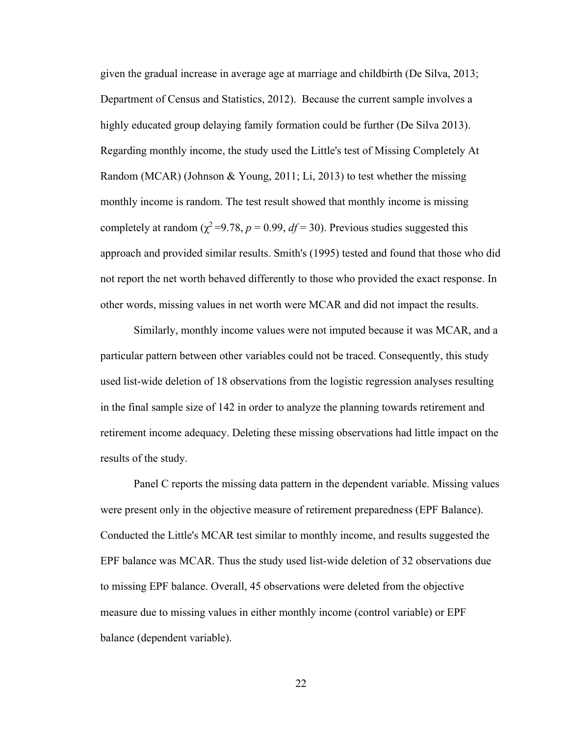given the gradual increase in average age at marriage and childbirth (De Silva, 2013; Department of Census and Statistics, 2012). Because the current sample involves a highly educated group delaying family formation could be further (De Silva 2013). Regarding monthly income, the study used the Little's test of Missing Completely At Random (MCAR) (Johnson & Young, 2011; Li, 2013) to test whether the missing monthly income is random. The test result showed that monthly income is missing completely at random ($\chi^2$ =9.78, $p$ = 0.99, $df$ = 30). Previous studies suggested this approach and provided similar results. Smith's (1995) tested and found that those who did not report the net worth behaved differently to those who provided the exact response. In other words, missing values in net worth were MCAR and did not impact the results.

Similarly, monthly income values were not imputed because it was MCAR, and a particular pattern between other variables could not be traced. Consequently, this study used list-wide deletion of 18 observations from the logistic regression analyses resulting in the final sample size of 142 in order to analyze the planning towards retirement and retirement income adequacy. Deleting these missing observations had little impact on the results of the study.

Panel C reports the missing data pattern in the dependent variable. Missing values were present only in the objective measure of retirement preparedness (EPF Balance). Conducted the Little's MCAR test similar to monthly income, and results suggested the EPF balance was MCAR. Thus the study used list-wide deletion of 32 observations due to missing EPF balance. Overall, 45 observations were deleted from the objective measure due to missing values in either monthly income (control variable) or EPF balance (dependent variable).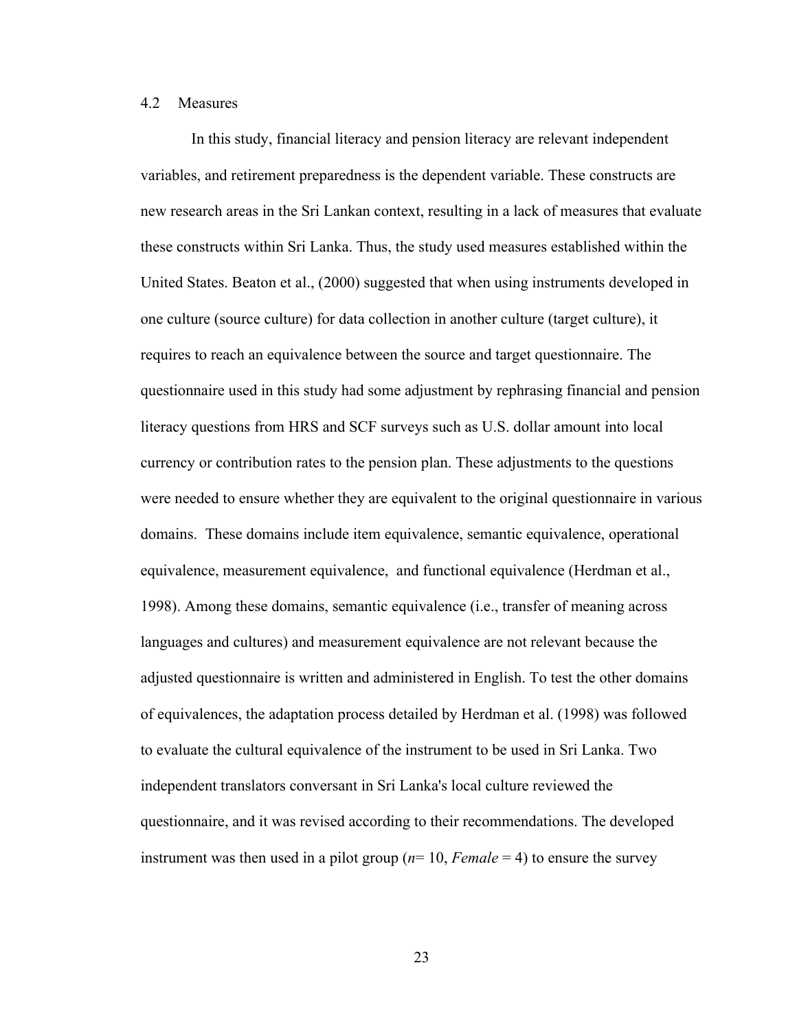### 4.2 Measures

In this study, financial literacy and pension literacy are relevant independent variables, and retirement preparedness is the dependent variable. These constructs are new research areas in the Sri Lankan context, resulting in a lack of measures that evaluate these constructs within Sri Lanka. Thus, the study used measures established within the United States. Beaton et al., (2000) suggested that when using instruments developed in one culture (source culture) for data collection in another culture (target culture), it requires to reach an equivalence between the source and target questionnaire. The questionnaire used in this study had some adjustment by rephrasing financial and pension literacy questions from HRS and SCF surveys such as U.S. dollar amount into local currency or contribution rates to the pension plan. These adjustments to the questions were needed to ensure whether they are equivalent to the original questionnaire in various domains. These domains include item equivalence, semantic equivalence, operational equivalence, measurement equivalence, and functional equivalence (Herdman et al., 1998). Among these domains, semantic equivalence (i.e., transfer of meaning across languages and cultures) and measurement equivalence are not relevant because the adjusted questionnaire is written and administered in English. To test the other domains of equivalences, the adaptation process detailed by Herdman et al. (1998) was followed to evaluate the cultural equivalence of the instrument to be used in Sri Lanka. Two independent translators conversant in Sri Lanka's local culture reviewed the questionnaire, and it was revised according to their recommendations. The developed instrument was then used in a pilot group (*n*= 10, *Female* = 4) to ensure the survey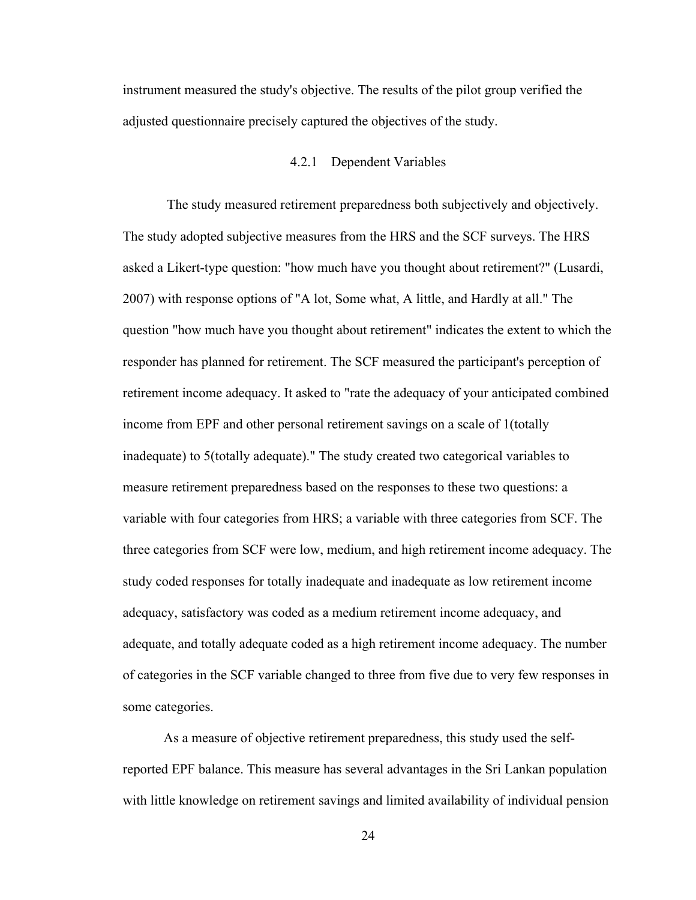instrument measured the study's objective. The results of the pilot group verified the adjusted questionnaire precisely captured the objectives of the study.

### 4.2.1 Dependent Variables

The study measured retirement preparedness both subjectively and objectively. The study adopted subjective measures from the HRS and the SCF surveys. The HRS asked a Likert-type question: "how much have you thought about retirement?" (Lusardi, 2007) with response options of "A lot, Some what, A little, and Hardly at all." The question "how much have you thought about retirement" indicates the extent to which the responder has planned for retirement. The SCF measured the participant's perception of retirement income adequacy. It asked to "rate the adequacy of your anticipated combined income from EPF and other personal retirement savings on a scale of 1(totally inadequate) to 5(totally adequate)." The study created two categorical variables to measure retirement preparedness based on the responses to these two questions: a variable with four categories from HRS; a variable with three categories from SCF. The three categories from SCF were low, medium, and high retirement income adequacy. The study coded responses for totally inadequate and inadequate as low retirement income adequacy, satisfactory was coded as a medium retirement income adequacy, and adequate, and totally adequate coded as a high retirement income adequacy. The number of categories in the SCF variable changed to three from five due to very few responses in some categories.

As a measure of objective retirement preparedness, this study used the self-reported EPF balance. This measure has several advantages in the Sri Lankan population with little knowledge on retirement savings and limited availability of individual pension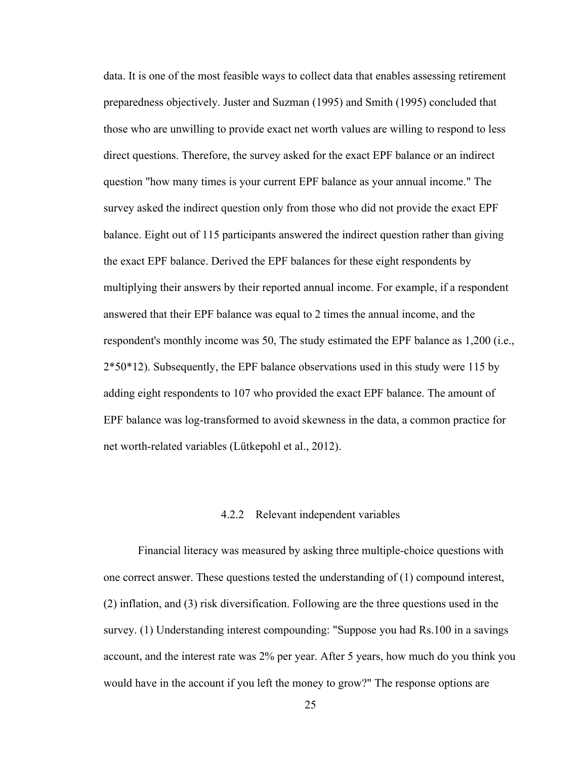data. It is one of the most feasible ways to collect data that enables assessing retirement preparedness objectively. Juster and Suzman (1995) and Smith (1995) concluded that those who are unwilling to provide exact net worth values are willing to respond to less direct questions. Therefore, the survey asked for the exact EPF balance or an indirect question "how many times is your current EPF balance as your annual income." The survey asked the indirect question only from those who did not provide the exact EPF balance. Eight out of 115 participants answered the indirect question rather than giving the exact EPF balance. Derived the EPF balances for these eight respondents by multiplying their answers by their reported annual income. For example, if a respondent answered that their EPF balance was equal to 2 times the annual income, and the respondent's monthly income was 50, The study estimated the EPF balance as 1,200 (i.e., 2*50*12). Subsequently, the EPF balance observations used in this study were 115 by adding eight respondents to 107 who provided the exact EPF balance. The amount of EPF balance was log-transformed to avoid skewness in the data, a common practice for net worth-related variables (Lütkepohl et al., 2012).

#### 4.2.2 Relevant independent variables

Financial literacy was measured by asking three multiple-choice questions with one correct answer. These questions tested the understanding of (1) compound interest, (2) inflation, and (3) risk diversification. Following are the three questions used in the survey. (1) Understanding interest compounding: "Suppose you had Rs.100 in a savings account, and the interest rate was 2% per year. After 5 years, how much do you think you would have in the account if you left the money to grow?" The response options are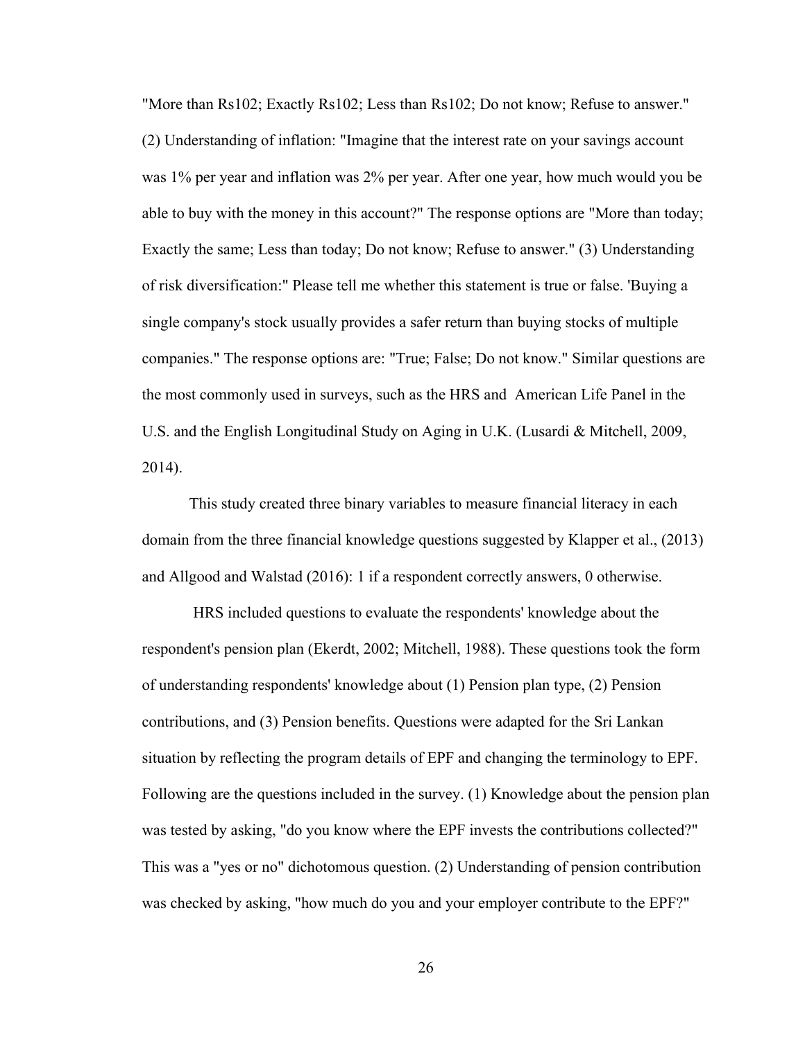"More than Rs102; Exactly Rs102; Less than Rs102; Do not know; Refuse to answer." (2) Understanding of inflation: "Imagine that the interest rate on your savings account was 1% per year and inflation was 2% per year. After one year, how much would you be able to buy with the money in this account?" The response options are "More than today; Exactly the same; Less than today; Do not know; Refuse to answer." (3) Understanding of risk diversification:" Please tell me whether this statement is true or false. 'Buying a single company's stock usually provides a safer return than buying stocks of multiple companies." The response options are: "True; False; Do not know." Similar questions are the most commonly used in surveys, such as the HRS and American Life Panel in the U.S. and the English Longitudinal Study on Aging in U.K. (Lusardi & Mitchell, 2009, 2014).

This study created three binary variables to measure financial literacy in each domain from the three financial knowledge questions suggested by Klapper et al., (2013) and Allgood and Walstad (2016): 1 if a respondent correctly answers, 0 otherwise.

HRS included questions to evaluate the respondents' knowledge about the respondent's pension plan (Ekerdt, 2002; Mitchell, 1988). These questions took the form of understanding respondents' knowledge about (1) Pension plan type, (2) Pension contributions, and (3) Pension benefits. Questions were adapted for the Sri Lankan situation by reflecting the program details of EPF and changing the terminology to EPF. Following are the questions included in the survey. (1) Knowledge about the pension plan was tested by asking, "do you know where the EPF invests the contributions collected?" This was a "yes or no" dichotomous question. (2) Understanding of pension contribution was checked by asking, "how much do you and your employer contribute to the EPF?"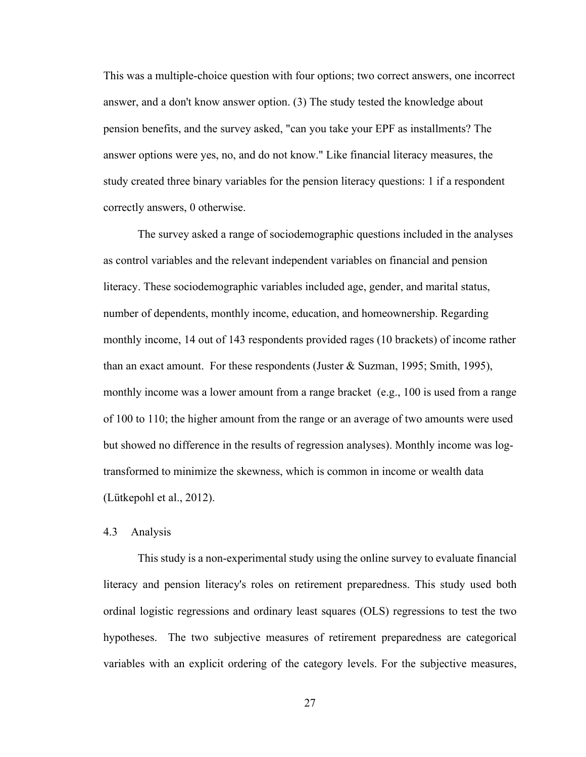This was a multiple-choice question with four options; two correct answers, one incorrect answer, and a don't know answer option. (3) The study tested the knowledge about pension benefits, and the survey asked, "can you take your EPF as installments? The answer options were yes, no, and do not know." Like financial literacy measures, the study created three binary variables for the pension literacy questions: 1 if a respondent correctly answers, 0 otherwise.

The survey asked a range of sociodemographic questions included in the analyses as control variables and the relevant independent variables on financial and pension literacy. These sociodemographic variables included age, gender, and marital status, number of dependents, monthly income, education, and homeownership. Regarding monthly income, 14 out of 143 respondents provided rages (10 brackets) of income rather than an exact amount. For these respondents (Juster & Suzman, 1995; Smith, 1995), monthly income was a lower amount from a range bracket (e.g., 100 is used from a range of 100 to 110; the higher amount from the range or an average of two amounts were used but showed no difference in the results of regression analyses). Monthly income was log-transformed to minimize the skewness, which is common in income or wealth data (Lütkepohl et al., 2012).

## 4.3 Analysis

This study is a non-experimental study using the online survey to evaluate financial literacy and pension literacy's roles on retirement preparedness. This study used both ordinal logistic regressions and ordinary least squares (OLS) regressions to test the two hypotheses. The two subjective measures of retirement preparedness are categorical variables with an explicit ordering of the category levels. For the subjective measures,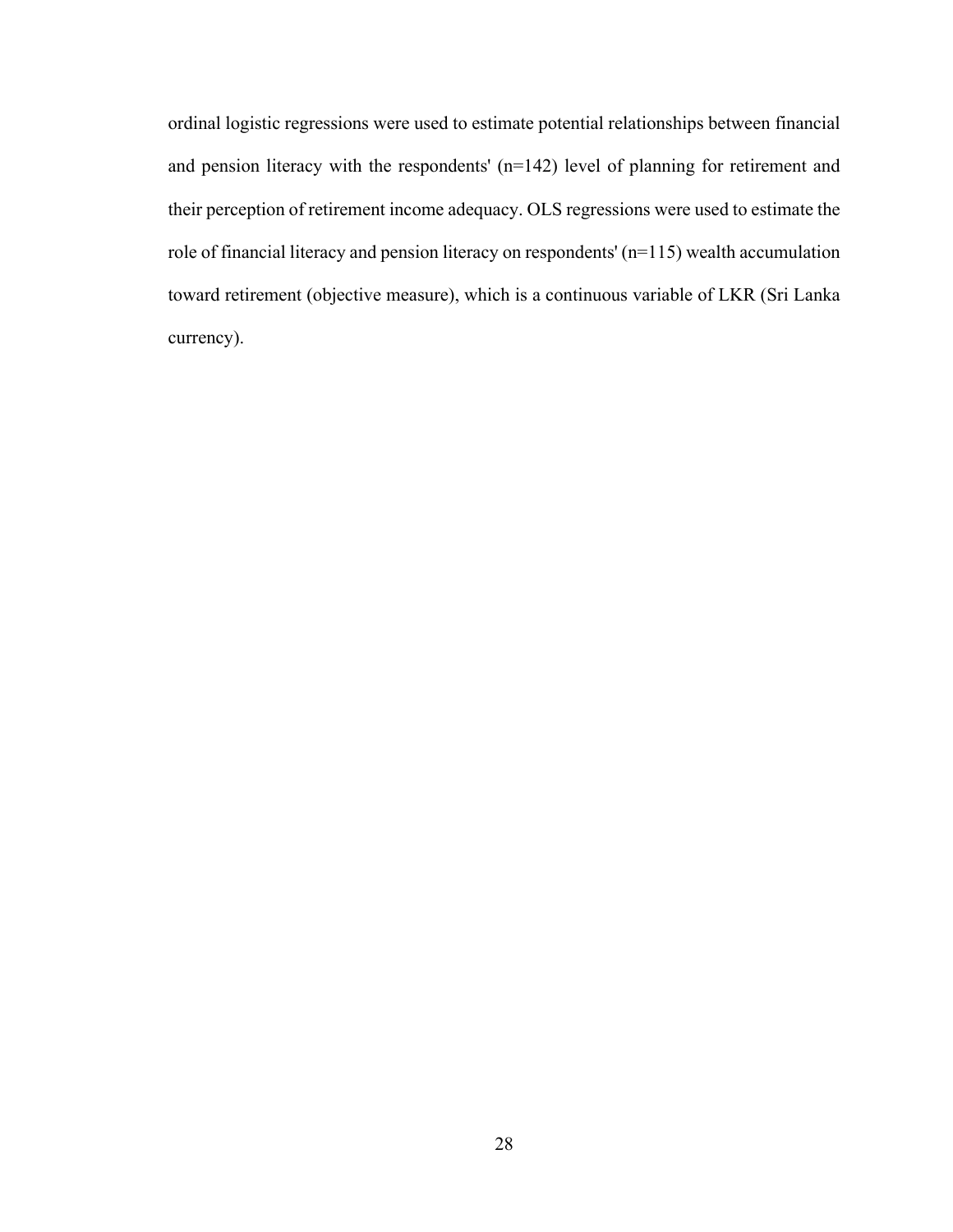ordinal logistic regressions were used to estimate potential relationships between financial and pension literacy with the respondents' (n=142) level of planning for retirement and their perception of retirement income adequacy. OLS regressions were used to estimate the role of financial literacy and pension literacy on respondents' (n=115) wealth accumulation toward retirement (objective measure), which is a continuous variable of LKR (Sri Lanka currency).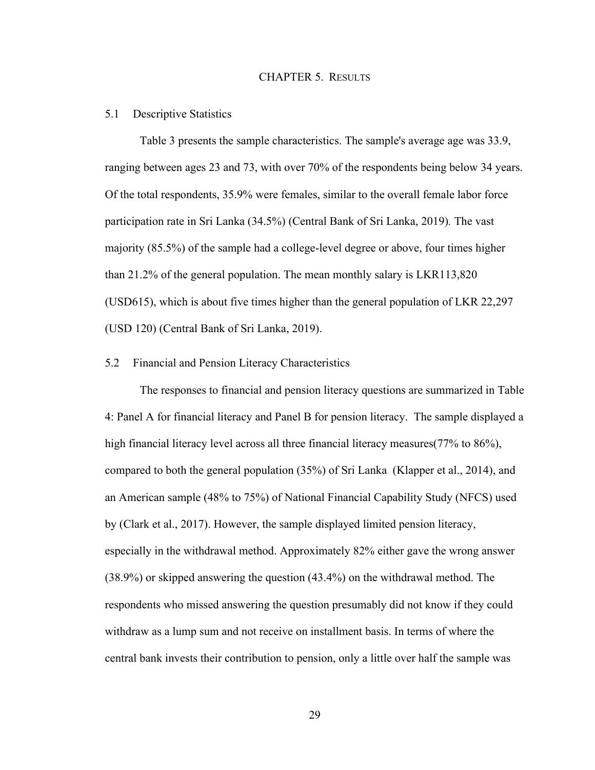# CHAPTER 5. RESULTS

## 5.1 Descriptive Statistics

Table 3 presents the sample characteristics. The sample's average age was 33.9, ranging between ages 23 and 73, with over 70% of the respondents being below 34 years. Of the total respondents, 35.9% were females, similar to the overall female labor force participation rate in Sri Lanka (34.5%) (Central Bank of Sri Lanka, 2019). The vast majority (85.5%) of the sample had a college-level degree or above, four times higher than 21.2% of the general population. The mean monthly salary is LKR113,820 (USD615), which is about five times higher than the general population of LKR 22,297 (USD 120) (Central Bank of Sri Lanka, 2019).

## 5.2 Financial and Pension Literacy Characteristics

The responses to financial and pension literacy questions are summarized in Table 4: Panel A for financial literacy and Panel B for pension literacy. The sample displayed a high financial literacy level across all three financial literacy measures(77% to 86%), compared to both the general population (35%) of Sri Lanka (Klapper et al., 2014), and an American sample (48% to 75%) of National Financial Capability Study (NFCS) used by (Clark et al., 2017). However, the sample displayed limited pension literacy, especially in the withdrawal method. Approximately 82% either gave the wrong answer (38.9%) or skipped answering the question (43.4%) on the withdrawal method. The respondents who missed answering the question presumably did not know if they could withdraw as a lump sum and not receive on installment basis. In terms of where the central bank invests their contribution to pension, only a little over half the sample was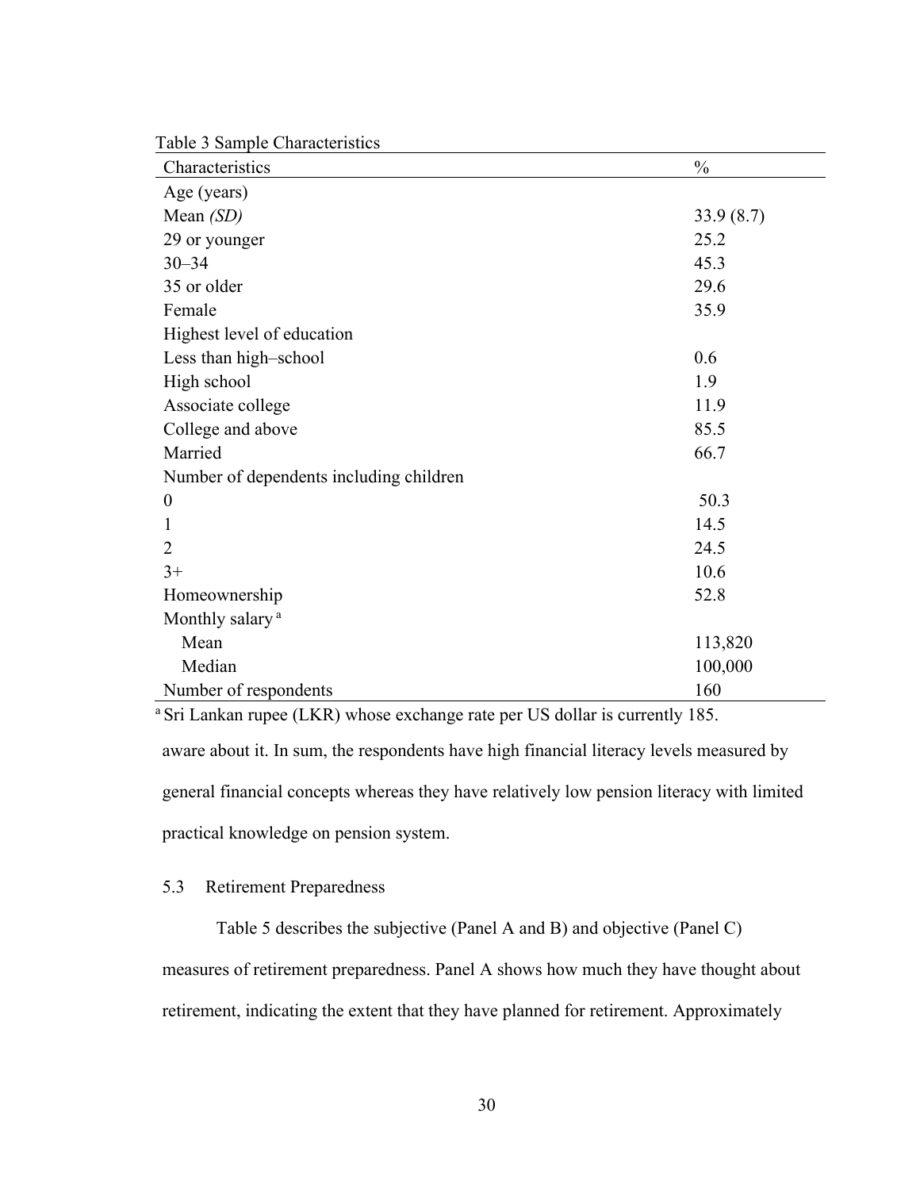Table 3 Sample Characteristics

| Characteristics | % |
|---|---|
| Age (years) | |
| Mean *(SD)* | 33.9 (8.7) |
| 29 or younger | 25.2 |
| 30–34 | 45.3 |
| 35 or older | 29.6 |
| Female | 35.9 |
| Highest level of education | |
| Less than high–school | 0.6 |
| High school | 1.9 |
| Associate college | 11.9 |
| College and above | 85.5 |
| Married | 66.7 |
| Number of dependents including children | |
| 0 | 50.3 |
| 1 | 14.5 |
| 2 | 24.5 |
| 3+ | 10.6 |
| Homeownership | 52.8 |
| Monthly salary [a] | |
| Mean | 113,820 |
| Median | 100,000 |
| Number of respondents | 160 |

[a] Sri Lankan rupee (LKR) whose exchange rate per US dollar is currently 185.

aware about it. In sum, the respondents have high financial literacy levels measured by general financial concepts whereas they have relatively low pension literacy with limited practical knowledge on pension system.

## 5.3 Retirement Preparedness

Table 5 describes the subjective (Panel A and B) and objective (Panel C) measures of retirement preparedness. Panel A shows how much they have thought about retirement, indicating the extent that they have planned for retirement. Approximately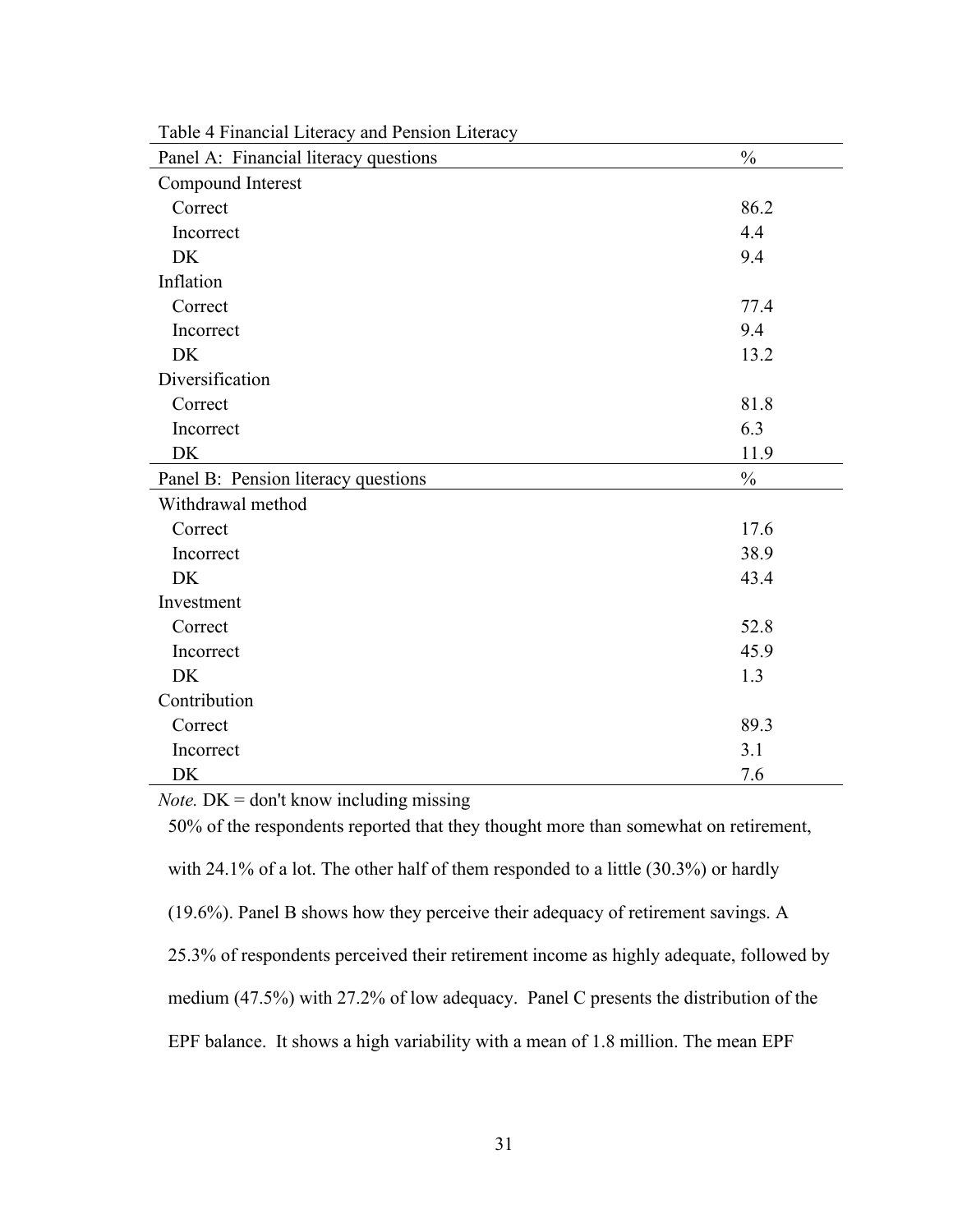Table 4 Financial Literacy and Pension Literacy

| Panel A: Financial literacy questions | % |
|---|---|
| Compound Interest | |
| Correct | 86.2 |
| Incorrect | 4.4 |
| DK | 9.4 |
| Inflation | |
| Correct | 77.4 |
| Incorrect | 9.4 |
| DK | 13.2 |
| Diversification | |
| Correct | 81.8 |
| Incorrect | 6.3 |
| DK | 11.9 |
| **Panel B: Pension literacy questions** | **%** |
| Withdrawal method | |
| Correct | 17.6 |
| Incorrect | 38.9 |
| DK | 43.4 |
| Investment | |
| Correct | 52.8 |
| Incorrect | 45.9 |
| DK | 1.3 |
| Contribution | |
| Correct | 89.3 |
| Incorrect | 3.1 |
| DK | 7.6 |

*Note.* DK = don't know including missing

50% of the respondents reported that they thought more than somewhat on retirement, with 24.1% of a lot. The other half of them responded to a little (30.3%) or hardly (19.6%). Panel B shows how they perceive their adequacy of retirement savings. A 25.3% of respondents perceived their retirement income as highly adequate, followed by medium (47.5%) with 27.2% of low adequacy. Panel C presents the distribution of the EPF balance. It shows a high variability with a mean of 1.8 million. The mean EPF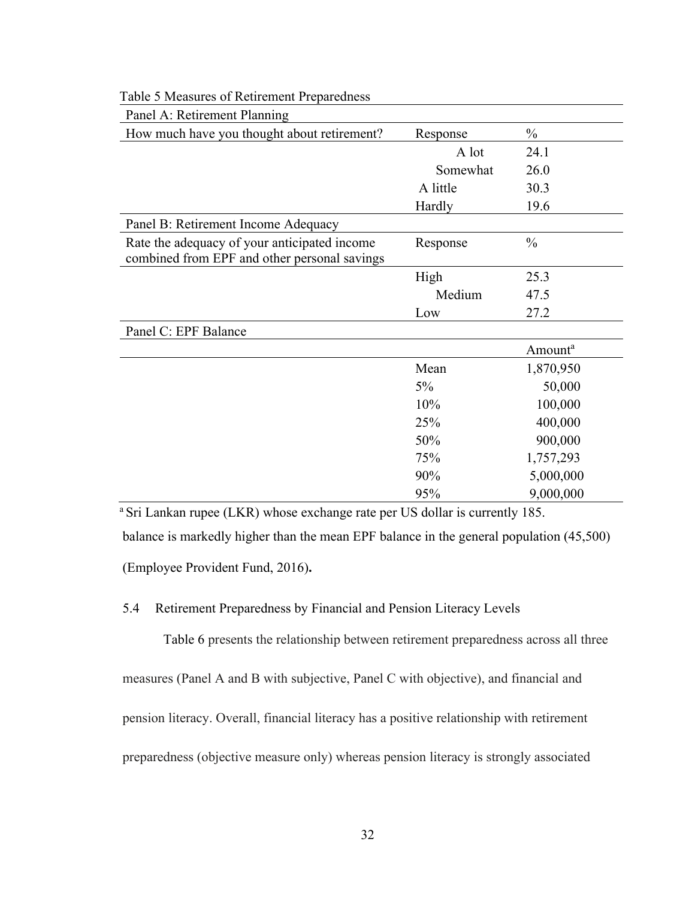Table 5 Measures of Retirement Preparedness

| Panel A: Retirement Planning | | |
|---|---|---|
| How much have you thought about retirement? | Response | % |
| | A lot | 24.1 |
| | Somewhat | 26.0 |
| | A little | 30.3 |
| | Hardly | 19.6 |
| **Panel B: Retirement Income Adequacy** | | |
| Rate the adequacy of your anticipated income combined from EPF and other personal savings | Response | % |
| | High | 25.3 |
| | Medium | 47.5 |
| | Low | 27.2 |
| **Panel C: EPF Balance** | | |
| | | Amount[a] |
| | Mean | 1,870,950 |
| | 5% | 50,000 |
| | 10% | 100,000 |
| | 25% | 400,000 |
| | 50% | 900,000 |
| | 75% | 1,757,293 |
| | 90% | 5,000,000 |
| | 95% | 9,000,000 |

[a] Sri Lankan rupee (LKR) whose exchange rate per US dollar is currently 185.

balance is markedly higher than the mean EPF balance in the general population (45,500) (Employee Provident Fund, 2016).

### 5.4 Retirement Preparedness by Financial and Pension Literacy Levels

Table 6 presents the relationship between retirement preparedness across all three measures (Panel A and B with subjective, Panel C with objective), and financial and pension literacy. Overall, financial literacy has a positive relationship with retirement preparedness (objective measure only) whereas pension literacy is strongly associated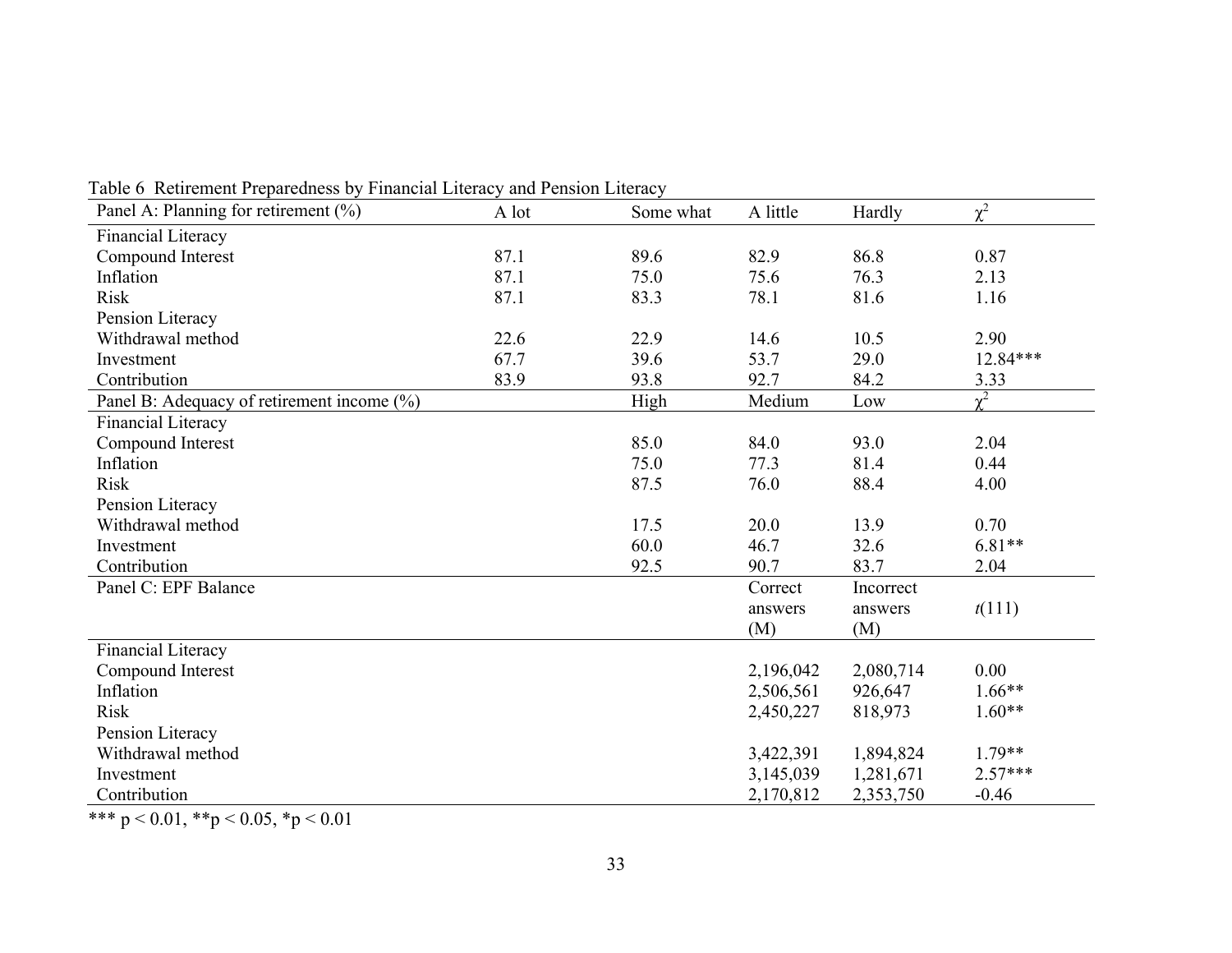Table 6 Retirement Preparedness by Financial Literacy and Pension Literacy

| Panel A: Planning for retirement (%) | A lot | Some what | A little | Hardly | $\chi^2$ |
|---|---|---|---|---|---|
| Financial Literacy | | | | | |
| Compound Interest | 87.1 | 89.6 | 82.9 | 86.8 | 0.87 |
| Inflation | 87.1 | 75.0 | 75.6 | 76.3 | 2.13 |
| Risk | 87.1 | 83.3 | 78.1 | 81.6 | 1.16 |
| Pension Literacy | | | | | |
| Withdrawal method | 22.6 | 22.9 | 14.6 | 10.5 | 2.90 |
| Investment | 67.7 | 39.6 | 53.7 | 29.0 | 12.84*** |
| Contribution | 83.9 | 93.8 | 92.7 | 84.2 | 3.33 |
| **Panel B: Adequacy of retirement income (%)** | | **High** | **Medium** | **Low** | $\chi^2$ |
| Financial Literacy | | | | | |
| Compound Interest | | 85.0 | 84.0 | 93.0 | 2.04 |
| Inflation | | 75.0 | 77.3 | 81.4 | 0.44 |
| Risk | | 87.5 | 76.0 | 88.4 | 4.00 |
| Pension Literacy | | | | | |
| Withdrawal method | | 17.5 | 20.0 | 13.9 | 0.70 |
| Investment | | 60.0 | 46.7 | 32.6 | 6.81** |
| Contribution | | 92.5 | 90.7 | 83.7 | 2.04 |
| **Panel C: EPF Balance** | | | **Correct answers (M)** | **Incorrect answers (M)** | $t(111)$ |
| Financial Literacy | | | | | |
| Compound Interest | | | 2,196,042 | 2,080,714 | 0.00 |
| Inflation | | | 2,506,561 | 926,647 | 1.66** |
| Risk | | | 2,450,227 | 818,973 | 1.60** |
| Pension Literacy | | | | | |
| Withdrawal method | | | 3,422,391 | 1,894,824 | 1.79** |
| Investment | | | 3,145,039 | 1,281,671 | 2.57*** |
| Contribution | | | 2,170,812 | 2,353,750 | -0.46 |

*** $p < 0.01$, ** $p < 0.05$, * $p < 0.01$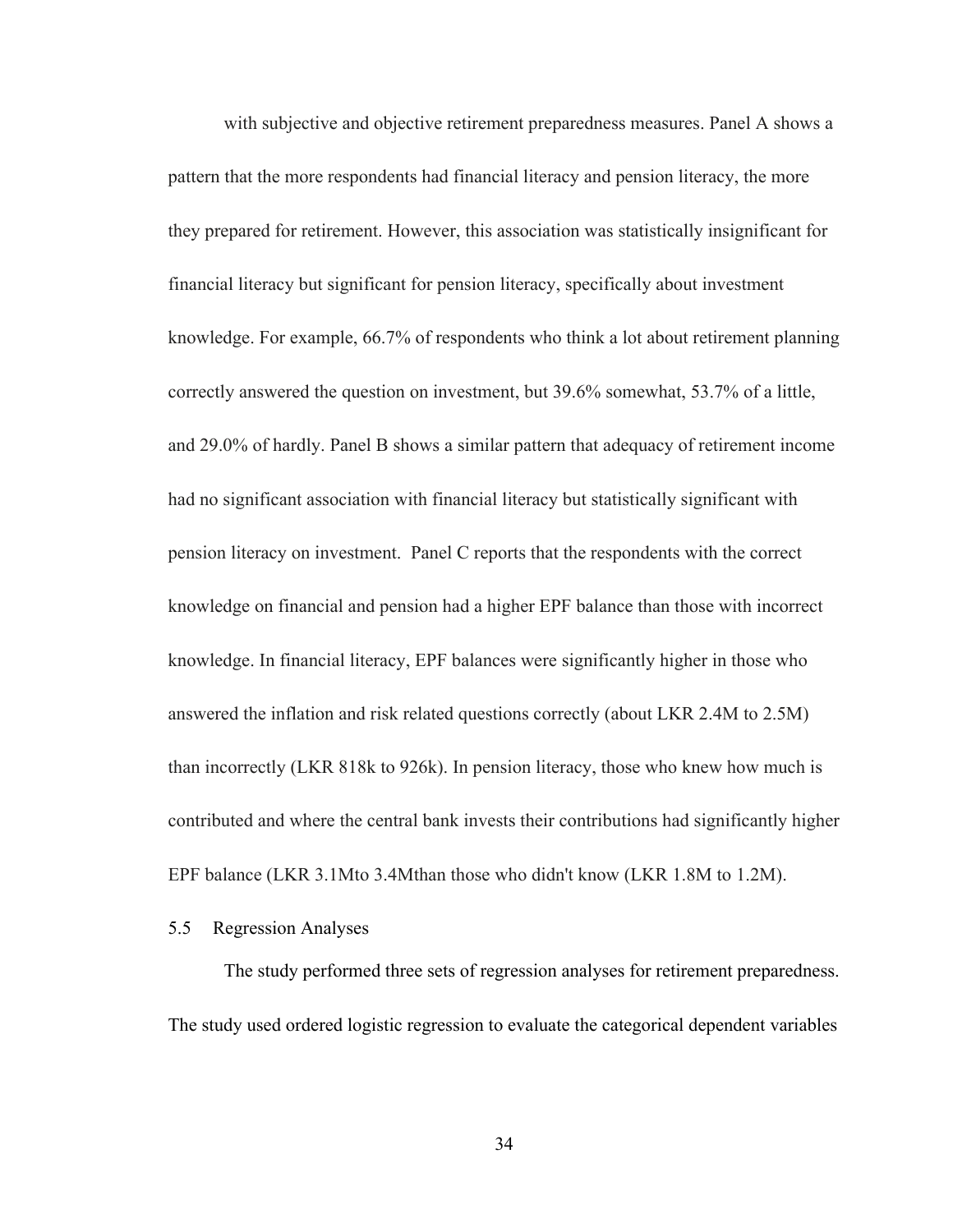with subjective and objective retirement preparedness measures. Panel A shows a pattern that the more respondents had financial literacy and pension literacy, the more they prepared for retirement. However, this association was statistically insignificant for financial literacy but significant for pension literacy, specifically about investment knowledge. For example, 66.7% of respondents who think a lot about retirement planning correctly answered the question on investment, but 39.6% somewhat, 53.7% of a little, and 29.0% of hardly. Panel B shows a similar pattern that adequacy of retirement income had no significant association with financial literacy but statistically significant with pension literacy on investment. Panel C reports that the respondents with the correct knowledge on financial and pension had a higher EPF balance than those with incorrect knowledge. In financial literacy, EPF balances were significantly higher in those who answered the inflation and risk related questions correctly (about LKR 2.4M to 2.5M) than incorrectly (LKR 818k to 926k). In pension literacy, those who knew how much is contributed and where the central bank invests their contributions had significantly higher EPF balance (LKR 3.1Mto 3.4Mthan those who didn't know (LKR 1.8M to 1.2M).

## 5.5 Regression Analyses

The study performed three sets of regression analyses for retirement preparedness. The study used ordered logistic regression to evaluate the categorical dependent variables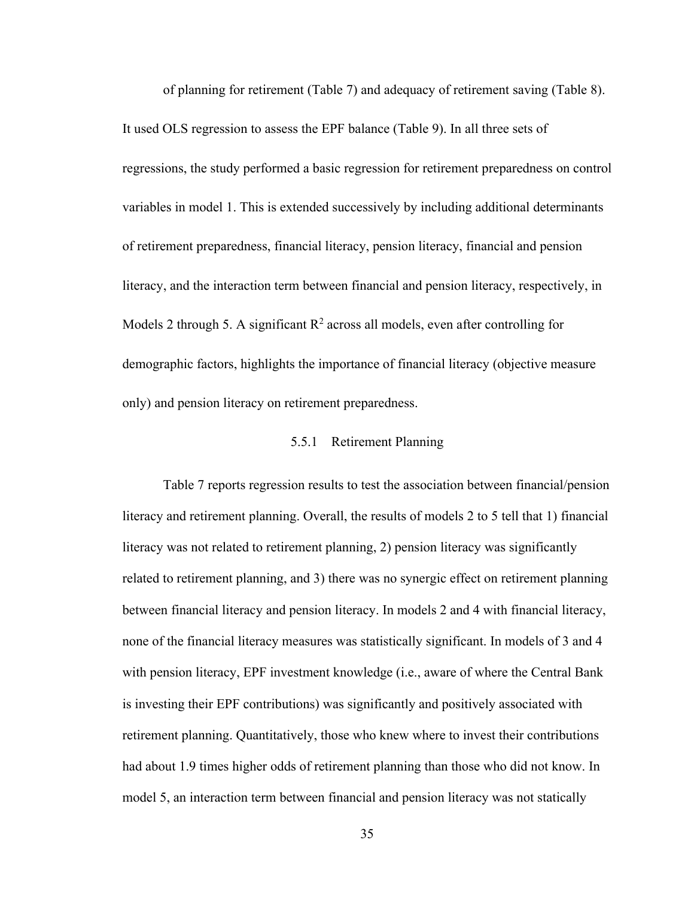of planning for retirement (Table 7) and adequacy of retirement saving (Table 8). It used OLS regression to assess the EPF balance (Table 9). In all three sets of regressions, the study performed a basic regression for retirement preparedness on control variables in model 1. This is extended successively by including additional determinants of retirement preparedness, financial literacy, pension literacy, financial and pension literacy, and the interaction term between financial and pension literacy, respectively, in Models 2 through 5. A significant $R^2$ across all models, even after controlling for demographic factors, highlights the importance of financial literacy (objective measure only) and pension literacy on retirement preparedness.

### 5.5.1 Retirement Planning

Table 7 reports regression results to test the association between financial/pension literacy and retirement planning. Overall, the results of models 2 to 5 tell that 1) financial literacy was not related to retirement planning, 2) pension literacy was significantly related to retirement planning, and 3) there was no synergic effect on retirement planning between financial literacy and pension literacy. In models 2 and 4 with financial literacy, none of the financial literacy measures was statistically significant. In models of 3 and 4 with pension literacy, EPF investment knowledge (i.e., aware of where the Central Bank is investing their EPF contributions) was significantly and positively associated with retirement planning. Quantitatively, those who knew where to invest their contributions had about 1.9 times higher odds of retirement planning than those who did not know. In model 5, an interaction term between financial and pension literacy was not statically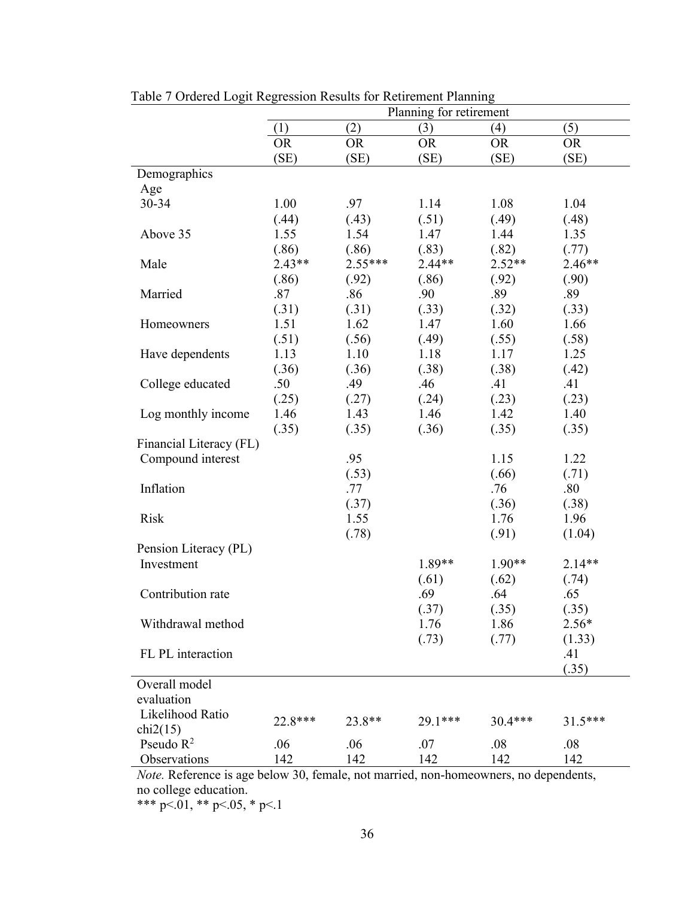Table 7 Ordered Logit Regression Results for Retirement Planning

| | Planning for retirement | | | | |
|---|---|---|---|---|---|
| | (1) | (2) | (3) | (4) | (5) |
| | OR | OR | OR | OR | OR |
| | (SE) | (SE) | (SE) | (SE) | (SE) |
| Demographics | | | | | |
| Age | | | | | |
| 30-34 | 1.00 | .97 | 1.14 | 1.08 | 1.04 |
| | (.44) | (.43) | (.51) | (.49) | (.48) |
| Above 35 | 1.55 | 1.54 | 1.47 | 1.44 | 1.35 |
| | (.86) | (.86) | (.83) | (.82) | (.77) |
| Male | 2.43** | 2.55*** | 2.44** | 2.52** | 2.46** |
| | (.86) | (.92) | (.86) | (.92) | (.90) |
| Married | .87 | .86 | .90 | .89 | .89 |
| | (.31) | (.31) | (.33) | (.32) | (.33) |
| Homeowners | 1.51 | 1.62 | 1.47 | 1.60 | 1.66 |
| | (.51) | (.56) | (.49) | (.55) | (.58) |
| Have dependents | 1.13 | 1.10 | 1.18 | 1.17 | 1.25 |
| | (.36) | (.36) | (.38) | (.38) | (.42) |
| College educated | .50 | .49 | .46 | .41 | .41 |
| | (.25) | (.27) | (.24) | (.23) | (.23) |
| Log monthly income | 1.46 | 1.43 | 1.46 | 1.42 | 1.40 |
| | (.35) | (.35) | (.36) | (.35) | (.35) |
| Financial Literacy (FL) | | | | | |
| Compound interest | | .95 | | 1.15 | 1.22 |
| | | (.53) | | (.66) | (.71) |
| Inflation | | .77 | | .76 | .80 |
| | | (.37) | | (.36) | (.38) |
| Risk | | 1.55 | | 1.76 | 1.96 |
| | | (.78) | | (.91) | (1.04) |
| Pension Literacy (PL) | | | | | |
| Investment | | | 1.89** | 1.90** | 2.14** |
| | | | (.61) | (.62) | (.74) |
| Contribution rate | | | .69 | .64 | .65 |
| | | | (.37) | (.35) | (.35) |
| Withdrawal method | | | 1.76 | 1.86 | 2.56* |
| | | | (.73) | (.77) | (1.33) |
| FL PL interaction | | | | | .41 |
| | | | | | (.35) |
| Overall model evaluation | | | | | |
| Likelihood Ratio chi2(15) | 22.8*** | 23.8** | 29.1*** | 30.4*** | 31.5*** |
| Pseudo $R^2$ | .06 | .06 | .07 | .08 | .08 |
| Observations | 142 | 142 | 142 | 142 | 142 |

*Note.* Reference is age below 30, female, not married, non-homeowners, no dependents, no college education.
*** p<.01, ** p<.05, * p<.1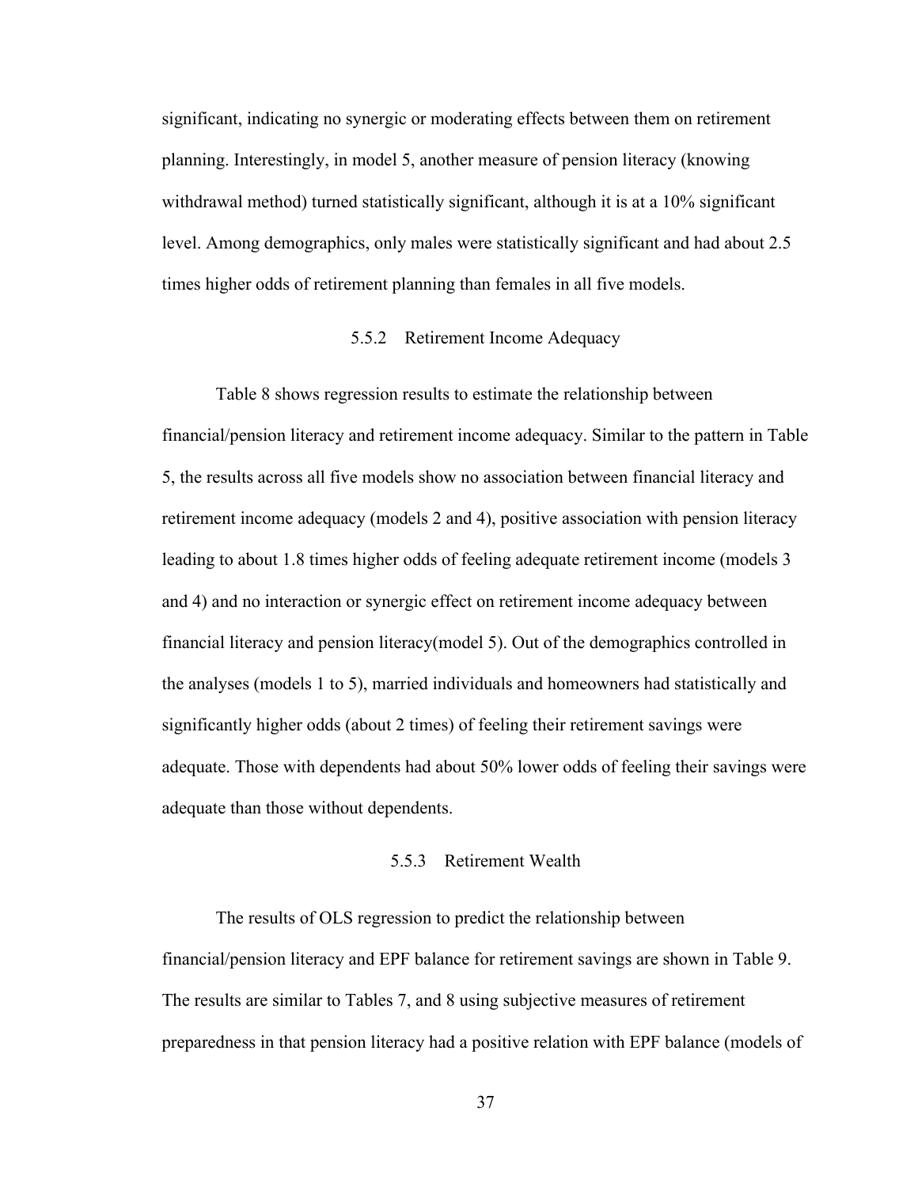significant, indicating no synergic or moderating effects between them on retirement planning. Interestingly, in model 5, another measure of pension literacy (knowing withdrawal method) turned statistically significant, although it is at a 10% significant level. Among demographics, only males were statistically significant and had about 2.5 times higher odds of retirement planning than females in all five models.

### 5.5.2 Retirement Income Adequacy

Table 8 shows regression results to estimate the relationship between financial/pension literacy and retirement income adequacy. Similar to the pattern in Table 5, the results across all five models show no association between financial literacy and retirement income adequacy (models 2 and 4), positive association with pension literacy leading to about 1.8 times higher odds of feeling adequate retirement income (models 3 and 4) and no interaction or synergic effect on retirement income adequacy between financial literacy and pension literacy(model 5). Out of the demographics controlled in the analyses (models 1 to 5), married individuals and homeowners had statistically and significantly higher odds (about 2 times) of feeling their retirement savings were adequate. Those with dependents had about 50% lower odds of feeling their savings were adequate than those without dependents.

### 5.5.3 Retirement Wealth

The results of OLS regression to predict the relationship between financial/pension literacy and EPF balance for retirement savings are shown in Table 9. The results are similar to Tables 7, and 8 using subjective measures of retirement preparedness in that pension literacy had a positive relation with EPF balance (models of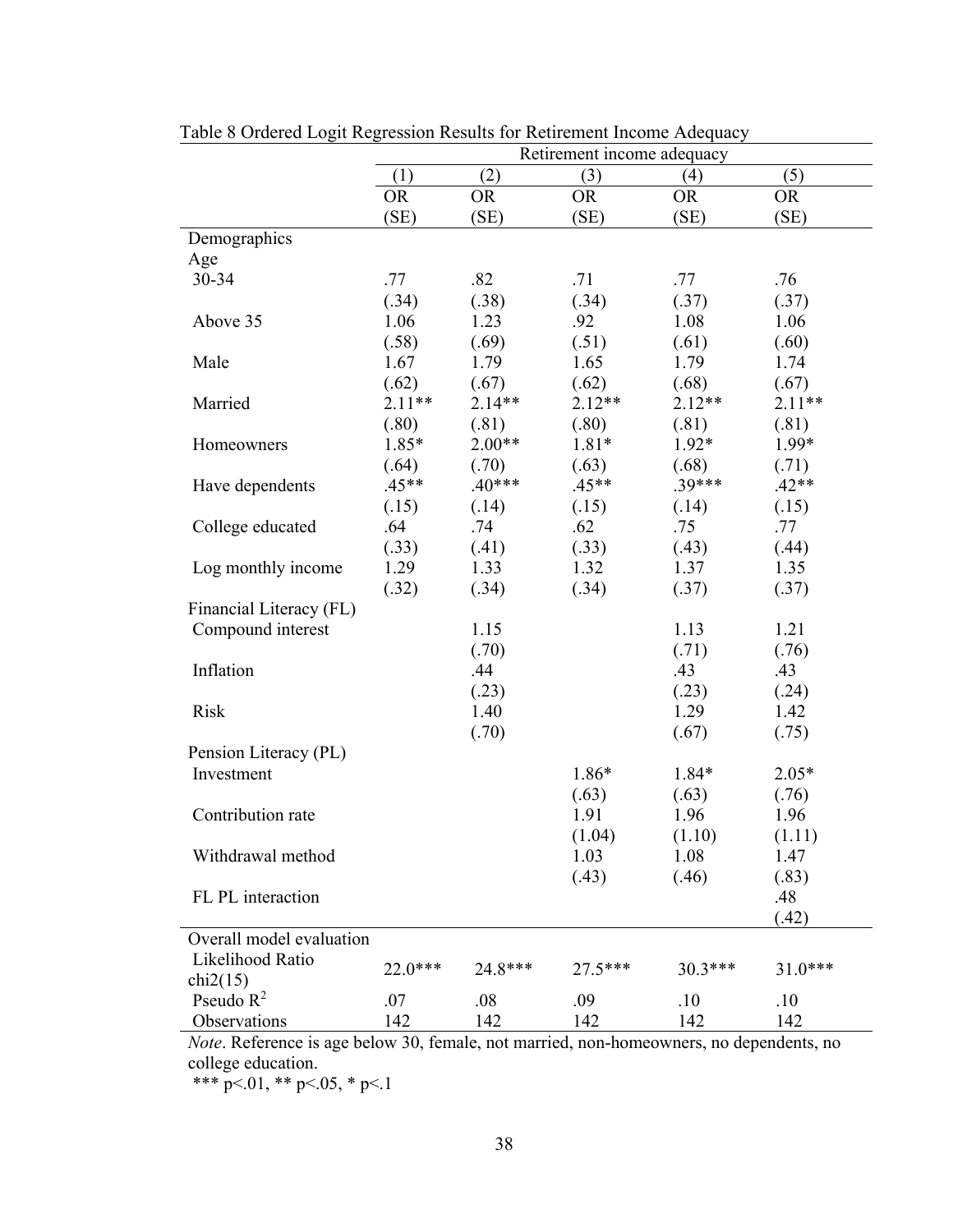Table 8 Ordered Logit Regression Results for Retirement Income Adequacy

| | Retirement income adequacy | | | | |
|---|---|---|---|---|---|
| | (1) | (2) | (3) | (4) | (5) |
| | OR | OR | OR | OR | OR |
| | (SE) | (SE) | (SE) | (SE) | (SE) |
| Demographics | | | | | |
| Age | | | | | |
| 30-34 | .77 | .82 | .71 | .77 | .76 |
| | (.34) | (.38) | (.34) | (.37) | (.37) |
| Above 35 | 1.06 | 1.23 | .92 | 1.08 | 1.06 |
| | (.58) | (.69) | (.51) | (.61) | (.60) |
| Male | 1.67 | 1.79 | 1.65 | 1.79 | 1.74 |
| | (.62) | (.67) | (.62) | (.68) | (.67) |
| Married | 2.11** | 2.14** | 2.12** | 2.12** | 2.11** |
| | (.80) | (.81) | (.80) | (.81) | (.81) |
| Homeowners | 1.85* | 2.00** | 1.81* | 1.92* | 1.99* |
| | (.64) | (.70) | (.63) | (.68) | (.71) |
| Have dependents | .45** | .40*** | .45** | .39*** | .42** |
| | (.15) | (.14) | (.15) | (.14) | (.15) |
| College educated | .64 | .74 | .62 | .75 | .77 |
| | (.33) | (.41) | (.33) | (.43) | (.44) |
| Log monthly income | 1.29 | 1.33 | 1.32 | 1.37 | 1.35 |
| | (.32) | (.34) | (.34) | (.37) | (.37) |
| Financial Literacy (FL) | | | | | |
| Compound interest | | 1.15 | | 1.13 | 1.21 |
| | | (.70) | | (.71) | (.76) |
| Inflation | | .44 | | .43 | .43 |
| | | (.23) | | (.23) | (.24) |
| Risk | | 1.40 | | 1.29 | 1.42 |
| | | (.70) | | (.67) | (.75) |
| Pension Literacy (PL) | | | | | |
| Investment | | | 1.86* | 1.84* | 2.05* |
| | | | (.63) | (.63) | (.76) |
| Contribution rate | | | 1.91 | 1.96 | 1.96 |
| | | | (1.04) | (1.10) | (1.11) |
| Withdrawal method | | | 1.03 | 1.08 | 1.47 |
| | | | (.43) | (.46) | (.83) |
| FL PL interaction | | | | | .48 |
| | | | | | (.42) |
| Overall model evaluation | | | | | |
| Likelihood Ratio chi2(15) | 22.0*** | 24.8*** | 27.5*** | 30.3*** | 31.0*** |
| Pseudo $R^2$ | .07 | .08 | .09 | .10 | .10 |
| Observations | 142 | 142 | 142 | 142 | 142 |

*Note*. Reference is age below 30, female, not married, non-homeowners, no dependents, no college education.

*** $p<.01$, ** $p<.05$, * $p<.1$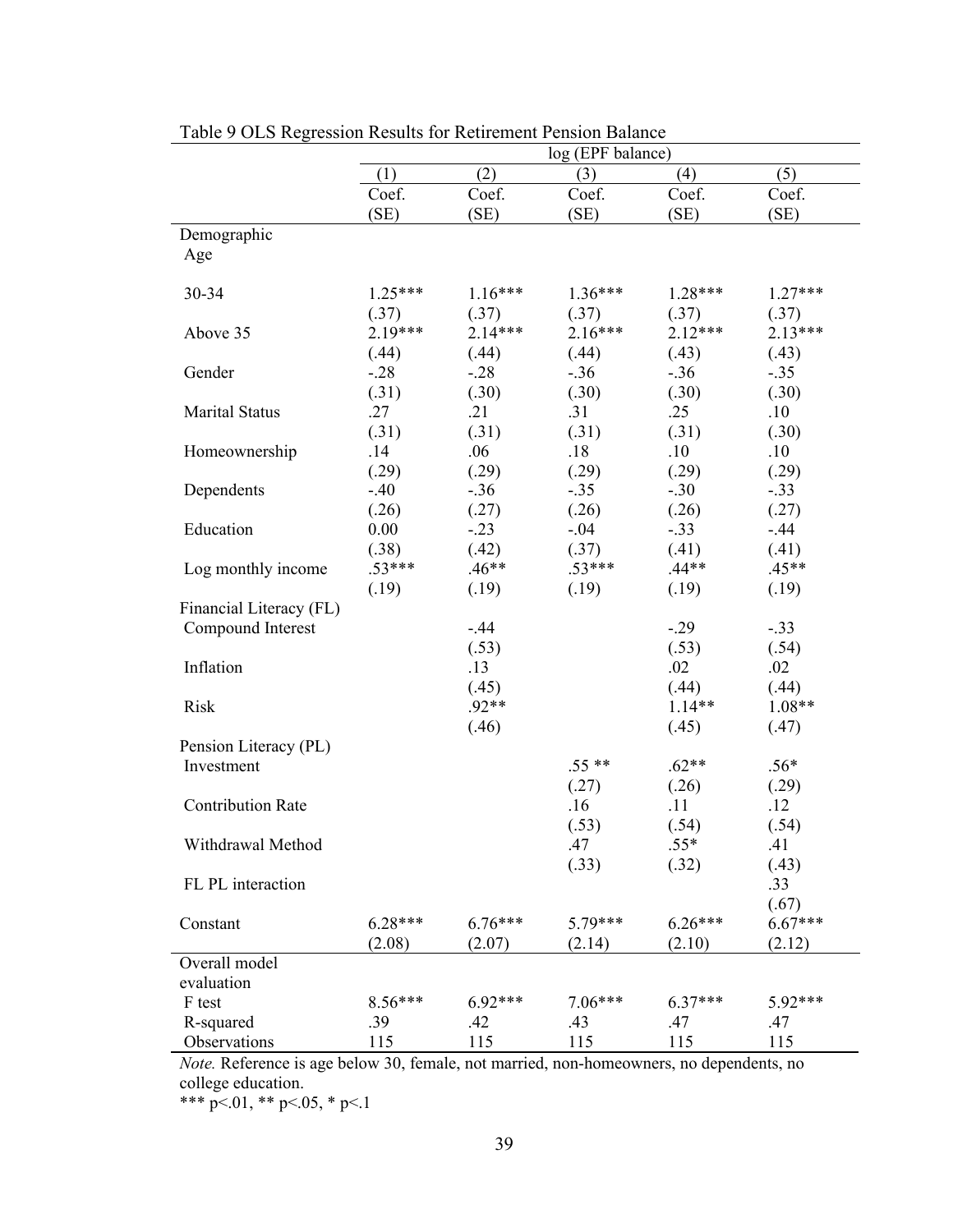Table 9 OLS Regression Results for Retirement Pension Balance

| | log (EPF balance) | | | | |
|---|---|---|---|---|---|
| | (1) | (2) | (3) | (4) | (5) |
| | Coef. (SE) | Coef. (SE) | Coef. (SE) | Coef. (SE) | Coef. (SE) |
| Demographic | | | | | |
| Age | | | | | |
| 30-34 | 1.25*** | 1.16*** | 1.36*** | 1.28*** | 1.27*** |
| | (.37) | (.37) | (.37) | (.37) | (.37) |
| Above 35 | 2.19*** | 2.14*** | 2.16*** | 2.12*** | 2.13*** |
| | (.44) | (.44) | (.44) | (.43) | (.43) |
| Gender | -.28 | -.28 | -.36 | -.36 | -.35 |
| | (.31) | (.30) | (.30) | (.30) | (.30) |
| Marital Status | .27 | .21 | .31 | .25 | .10 |
| | (.31) | (.31) | (.31) | (.31) | (.30) |
| Homeownership | .14 | .06 | .18 | .10 | .10 |
| | (.29) | (.29) | (.29) | (.29) | (.29) |
| Dependents | -.40 | -.36 | -.35 | -.30 | -.33 |
| | (.26) | (.27) | (.26) | (.26) | (.27) |
| Education | 0.00 | -.23 | -.04 | -.33 | -.44 |
| | (.38) | (.42) | (.37) | (.41) | (.41) |
| Log monthly income | .53*** | .46** | .53*** | .44** | .45** |
| | (.19) | (.19) | (.19) | (.19) | (.19) |
| Financial Literacy (FL) | | | | | |
| Compound Interest | | -.44 | | -.29 | -.33 |
| | | (.53) | | (.53) | (.54) |
| Inflation | | .13 | | .02 | .02 |
| | | (.45) | | (.44) | (.44) |
| Risk | | .92** | | 1.14** | 1.08** |
| | | (.46) | | (.45) | (.47) |
| Pension Literacy (PL) | | | | | |
| Investment | | | .55 ** | .62** | .56* |
| | | | (.27) | (.26) | (.29) |
| Contribution Rate | | | .16 | .11 | .12 |
| | | | (.53) | (.54) | (.54) |
| Withdrawal Method | | | .47 | .55* | .41 |
| | | | (.33) | (.32) | (.43) |
| FL PL interaction | | | | | .33 |
| | | | | | (.67) |
| Constant | 6.28*** | 6.76*** | 5.79*** | 6.26*** | 6.67*** |
| | (2.08) | (2.07) | (2.14) | (2.10) | (2.12) |
| Overall model evaluation | | | | | |
| F test | 8.56*** | 6.92*** | 7.06*** | 6.37*** | 5.92*** |
| R-squared | .39 | .42 | .43 | .47 | .47 |
| Observations | 115 | 115 | 115 | 115 | 115 |

*Note.* Reference is age below 30, female, not married, non-homeowners, no dependents, no college education.

*** $p<.01$, ** $p<.05$, * $p<.1$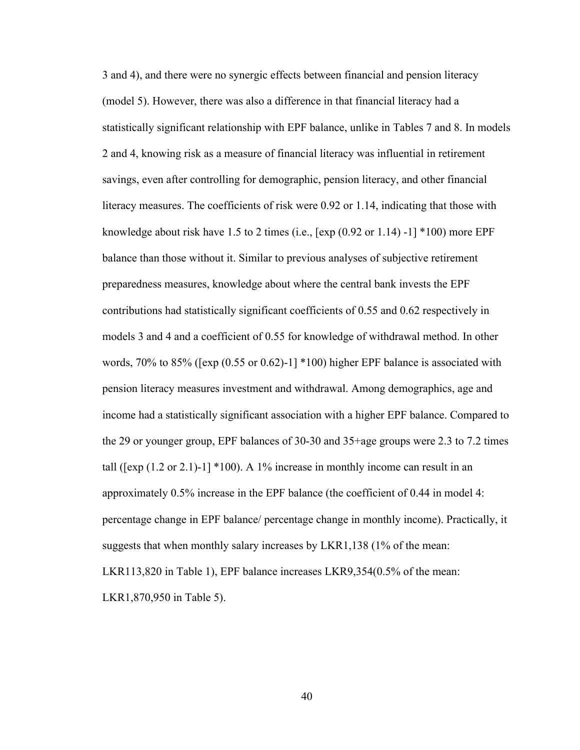3 and 4), and there were no synergic effects between financial and pension literacy (model 5). However, there was also a difference in that financial literacy had a statistically significant relationship with EPF balance, unlike in Tables 7 and 8. In models 2 and 4, knowing risk as a measure of financial literacy was influential in retirement savings, even after controlling for demographic, pension literacy, and other financial literacy measures. The coefficients of risk were 0.92 or 1.14, indicating that those with knowledge about risk have 1.5 to 2 times (i.e., [exp (0.92 or 1.14) -1] *100) more EPF balance than those without it. Similar to previous analyses of subjective retirement preparedness measures, knowledge about where the central bank invests the EPF contributions had statistically significant coefficients of 0.55 and 0.62 respectively in models 3 and 4 and a coefficient of 0.55 for knowledge of withdrawal method. In other words, 70% to 85% ([exp (0.55 or 0.62)-1] *100) higher EPF balance is associated with pension literacy measures investment and withdrawal. Among demographics, age and income had a statistically significant association with a higher EPF balance. Compared to the 29 or younger group, EPF balances of 30-30 and 35+age groups were 2.3 to 7.2 times tall ([exp (1.2 or 2.1)-1] *100). A 1% increase in monthly income can result in an approximately 0.5% increase in the EPF balance (the coefficient of 0.44 in model 4: percentage change in EPF balance/ percentage change in monthly income). Practically, it suggests that when monthly salary increases by LKR1,138 (1% of the mean: LKR113,820 in Table 1), EPF balance increases LKR9,354(0.5% of the mean: LKR1,870,950 in Table 5).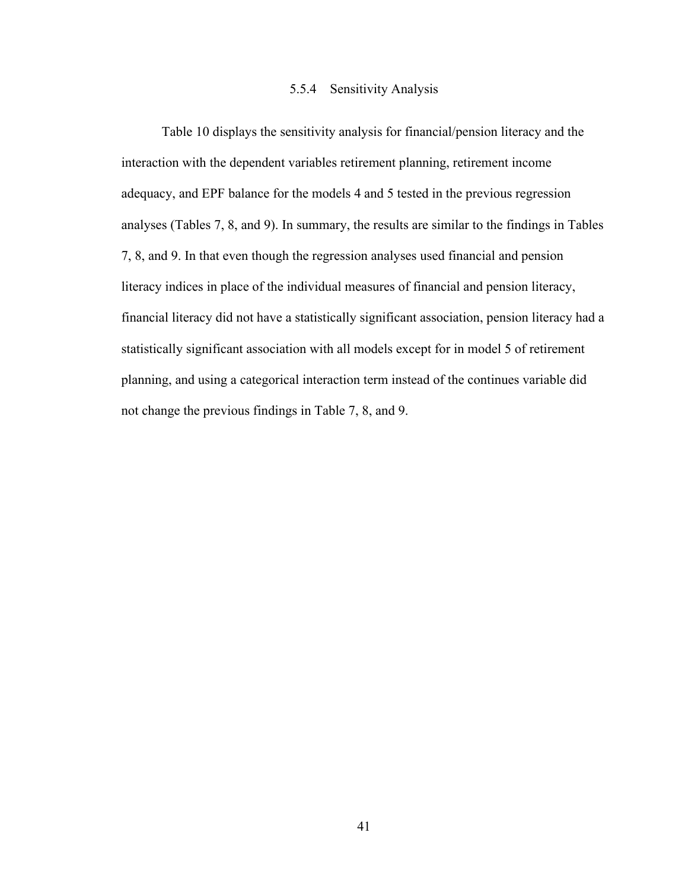### 5.5.4 Sensitivity Analysis

Table 10 displays the sensitivity analysis for financial/pension literacy and the interaction with the dependent variables retirement planning, retirement income adequacy, and EPF balance for the models 4 and 5 tested in the previous regression analyses (Tables 7, 8, and 9). In summary, the results are similar to the findings in Tables 7, 8, and 9. In that even though the regression analyses used financial and pension literacy indices in place of the individual measures of financial and pension literacy, financial literacy did not have a statistically significant association, pension literacy had a statistically significant association with all models except for in model 5 of retirement planning, and using a categorical interaction term instead of the continues variable did not change the previous findings in Table 7, 8, and 9.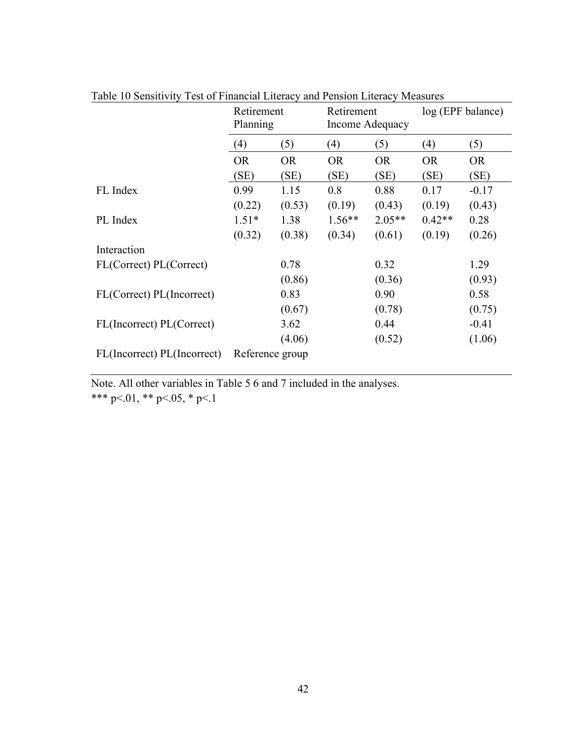Table 10 Sensitivity Test of Financial Literacy and Pension Literacy Measures

| | Retirement Planning | | Retirement Income Adequacy | | log (EPF balance) | |
|---|---|---|---|---|---|---|
| | (4) | (5) | (4) | (5) | (4) | (5) |
| | OR (SE) | OR (SE) | OR (SE) | OR (SE) | OR (SE) | OR (SE) |
| FL Index | 0.99 | 1.15 | 0.8 | 0.88 | 0.17 | -0.17 |
| | (0.22) | (0.53) | (0.19) | (0.43) | (0.19) | (0.43) |
| PL Index | 1.51* | 1.38 | 1.56** | 2.05** | 0.42** | 0.28 |
| | (0.32) | (0.38) | (0.34) | (0.61) | (0.19) | (0.26) |
| Interaction | | | | | | |
| FL(Correct) PL(Correct) | | 0.78 | | 0.32 | | 1.29 |
| | | (0.86) | | (0.36) | | (0.93) |
| FL(Correct) PL(Incorrect) | | 0.83 | | 0.90 | | 0.58 |
| | | (0.67) | | (0.78) | | (0.75) |
| FL(Incorrect) PL(Correct) | | 3.62 | | 0.44 | | -0.41 |
| | | (4.06) | | (0.52) | | (1.06) |
| FL(Incorrect) PL(Incorrect) | Reference group | | | | | |

Note. All other variables in Table 5 6 and 7 included in the analyses.
*** p<.01, ** p<.05, * p<.1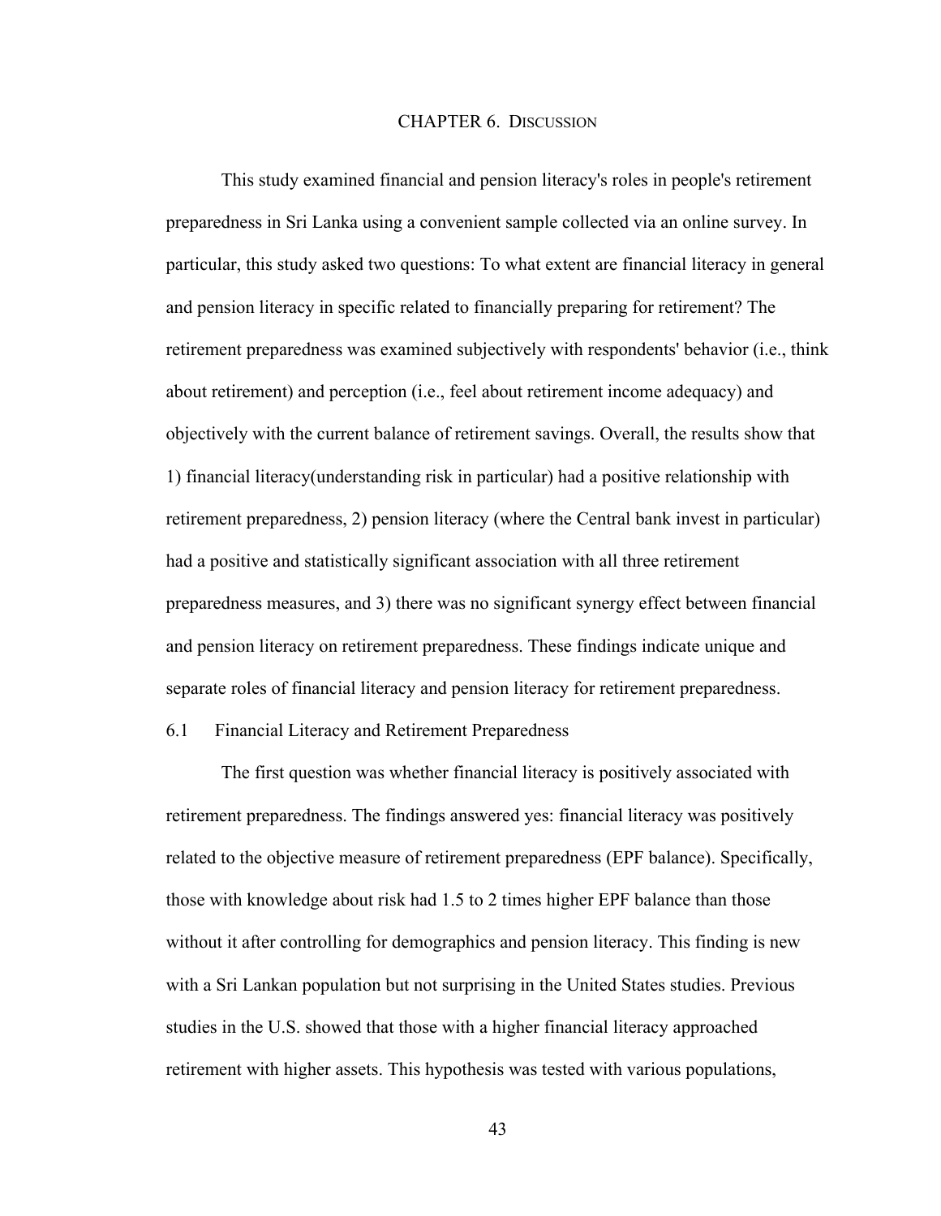# CHAPTER 6. DISCUSSION

This study examined financial and pension literacy's roles in people's retirement preparedness in Sri Lanka using a convenient sample collected via an online survey. In particular, this study asked two questions: To what extent are financial literacy in general and pension literacy in specific related to financially preparing for retirement? The retirement preparedness was examined subjectively with respondents' behavior (i.e., think about retirement) and perception (i.e., feel about retirement income adequacy) and objectively with the current balance of retirement savings. Overall, the results show that 1) financial literacy(understanding risk in particular) had a positive relationship with retirement preparedness, 2) pension literacy (where the Central bank invest in particular) had a positive and statistically significant association with all three retirement preparedness measures, and 3) there was no significant synergy effect between financial and pension literacy on retirement preparedness. These findings indicate unique and separate roles of financial literacy and pension literacy for retirement preparedness.

## 6.1 Financial Literacy and Retirement Preparedness

The first question was whether financial literacy is positively associated with retirement preparedness. The findings answered yes: financial literacy was positively related to the objective measure of retirement preparedness (EPF balance). Specifically, those with knowledge about risk had 1.5 to 2 times higher EPF balance than those without it after controlling for demographics and pension literacy. This finding is new with a Sri Lankan population but not surprising in the United States studies. Previous studies in the U.S. showed that those with a higher financial literacy approached retirement with higher assets. This hypothesis was tested with various populations,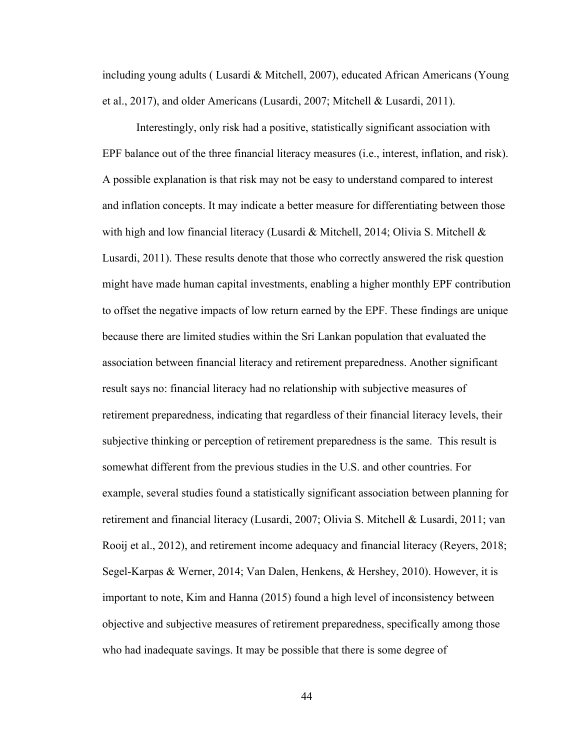including young adults ( Lusardi & Mitchell, 2007), educated African Americans (Young et al., 2017), and older Americans (Lusardi, 2007; Mitchell & Lusardi, 2011).

Interestingly, only risk had a positive, statistically significant association with EPF balance out of the three financial literacy measures (i.e., interest, inflation, and risk). A possible explanation is that risk may not be easy to understand compared to interest and inflation concepts. It may indicate a better measure for differentiating between those with high and low financial literacy (Lusardi & Mitchell, 2014; Olivia S. Mitchell & Lusardi, 2011). These results denote that those who correctly answered the risk question might have made human capital investments, enabling a higher monthly EPF contribution to offset the negative impacts of low return earned by the EPF. These findings are unique because there are limited studies within the Sri Lankan population that evaluated the association between financial literacy and retirement preparedness. Another significant result says no: financial literacy had no relationship with subjective measures of retirement preparedness, indicating that regardless of their financial literacy levels, their subjective thinking or perception of retirement preparedness is the same. This result is somewhat different from the previous studies in the U.S. and other countries. For example, several studies found a statistically significant association between planning for retirement and financial literacy (Lusardi, 2007; Olivia S. Mitchell & Lusardi, 2011; van Rooij et al., 2012), and retirement income adequacy and financial literacy (Reyers, 2018; Segel-Karpas & Werner, 2014; Van Dalen, Henkens, & Hershey, 2010). However, it is important to note, Kim and Hanna (2015) found a high level of inconsistency between objective and subjective measures of retirement preparedness, specifically among those who had inadequate savings. It may be possible that there is some degree of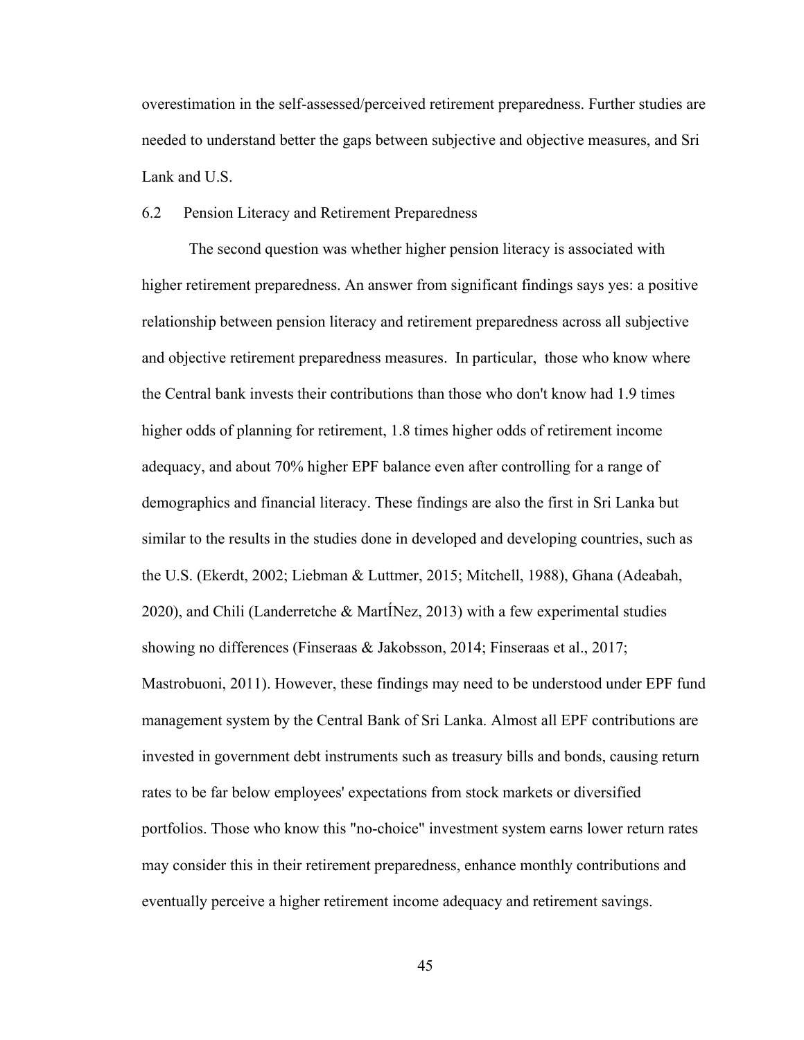overestimation in the self-assessed/perceived retirement preparedness. Further studies are needed to understand better the gaps between subjective and objective measures, and Sri Lank and U.S.

## 6.2 Pension Literacy and Retirement Preparedness

The second question was whether higher pension literacy is associated with higher retirement preparedness. An answer from significant findings says yes: a positive relationship between pension literacy and retirement preparedness across all subjective and objective retirement preparedness measures. In particular, those who know where the Central bank invests their contributions than those who don't know had 1.9 times higher odds of planning for retirement, 1.8 times higher odds of retirement income adequacy, and about 70% higher EPF balance even after controlling for a range of demographics and financial literacy. These findings are also the first in Sri Lanka but similar to the results in the studies done in developed and developing countries, such as the U.S. (Ekerdt, 2002; Liebman & Luttmer, 2015; Mitchell, 1988), Ghana (Adeabah, 2020), and Chili (Landerretche & MartÍNez, 2013) with a few experimental studies showing no differences (Finseraas & Jakobsson, 2014; Finseraas et al., 2017; Mastrobuoni, 2011). However, these findings may need to be understood under EPF fund management system by the Central Bank of Sri Lanka. Almost all EPF contributions are invested in government debt instruments such as treasury bills and bonds, causing return rates to be far below employees' expectations from stock markets or diversified portfolios. Those who know this "no-choice" investment system earns lower return rates may consider this in their retirement preparedness, enhance monthly contributions and eventually perceive a higher retirement income adequacy and retirement savings.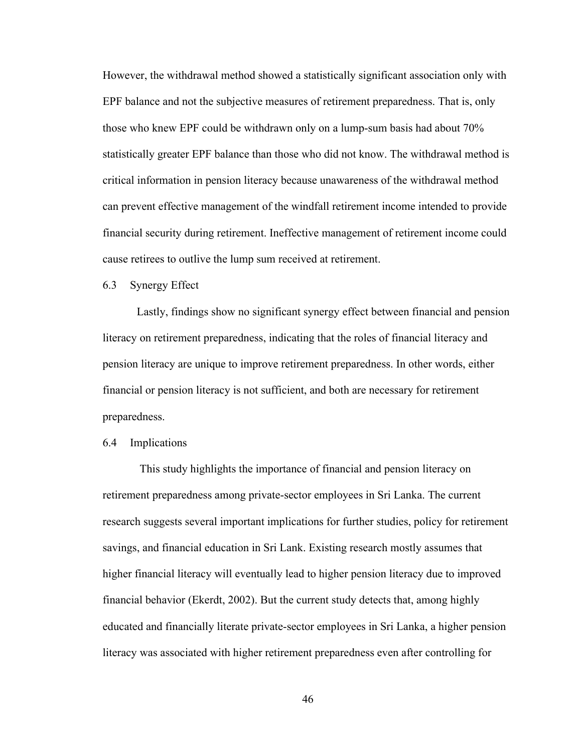However, the withdrawal method showed a statistically significant association only with EPF balance and not the subjective measures of retirement preparedness. That is, only those who knew EPF could be withdrawn only on a lump-sum basis had about 70% statistically greater EPF balance than those who did not know. The withdrawal method is critical information in pension literacy because unawareness of the withdrawal method can prevent effective management of the windfall retirement income intended to provide financial security during retirement. Ineffective management of retirement income could cause retirees to outlive the lump sum received at retirement.

## 6.3 Synergy Effect

Lastly, findings show no significant synergy effect between financial and pension literacy on retirement preparedness, indicating that the roles of financial literacy and pension literacy are unique to improve retirement preparedness. In other words, either financial or pension literacy is not sufficient, and both are necessary for retirement preparedness.

## 6.4 Implications

This study highlights the importance of financial and pension literacy on retirement preparedness among private-sector employees in Sri Lanka. The current research suggests several important implications for further studies, policy for retirement savings, and financial education in Sri Lank. Existing research mostly assumes that higher financial literacy will eventually lead to higher pension literacy due to improved financial behavior (Ekerdt, 2002). But the current study detects that, among highly educated and financially literate private-sector employees in Sri Lanka, a higher pension literacy was associated with higher retirement preparedness even after controlling for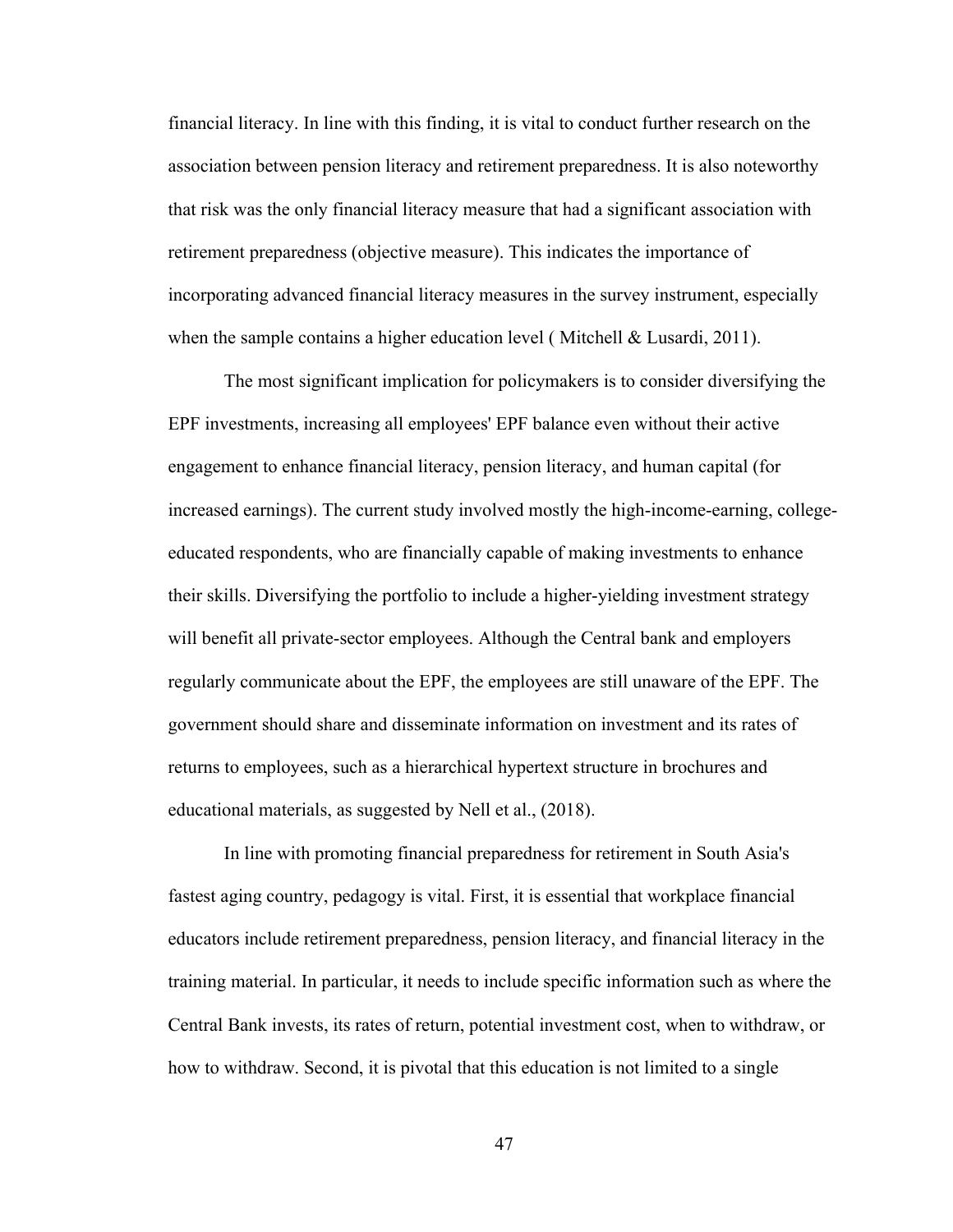financial literacy. In line with this finding, it is vital to conduct further research on the association between pension literacy and retirement preparedness. It is also noteworthy that risk was the only financial literacy measure that had a significant association with retirement preparedness (objective measure). This indicates the importance of incorporating advanced financial literacy measures in the survey instrument, especially when the sample contains a higher education level ( Mitchell & Lusardi, 2011).

The most significant implication for policymakers is to consider diversifying the EPF investments, increasing all employees' EPF balance even without their active engagement to enhance financial literacy, pension literacy, and human capital (for increased earnings). The current study involved mostly the high-income-earning, college-educated respondents, who are financially capable of making investments to enhance their skills. Diversifying the portfolio to include a higher-yielding investment strategy will benefit all private-sector employees. Although the Central bank and employers regularly communicate about the EPF, the employees are still unaware of the EPF. The government should share and disseminate information on investment and its rates of returns to employees, such as a hierarchical hypertext structure in brochures and educational materials, as suggested by Nell et al., (2018).

In line with promoting financial preparedness for retirement in South Asia's fastest aging country, pedagogy is vital. First, it is essential that workplace financial educators include retirement preparedness, pension literacy, and financial literacy in the training material. In particular, it needs to include specific information such as where the Central Bank invests, its rates of return, potential investment cost, when to withdraw, or how to withdraw. Second, it is pivotal that this education is not limited to a single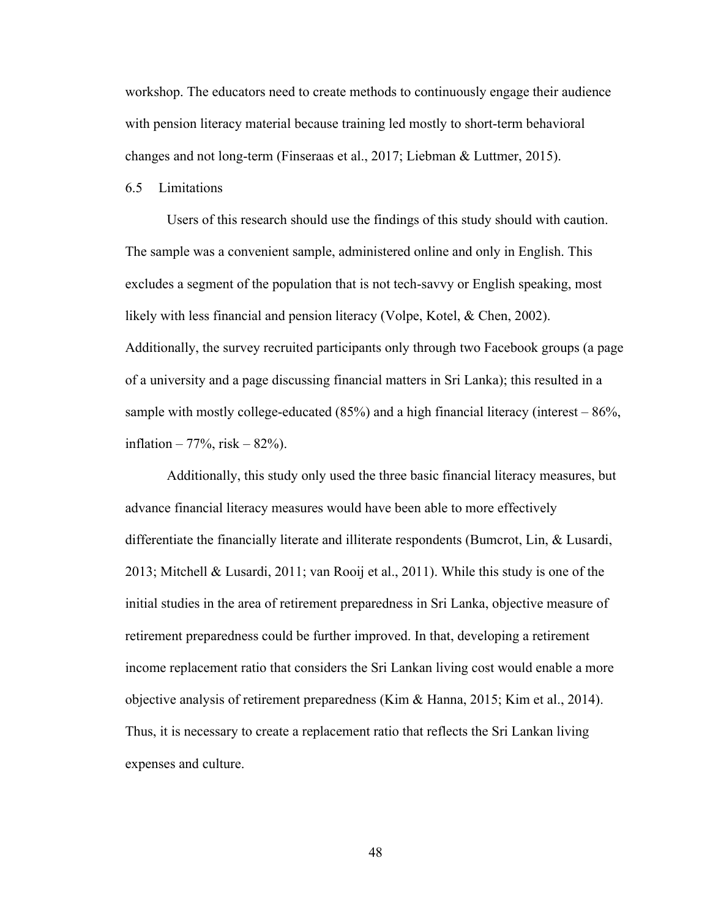workshop. The educators need to create methods to continuously engage their audience with pension literacy material because training led mostly to short-term behavioral changes and not long-term (Finseraas et al., 2017; Liebman & Luttmer, 2015).

## 6.5 Limitations

Users of this research should use the findings of this study should with caution. The sample was a convenient sample, administered online and only in English. This excludes a segment of the population that is not tech-savvy or English speaking, most likely with less financial and pension literacy (Volpe, Kotel, & Chen, 2002). Additionally, the survey recruited participants only through two Facebook groups (a page of a university and a page discussing financial matters in Sri Lanka); this resulted in a sample with mostly college-educated (85%) and a high financial literacy (interest – 86%, inflation – 77%, risk – 82%).

Additionally, this study only used the three basic financial literacy measures, but advance financial literacy measures would have been able to more effectively differentiate the financially literate and illiterate respondents (Bumcrot, Lin, & Lusardi, 2013; Mitchell & Lusardi, 2011; van Rooij et al., 2011). While this study is one of the initial studies in the area of retirement preparedness in Sri Lanka, objective measure of retirement preparedness could be further improved. In that, developing a retirement income replacement ratio that considers the Sri Lankan living cost would enable a more objective analysis of retirement preparedness (Kim & Hanna, 2015; Kim et al., 2014). Thus, it is necessary to create a replacement ratio that reflects the Sri Lankan living expenses and culture.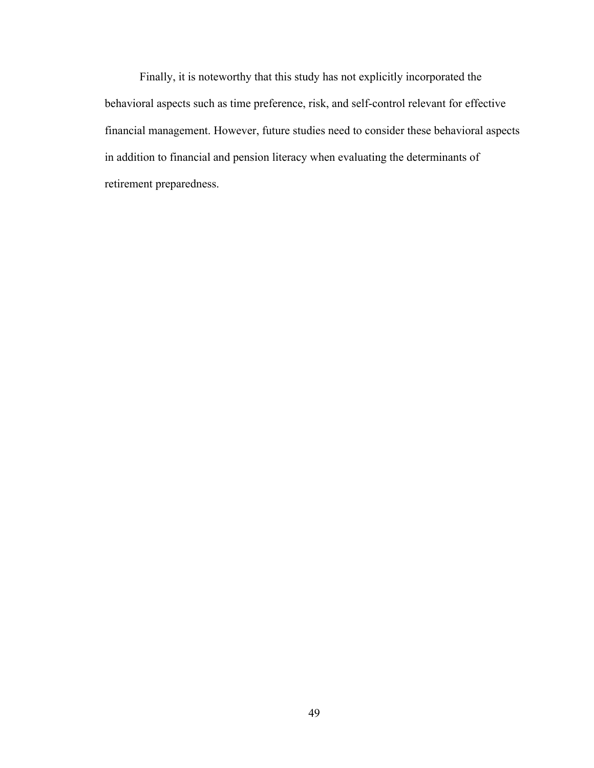Finally, it is noteworthy that this study has not explicitly incorporated the behavioral aspects such as time preference, risk, and self-control relevant for effective financial management. However, future studies need to consider these behavioral aspects in addition to financial and pension literacy when evaluating the determinants of retirement preparedness.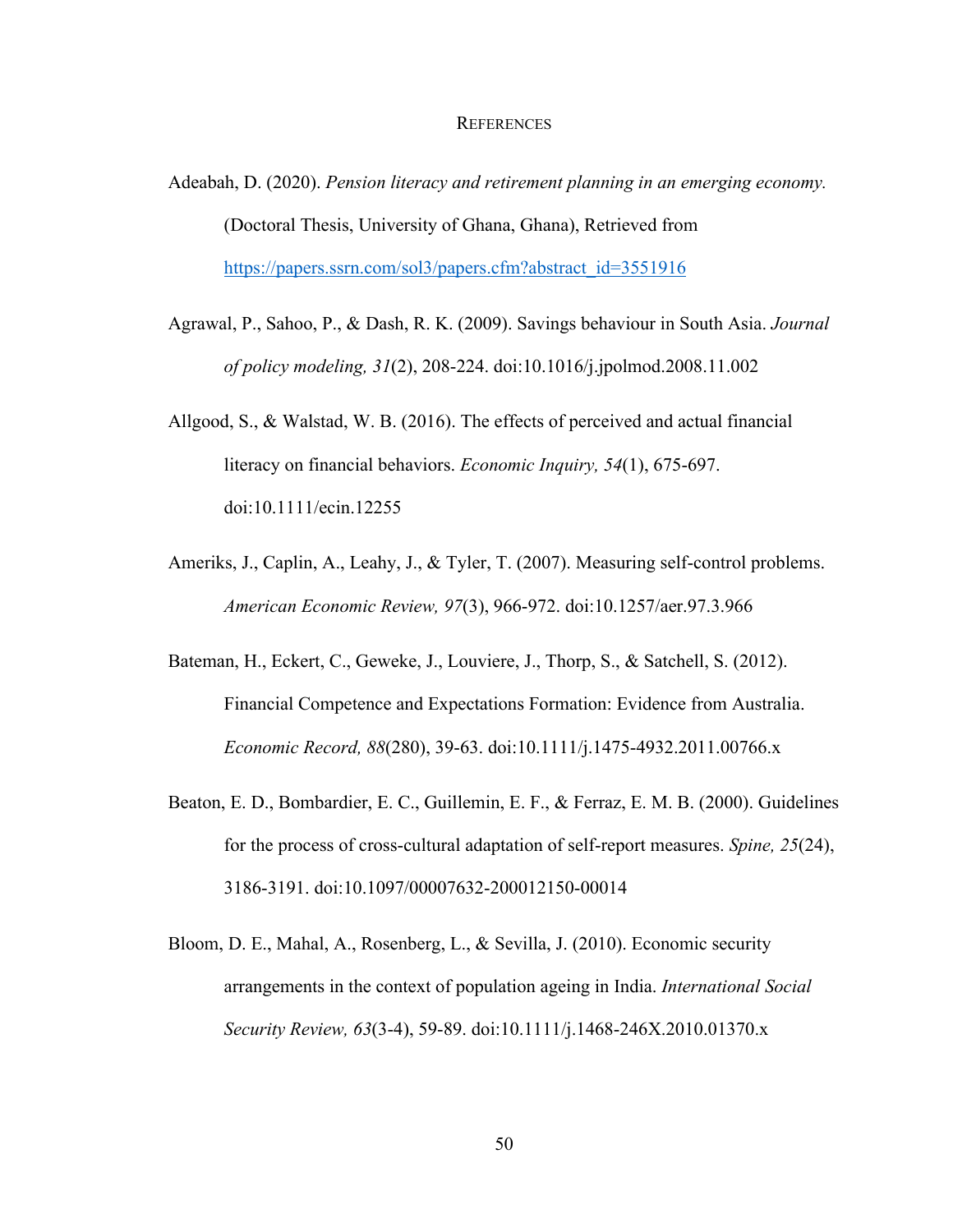# REFERENCES

Adeabah, D. (2020). *Pension literacy and retirement planning in an emerging economy.* (Doctoral Thesis, University of Ghana, Ghana), Retrieved from https://papers.ssrn.com/sol3/papers.cfm?abstract_id=3551916

Agrawal, P., Sahoo, P., & Dash, R. K. (2009). Savings behaviour in South Asia. *Journal of policy modeling, 31*(2), 208-224. doi:10.1016/j.jpolmod.2008.11.002

Allgood, S., & Walstad, W. B. (2016). The effects of perceived and actual financial literacy on financial behaviors. *Economic Inquiry, 54*(1), 675-697. doi:10.1111/ecin.12255

Ameriks, J., Caplin, A., Leahy, J., & Tyler, T. (2007). Measuring self-control problems. *American Economic Review, 97*(3), 966-972. doi:10.1257/aer.97.3.966

Bateman, H., Eckert, C., Geweke, J., Louviere, J., Thorp, S., & Satchell, S. (2012). Financial Competence and Expectations Formation: Evidence from Australia. *Economic Record, 88*(280), 39-63. doi:10.1111/j.1475-4932.2011.00766.x

Beaton, E. D., Bombardier, E. C., Guillemin, E. F., & Ferraz, E. M. B. (2000). Guidelines for the process of cross-cultural adaptation of self-report measures. *Spine, 25*(24), 3186-3191. doi:10.1097/00007632-200012150-00014

Bloom, D. E., Mahal, A., Rosenberg, L., & Sevilla, J. (2010). Economic security arrangements in the context of population ageing in India. *International Social Security Review, 63*(3-4), 59-89. doi:10.1111/j.1468-246X.2010.01370.x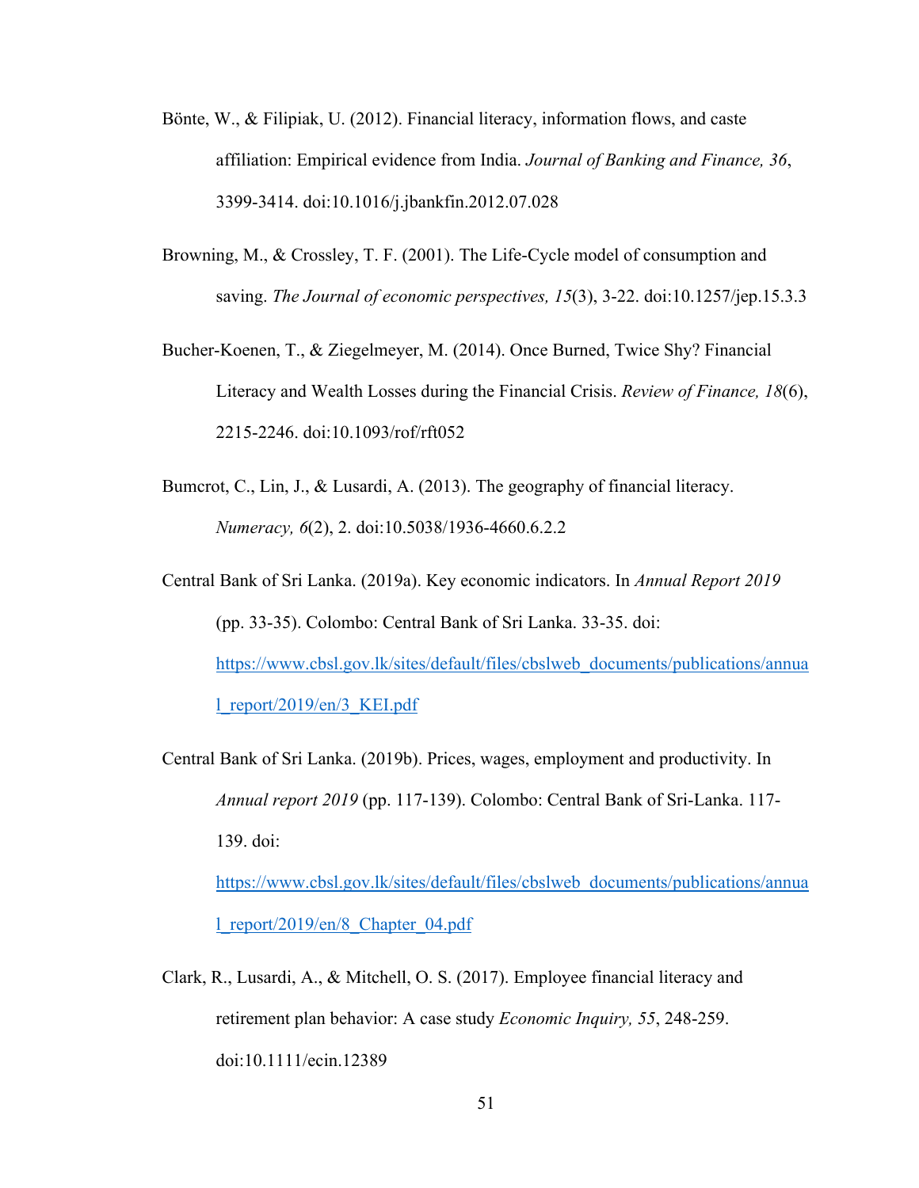Bönte, W., & Filipiak, U. (2012). Financial literacy, information flows, and caste affiliation: Empirical evidence from India. *Journal of Banking and Finance, 36*, 3399-3414. doi:10.1016/j.jbankfin.2012.07.028

Browning, M., & Crossley, T. F. (2001). The Life-Cycle model of consumption and saving. *The Journal of economic perspectives, 15*(3), 3-22. doi:10.1257/jep.15.3.3

Bucher-Koenen, T., & Ziegelmeyer, M. (2014). Once Burned, Twice Shy? Financial Literacy and Wealth Losses during the Financial Crisis. *Review of Finance, 18*(6), 2215-2246. doi:10.1093/rof/rft052

Bumcrot, C., Lin, J., & Lusardi, A. (2013). The geography of financial literacy. *Numeracy, 6*(2), 2. doi:10.5038/1936-4660.6.2.2

Central Bank of Sri Lanka. (2019a). Key economic indicators. In *Annual Report 2019* (pp. 33-35). Colombo: Central Bank of Sri Lanka. 33-35. doi: [https://www.cbsl.gov.lk/sites/default/files/cbslweb_documents/publications/annual_report/2019/en/3_KEI.pdf](https://www.cbsl.gov.lk/sites/default/files/cbslweb_documents/publications/annual_report/2019/en/3_KEI.pdf)

Central Bank of Sri Lanka. (2019b). Prices, wages, employment and productivity. In *Annual report 2019* (pp. 117-139). Colombo: Central Bank of Sri-Lanka. 117-139. doi: [https://www.cbsl.gov.lk/sites/default/files/cbslweb_documents/publications/annual_report/2019/en/8_Chapter_04.pdf](https://www.cbsl.gov.lk/sites/default/files/cbslweb_documents/publications/annual_report/2019/en/8_Chapter_04.pdf)

Clark, R., Lusardi, A., & Mitchell, O. S. (2017). Employee financial literacy and retirement plan behavior: A case study *Economic Inquiry, 55*, 248-259. doi:10.1111/ecin.12389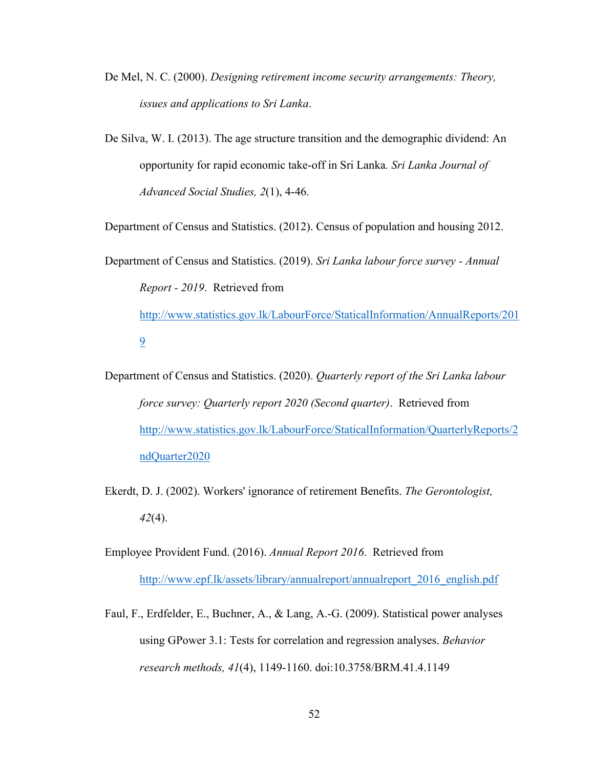De Mel, N. C. (2000). *Designing retirement income security arrangements: Theory, issues and applications to Sri Lanka*.

De Silva, W. I. (2013). The age structure transition and the demographic dividend: An opportunity for rapid economic take-off in Sri Lanka. *Sri Lanka Journal of Advanced Social Studies, 2*(1), 4-46.

Department of Census and Statistics. (2012). Census of population and housing 2012.

Department of Census and Statistics. (2019). *Sri Lanka labour force survey - Annual Report - 2019*. Retrieved from http://www.statistics.gov.lk/LabourForce/StaticalInformation/AnnualReports/2019

Department of Census and Statistics. (2020). *Quarterly report of the Sri Lanka labour force survey: Quarterly report 2020 (Second quarter)*. Retrieved from http://www.statistics.gov.lk/LabourForce/StaticalInformation/QuarterlyReports/2ndQuarter2020

Ekerdt, D. J. (2002). Workers' ignorance of retirement Benefits. *The Gerontologist, 42*(4).

Employee Provident Fund. (2016). *Annual Report 2016*. Retrieved from http://www.epf.lk/assets/library/annualreport/annualreport_2016_english.pdf

Faul, F., Erdfelder, E., Buchner, A., & Lang, A.-G. (2009). Statistical power analyses using GPower 3.1: Tests for correlation and regression analyses. *Behavior research methods, 41*(4), 1149-1160. doi:10.3758/BRM.41.4.1149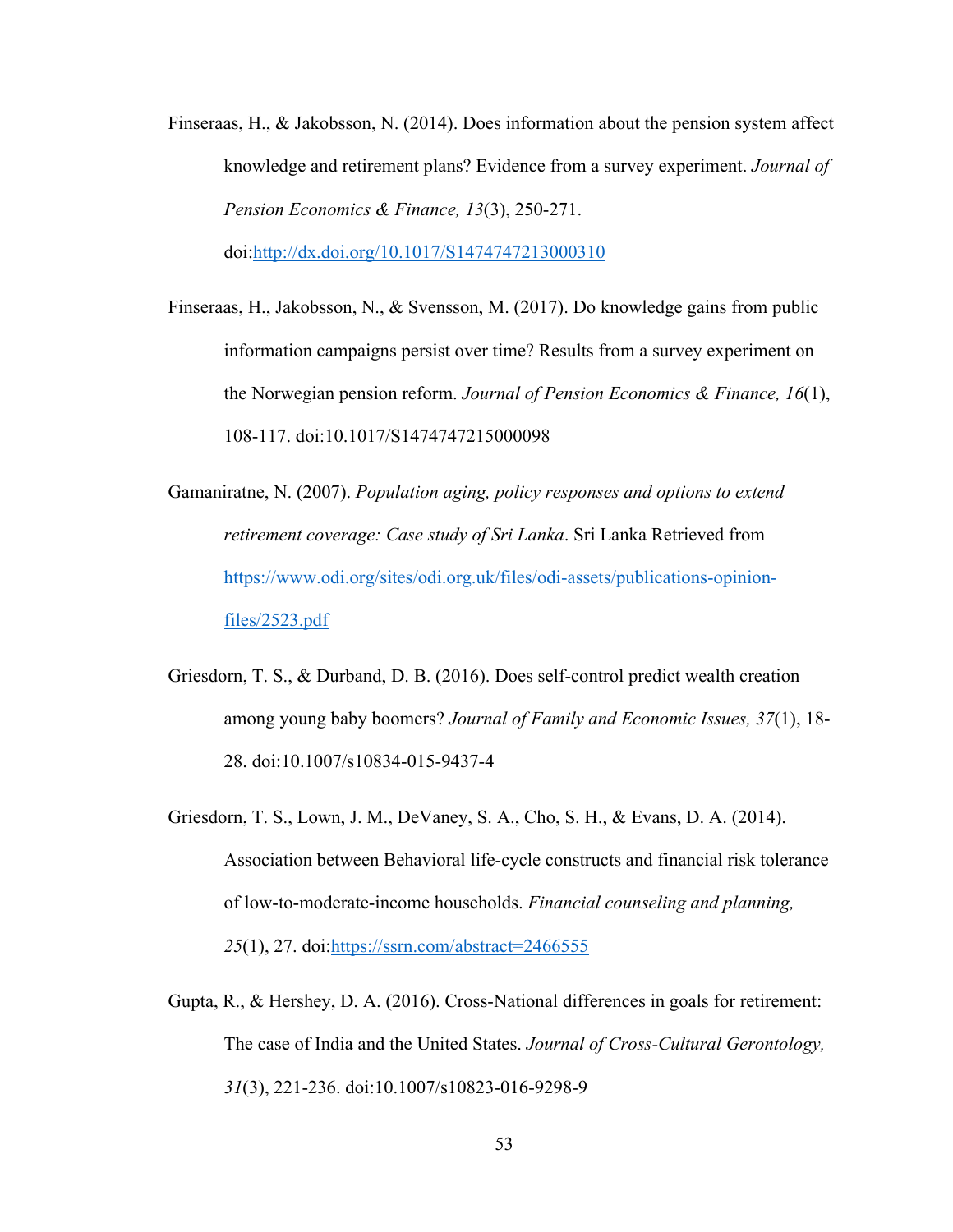Finseraas, H., & Jakobsson, N. (2014). Does information about the pension system affect knowledge and retirement plans? Evidence from a survey experiment. *Journal of Pension Economics & Finance, 13*(3), 250-271. doi:http://dx.doi.org/10.1017/S1474747213000310

Finseraas, H., Jakobsson, N., & Svensson, M. (2017). Do knowledge gains from public information campaigns persist over time? Results from a survey experiment on the Norwegian pension reform. *Journal of Pension Economics & Finance, 16*(1), 108-117. doi:10.1017/S1474747215000098

Gamaniratne, N. (2007). *Population aging, policy responses and options to extend retirement coverage: Case study of Sri Lanka*. Sri Lanka Retrieved from https://www.odi.org/sites/odi.org.uk/files/odi-assets/publications-opinion-files/2523.pdf

Griesdorn, T. S., & Durband, D. B. (2016). Does self-control predict wealth creation among young baby boomers? *Journal of Family and Economic Issues, 37*(1), 18-28. doi:10.1007/s10834-015-9437-4

Griesdorn, T. S., Lown, J. M., DeVaney, S. A., Cho, S. H., & Evans, D. A. (2014). Association between Behavioral life-cycle constructs and financial risk tolerance of low-to-moderate-income households. *Financial counseling and planning, 25*(1), 27. doi:https://ssrn.com/abstract=2466555

Gupta, R., & Hershey, D. A. (2016). Cross-National differences in goals for retirement: The case of India and the United States. *Journal of Cross-Cultural Gerontology, 31*(3), 221-236. doi:10.1007/s10823-016-9298-9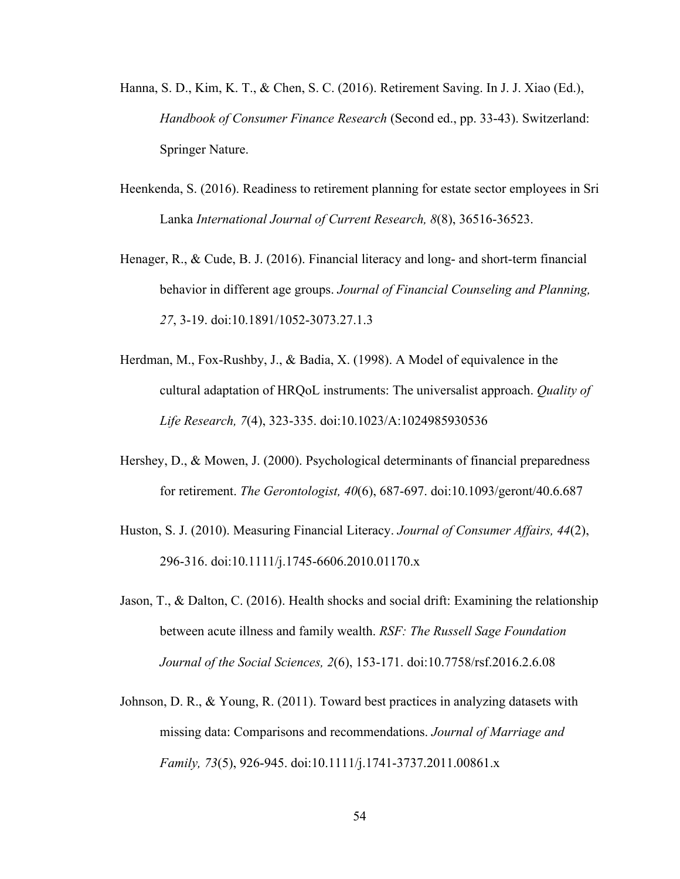Hanna, S. D., Kim, K. T., & Chen, S. C. (2016). Retirement Saving. In J. J. Xiao (Ed.), *Handbook of Consumer Finance Research* (Second ed., pp. 33-43). Switzerland: Springer Nature.

Heenkenda, S. (2016). Readiness to retirement planning for estate sector employees in Sri Lanka *International Journal of Current Research, 8*(8), 36516-36523.

Henager, R., & Cude, B. J. (2016). Financial literacy and long- and short-term financial behavior in different age groups. *Journal of Financial Counseling and Planning, 27*, 3-19. doi:10.1891/1052-3073.27.1.3

Herdman, M., Fox-Rushby, J., & Badia, X. (1998). A Model of equivalence in the cultural adaptation of HRQoL instruments: The universalist approach. *Quality of Life Research, 7*(4), 323-335. doi:10.1023/A:1024985930536

Hershey, D., & Mowen, J. (2000). Psychological determinants of financial preparedness for retirement. *The Gerontologist, 40*(6), 687-697. doi:10.1093/geront/40.6.687

Huston, S. J. (2010). Measuring Financial Literacy. *Journal of Consumer Affairs, 44*(2), 296-316. doi:10.1111/j.1745-6606.2010.01170.x

Jason, T., & Dalton, C. (2016). Health shocks and social drift: Examining the relationship between acute illness and family wealth. *RSF: The Russell Sage Foundation Journal of the Social Sciences, 2*(6), 153-171. doi:10.7758/rsf.2016.2.6.08

Johnson, D. R., & Young, R. (2011). Toward best practices in analyzing datasets with missing data: Comparisons and recommendations. *Journal of Marriage and Family, 73*(5), 926-945. doi:10.1111/j.1741-3737.2011.00861.x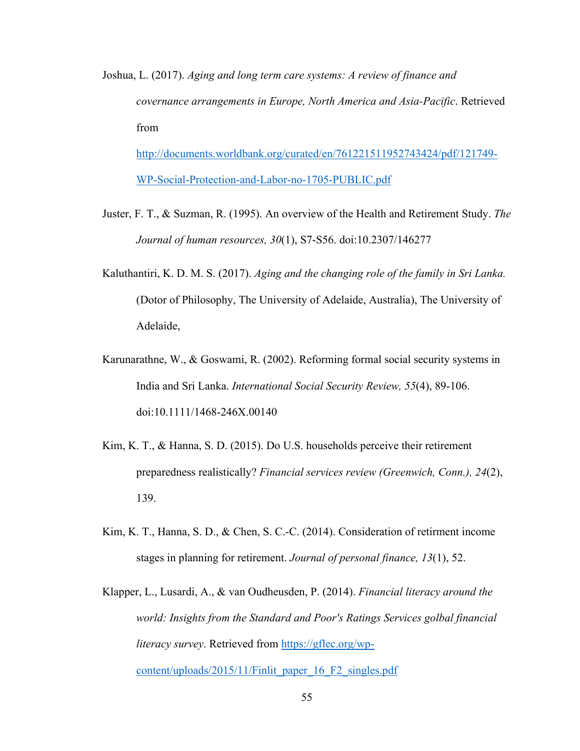Joshua, L. (2017). *Aging and long term care systems: A review of finance and covernance arrangements in Europe, North America and Asia-Pacific*. Retrieved from http://documents.worldbank.org/curated/en/761221511952743424/pdf/121749-WP-Social-Protection-and-Labor-no-1705-PUBLIC.pdf

Juster, F. T., & Suzman, R. (1995). An overview of the Health and Retirement Study. *The Journal of human resources, 30*(1), S7-S56. doi:10.2307/146277

Kaluthantiri, K. D. M. S. (2017). *Aging and the changing role of the family in Sri Lanka.* (Dotor of Philosophy, The University of Adelaide, Australia), The University of Adelaide,

Karunarathne, W., & Goswami, R. (2002). Reforming formal social security systems in India and Sri Lanka. *International Social Security Review, 55*(4), 89-106. doi:10.1111/1468-246X.00140

Kim, K. T., & Hanna, S. D. (2015). Do U.S. households perceive their retirement preparedness realistically? *Financial services review (Greenwich, Conn.), 24*(2), 139.

Kim, K. T., Hanna, S. D., & Chen, S. C.-C. (2014). Consideration of retirment income stages in planning for retirement. *Journal of personal finance, 13*(1), 52.

Klapper, L., Lusardi, A., & van Oudheusden, P. (2014). *Financial literacy around the world: Insights from the Standard and Poor's Ratings Services golbal financial literacy survey*. Retrieved from https://gflec.org/wp-content/uploads/2015/11/Finlit_paper_16_F2_singles.pdf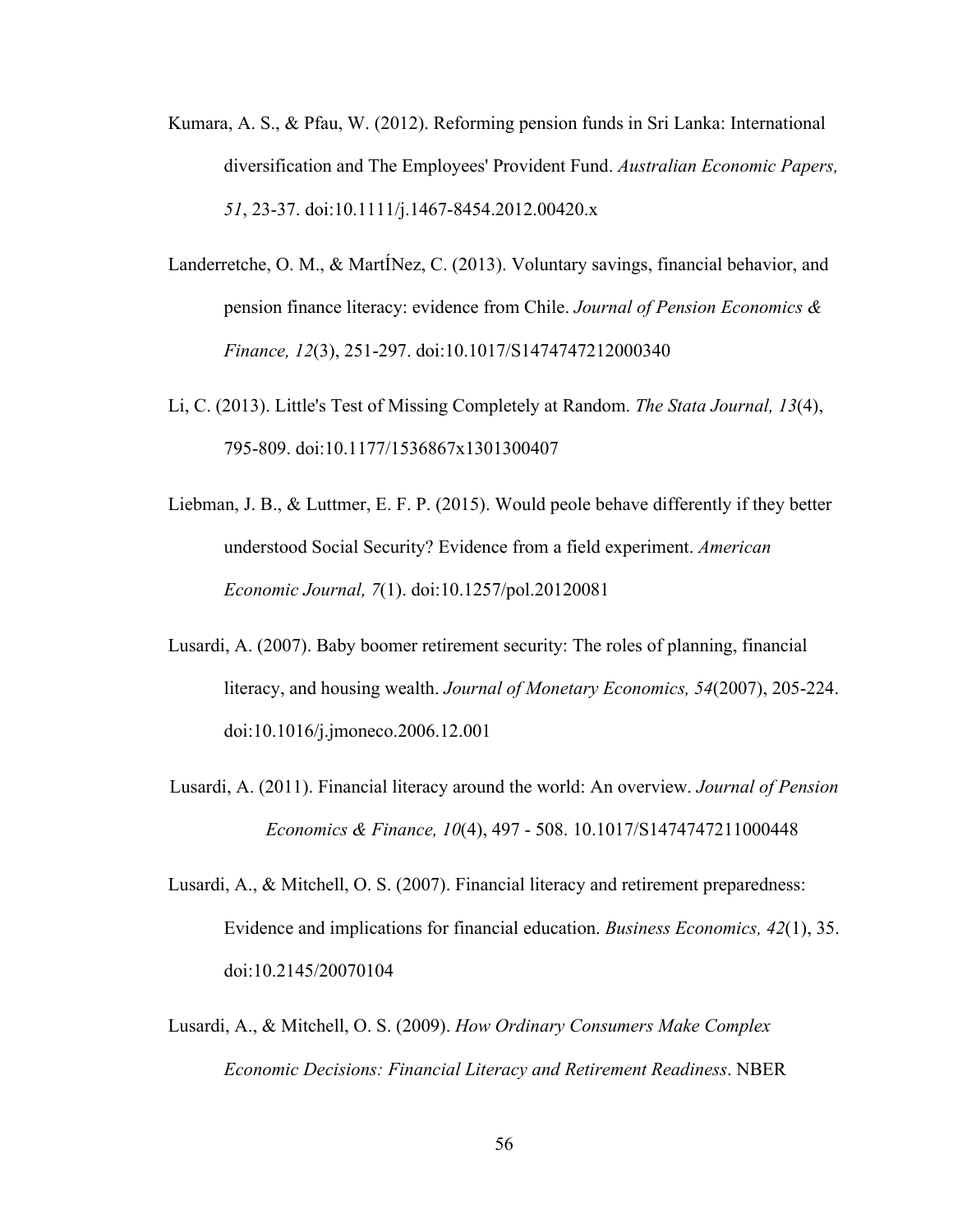Kumara, A. S., & Pfau, W. (2012). Reforming pension funds in Sri Lanka: International diversification and The Employees' Provident Fund. *Australian Economic Papers, 51*, 23-37. doi:10.1111/j.1467-8454.2012.00420.x

Landerretche, O. M., & MartÍNez, C. (2013). Voluntary savings, financial behavior, and pension finance literacy: evidence from Chile. *Journal of Pension Economics & Finance, 12*(3), 251-297. doi:10.1017/S1474747212000340

Li, C. (2013). Little's Test of Missing Completely at Random. *The Stata Journal, 13*(4), 795-809. doi:10.1177/1536867x1301300407

Liebman, J. B., & Luttmer, E. F. P. (2015). Would peole behave differently if they better understood Social Security? Evidence from a field experiment. *American Economic Journal, 7*(1). doi:10.1257/pol.20120081

Lusardi, A. (2007). Baby boomer retirement security: The roles of planning, financial literacy, and housing wealth. *Journal of Monetary Economics, 54*(2007), 205-224. doi:10.1016/j.jmoneco.2006.12.001

Lusardi, A. (2011). Financial literacy around the world: An overview. *Journal of Pension Economics & Finance, 10*(4), 497 - 508. 10.1017/S1474747211000448

Lusardi, A., & Mitchell, O. S. (2007). Financial literacy and retirement preparedness: Evidence and implications for financial education. *Business Economics, 42*(1), 35. doi:10.2145/20070104

Lusardi, A., & Mitchell, O. S. (2009). *How Ordinary Consumers Make Complex Economic Decisions: Financial Literacy and Retirement Readiness*. NBER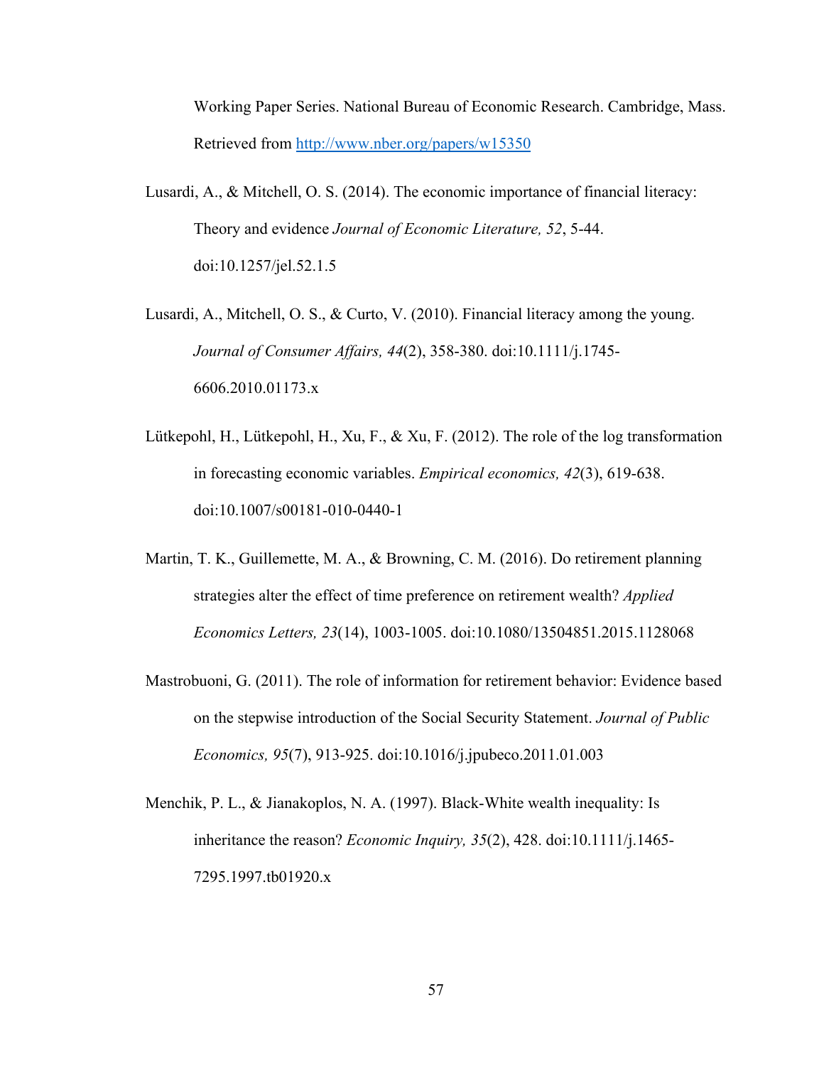Working Paper Series. National Bureau of Economic Research. Cambridge, Mass. Retrieved from http://www.nber.org/papers/w15350

Lusardi, A., & Mitchell, O. S. (2014). The economic importance of financial literacy: Theory and evidence *Journal of Economic Literature, 52*, 5-44. doi:10.1257/jel.52.1.5

Lusardi, A., Mitchell, O. S., & Curto, V. (2010). Financial literacy among the young. *Journal of Consumer Affairs, 44*(2), 358-380. doi:10.1111/j.1745-6606.2010.01173.x

Lütkepohl, H., Lütkepohl, H., Xu, F., & Xu, F. (2012). The role of the log transformation in forecasting economic variables. *Empirical economics, 42*(3), 619-638. doi:10.1007/s00181-010-0440-1

Martin, T. K., Guillemette, M. A., & Browning, C. M. (2016). Do retirement planning strategies alter the effect of time preference on retirement wealth? *Applied Economics Letters, 23*(14), 1003-1005. doi:10.1080/13504851.2015.1128068

Mastrobuoni, G. (2011). The role of information for retirement behavior: Evidence based on the stepwise introduction of the Social Security Statement. *Journal of Public Economics, 95*(7), 913-925. doi:10.1016/j.jpubeco.2011.01.003

Menchik, P. L., & Jianakoplos, N. A. (1997). Black-White wealth inequality: Is inheritance the reason? *Economic Inquiry, 35*(2), 428. doi:10.1111/j.1465-7295.1997.tb01920.x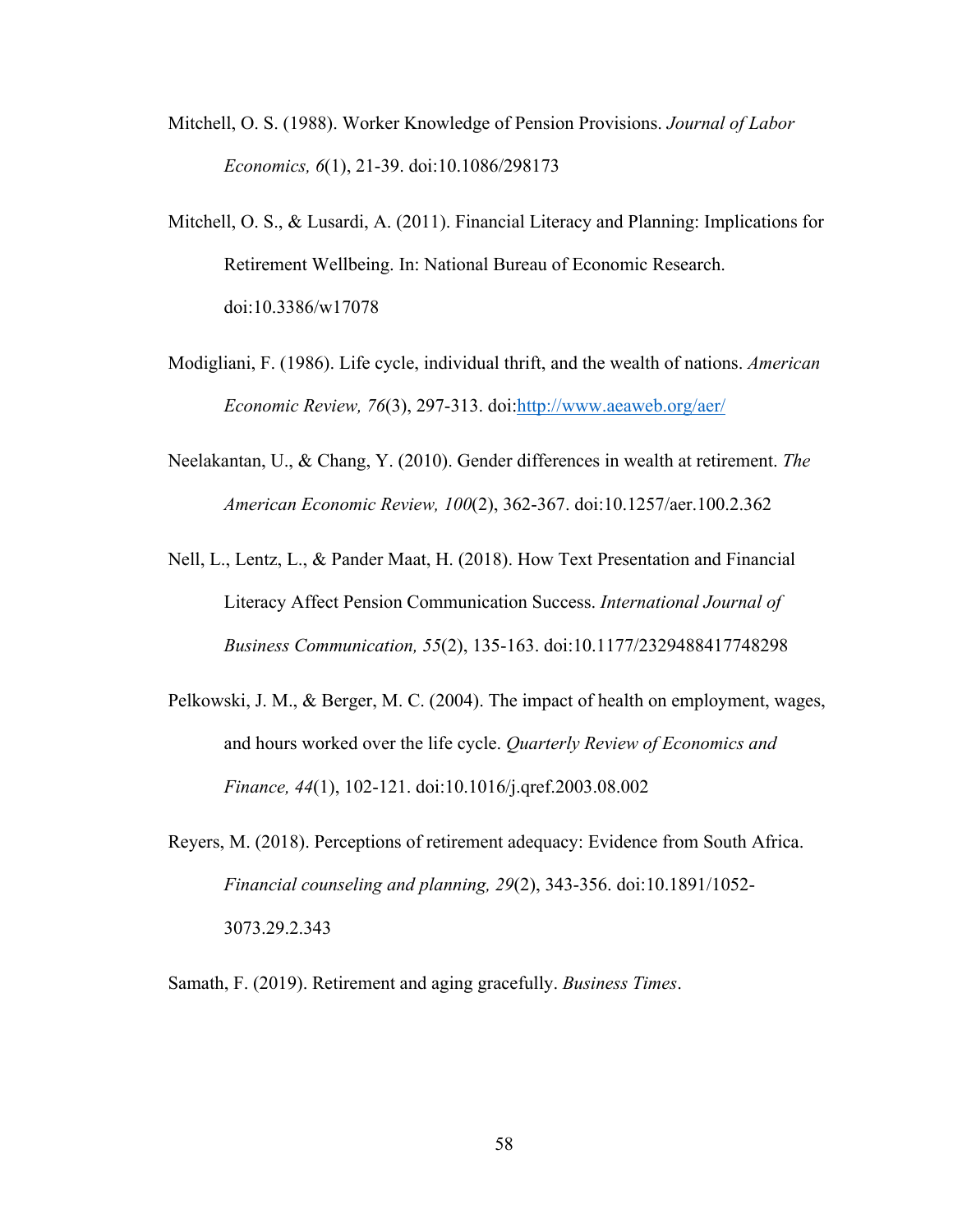Mitchell, O. S. (1988). Worker Knowledge of Pension Provisions. *Journal of Labor Economics, 6*(1), 21-39. doi:10.1086/298173

Mitchell, O. S., & Lusardi, A. (2011). Financial Literacy and Planning: Implications for Retirement Wellbeing. In: National Bureau of Economic Research. doi:10.3386/w17078

Modigliani, F. (1986). Life cycle, individual thrift, and the wealth of nations. *American Economic Review, 76*(3), 297-313. doi:http://www.aeaweb.org/aer/

Neelakantan, U., & Chang, Y. (2010). Gender differences in wealth at retirement. *The American Economic Review, 100*(2), 362-367. doi:10.1257/aer.100.2.362

Nell, L., Lentz, L., & Pander Maat, H. (2018). How Text Presentation and Financial Literacy Affect Pension Communication Success. *International Journal of Business Communication, 55*(2), 135-163. doi:10.1177/2329488417748298

Pelkowski, J. M., & Berger, M. C. (2004). The impact of health on employment, wages, and hours worked over the life cycle. *Quarterly Review of Economics and Finance, 44*(1), 102-121. doi:10.1016/j.qref.2003.08.002

Reyers, M. (2018). Perceptions of retirement adequacy: Evidence from South Africa. *Financial counseling and planning, 29*(2), 343-356. doi:10.1891/1052-3073.29.2.343

Samath, F. (2019). Retirement and aging gracefully. *Business Times*.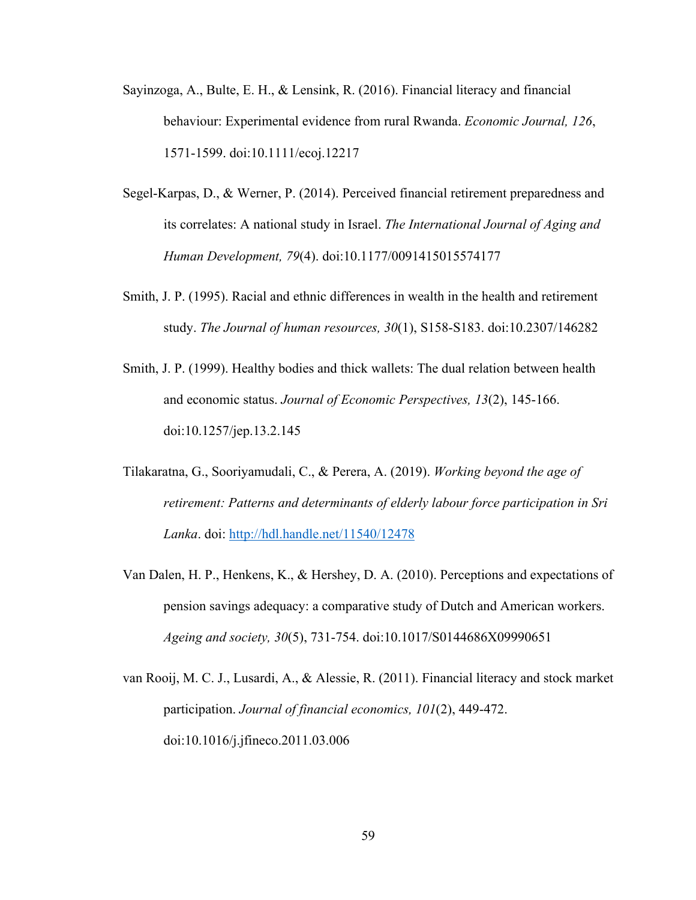Sayinzoga, A., Bulte, E. H., & Lensink, R. (2016). Financial literacy and financial behaviour: Experimental evidence from rural Rwanda. *Economic Journal, 126*, 1571-1599. doi:10.1111/ecoj.12217

Segel-Karpas, D., & Werner, P. (2014). Perceived financial retirement preparedness and its correlates: A national study in Israel. *The International Journal of Aging and Human Development, 79*(4). doi:10.1177/0091415015574177

Smith, J. P. (1995). Racial and ethnic differences in wealth in the health and retirement study. *The Journal of human resources, 30*(1), S158-S183. doi:10.2307/146282

Smith, J. P. (1999). Healthy bodies and thick wallets: The dual relation between health and economic status. *Journal of Economic Perspectives, 13*(2), 145-166. doi:10.1257/jep.13.2.145

Tilakaratna, G., Sooriyamudali, C., & Perera, A. (2019). *Working beyond the age of retirement: Patterns and determinants of elderly labour force participation in Sri Lanka*. doi: http://hdl.handle.net/11540/12478

Van Dalen, H. P., Henkens, K., & Hershey, D. A. (2010). Perceptions and expectations of pension savings adequacy: a comparative study of Dutch and American workers. *Ageing and society, 30*(5), 731-754. doi:10.1017/S0144686X09990651

van Rooij, M. C. J., Lusardi, A., & Alessie, R. (2011). Financial literacy and stock market participation. *Journal of financial economics, 101*(2), 449-472. doi:10.1016/j.jfineco.2011.03.006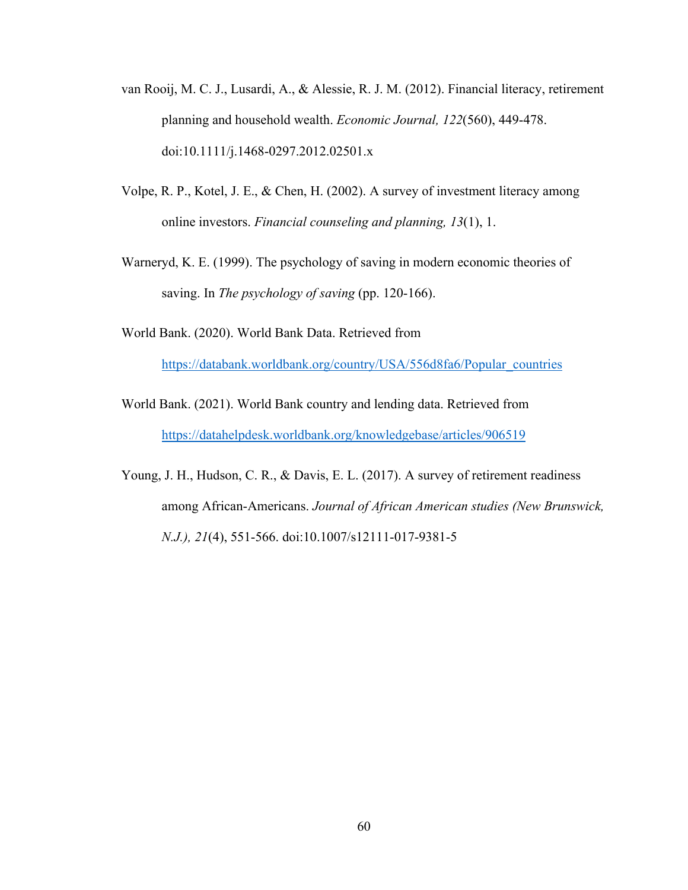van Rooij, M. C. J., Lusardi, A., & Alessie, R. J. M. (2012). Financial literacy, retirement planning and household wealth. *Economic Journal, 122*(560), 449-478. doi:10.1111/j.1468-0297.2012.02501.x

Volpe, R. P., Kotel, J. E., & Chen, H. (2002). A survey of investment literacy among online investors. *Financial counseling and planning, 13*(1), 1.

Warneryd, K. E. (1999). The psychology of saving in modern economic theories of saving. In *The psychology of saving* (pp. 120-166).

World Bank. (2020). World Bank Data. Retrieved from https://databank.worldbank.org/country/USA/556d8fa6/Popular_countries

World Bank. (2021). World Bank country and lending data. Retrieved from https://datahelpdesk.worldbank.org/knowledgebase/articles/906519

Young, J. H., Hudson, C. R., & Davis, E. L. (2017). A survey of retirement readiness among African-Americans. *Journal of African American studies (New Brunswick, N.J.), 21*(4), 551-566. doi:10.1007/s12111-017-9381-5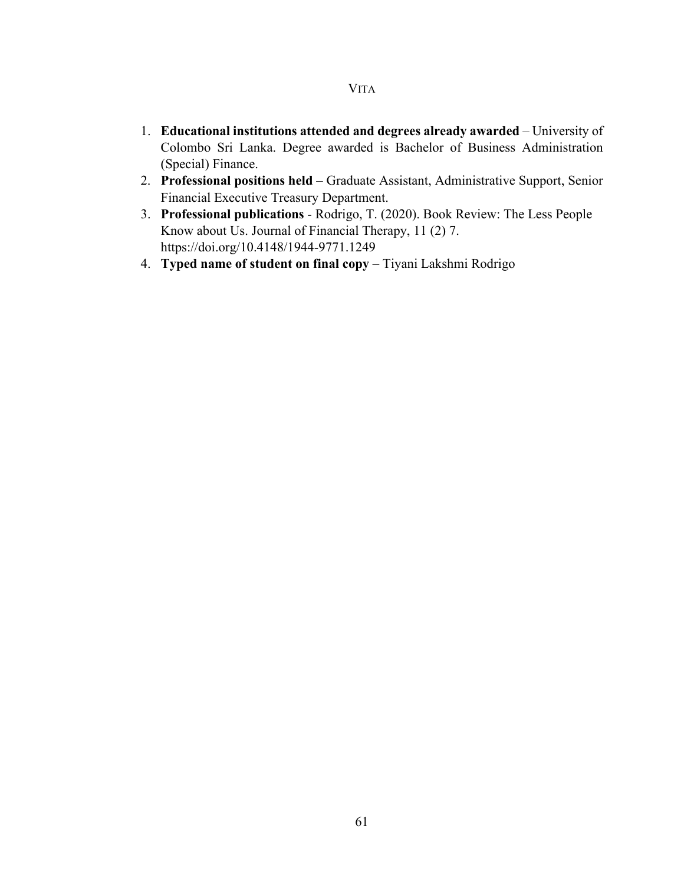# VITA

1. **Educational institutions attended and degrees already awarded** – University of Colombo Sri Lanka. Degree awarded is Bachelor of Business Administration (Special) Finance.
2. **Professional positions held** – Graduate Assistant, Administrative Support, Senior Financial Executive Treasury Department.
3. **Professional publications** - Rodrigo, T. (2020). Book Review: The Less People Know about Us. Journal of Financial Therapy, 11 (2) 7. https://doi.org/10.4148/1944-9771.1249
4. **Typed name of student on final copy** – Tiyani Lakshmi Rodrigo